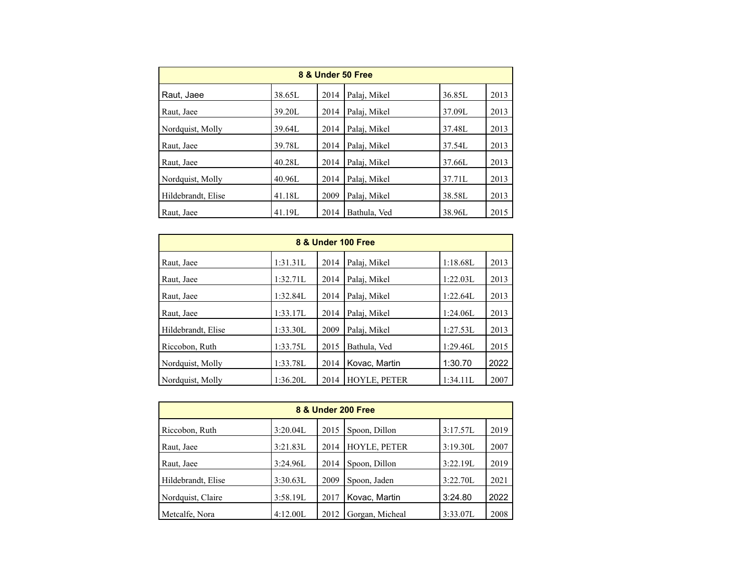| 8 & Under 50 Free | | | | | |
|---|---|---|---|---|---|
| Raut, Jaee | 38.65L | 2014 | Palaj, Mikel | 36.85L | 2013 |
| Raut, Jaee | 39.20L | 2014 | Palaj, Mikel | 37.09L | 2013 |
| Nordquist, Molly | 39.64L | 2014 | Palaj, Mikel | 37.48L | 2013 |
| Raut, Jaee | 39.78L | 2014 | Palaj, Mikel | 37.54L | 2013 |
| Raut, Jaee | 40.28L | 2014 | Palaj, Mikel | 37.66L | 2013 |
| Nordquist, Molly | 40.96L | 2014 | Palaj, Mikel | 37.71L | 2013 |
| Hildebrandt, Elise | 41.18L | 2009 | Palaj, Mikel | 38.58L | 2013 |
| Raut, Jaee | 41.19L | 2014 | Bathula, Ved | 38.96L | 2015 |

| 8 & Under 100 Free | | | | | |
|---|---|---|---|---|---|
| Raut, Jaee | 1:31.31L | 2014 | Palaj, Mikel | 1:18.68L | 2013 |
| Raut, Jaee | 1:32.71L | 2014 | Palaj, Mikel | 1:22.03L | 2013 |
| Raut, Jaee | 1:32.84L | 2014 | Palaj, Mikel | 1:22.64L | 2013 |
| Raut, Jaee | 1:33.17L | 2014 | Palaj, Mikel | 1:24.06L | 2013 |
| Hildebrandt, Elise | 1:33.30L | 2009 | Palaj, Mikel | 1:27.53L | 2013 |
| Riccobon, Ruth | 1:33.75L | 2015 | Bathula, Ved | 1:29.46L | 2015 |
| Nordquist, Molly | 1:33.78L | 2014 | Kovac, Martin | 1:30.70 | 2022 |
| Nordquist, Molly | 1:36.20L | 2014 | HOYLE, PETER | 1:34.11L | 2007 |

| 8 & Under 200 Free | | | | | |
|---|---|---|---|---|---|
| Riccobon, Ruth | 3:20.04L | 2015 | Spoon, Dillon | 3:17.57L | 2019 |
| Raut, Jaee | 3:21.83L | 2014 | HOYLE, PETER | 3:19.30L | 2007 |
| Raut, Jaee | 3:24.96L | 2014 | Spoon, Dillon | 3:22.19L | 2019 |
| Hildebrandt, Elise | 3:30.63L | 2009 | Spoon, Jaden | 3:22.70L | 2021 |
| Nordquist, Claire | 3:58.19L | 2017 | Kovac, Martin | 3:24.80 | 2022 |
| Metcalfe, Nora | 4:12.00L | 2012 | Gorgan, Micheal | 3:33.07L | 2008 |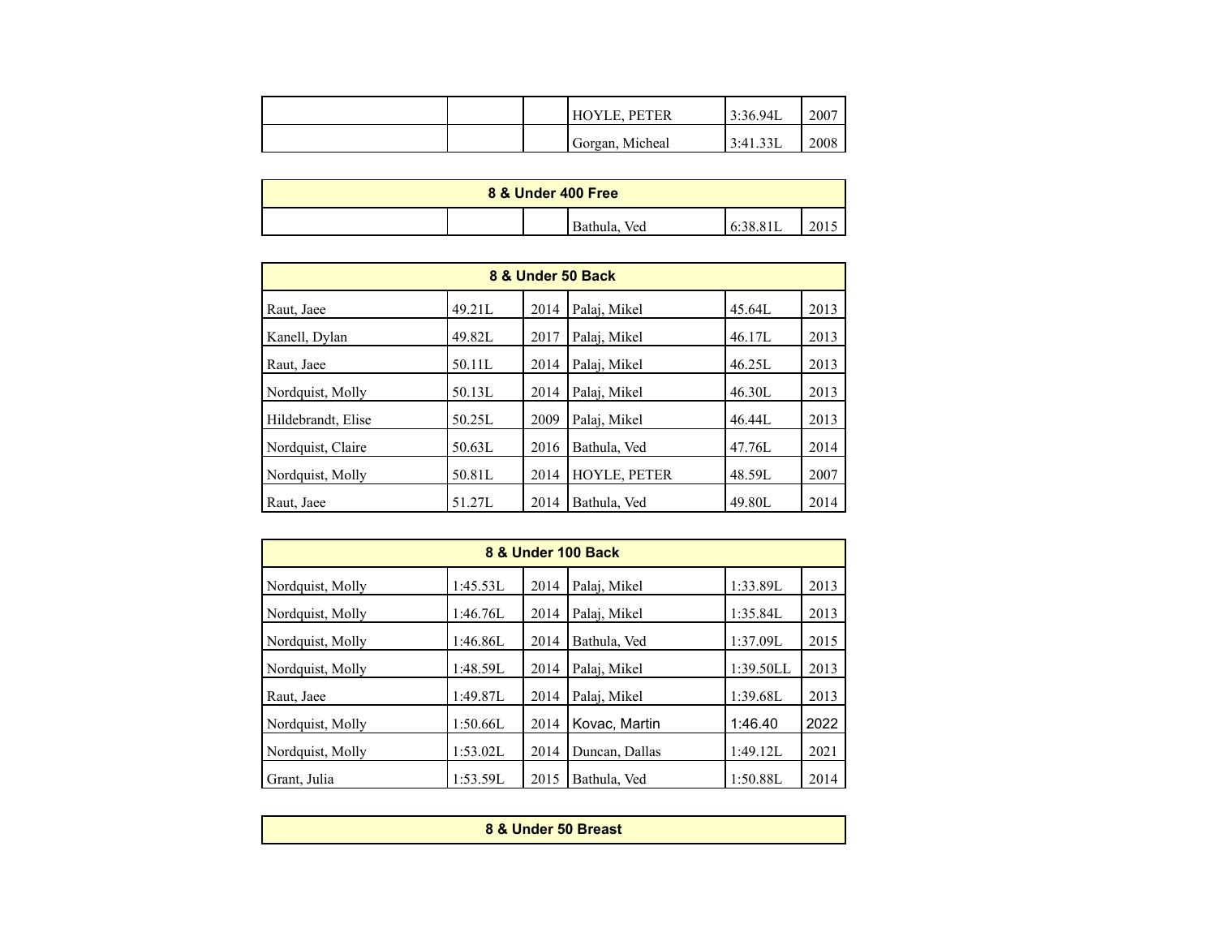| | | | | | |
|---|---|---|---|---|---|
| | | | HOYLE, PETER | 3:36.94L | 2007 |
| | | | Gorgan, Micheal | 3:41.33L | 2008 |

| 8 & Under 400 Free | | | | | |
|---|---|---|---|---|---|
| | | | Bathula, Ved | 6:38.81L | 2015 |

| 8 & Under 50 Back | | | | | |
|---|---|---|---|---|---|
| Raut, Jaee | 49.21L | 2014 | Palaj, Mikel | 45.64L | 2013 |
| Kanell, Dylan | 49.82L | 2017 | Palaj, Mikel | 46.17L | 2013 |
| Raut, Jaee | 50.11L | 2014 | Palaj, Mikel | 46.25L | 2013 |
| Nordquist, Molly | 50.13L | 2014 | Palaj, Mikel | 46.30L | 2013 |
| Hildebrandt, Elise | 50.25L | 2009 | Palaj, Mikel | 46.44L | 2013 |
| Nordquist, Claire | 50.63L | 2016 | Bathula, Ved | 47.76L | 2014 |
| Nordquist, Molly | 50.81L | 2014 | HOYLE, PETER | 48.59L | 2007 |
| Raut, Jaee | 51.27L | 2014 | Bathula, Ved | 49.80L | 2014 |

| 8 & Under 100 Back | | | | | |
|---|---|---|---|---|---|
| Nordquist, Molly | 1:45.53L | 2014 | Palaj, Mikel | 1:33.89L | 2013 |
| Nordquist, Molly | 1:46.76L | 2014 | Palaj, Mikel | 1:35.84L | 2013 |
| Nordquist, Molly | 1:46.86L | 2014 | Bathula, Ved | 1:37.09L | 2015 |
| Nordquist, Molly | 1:48.59L | 2014 | Palaj, Mikel | 1:39.50LL | 2013 |
| Raut, Jaee | 1:49.87L | 2014 | Palaj, Mikel | 1:39.68L | 2013 |
| Nordquist, Molly | 1:50.66L | 2014 | Kovac, Martin | 1:46.40 | 2022 |
| Nordquist, Molly | 1:53.02L | 2014 | Duncan, Dallas | 1:49.12L | 2021 |
| Grant, Julia | 1:53.59L | 2015 | Bathula, Ved | 1:50.88L | 2014 |

| 8 & Under 50 Breast |
|---|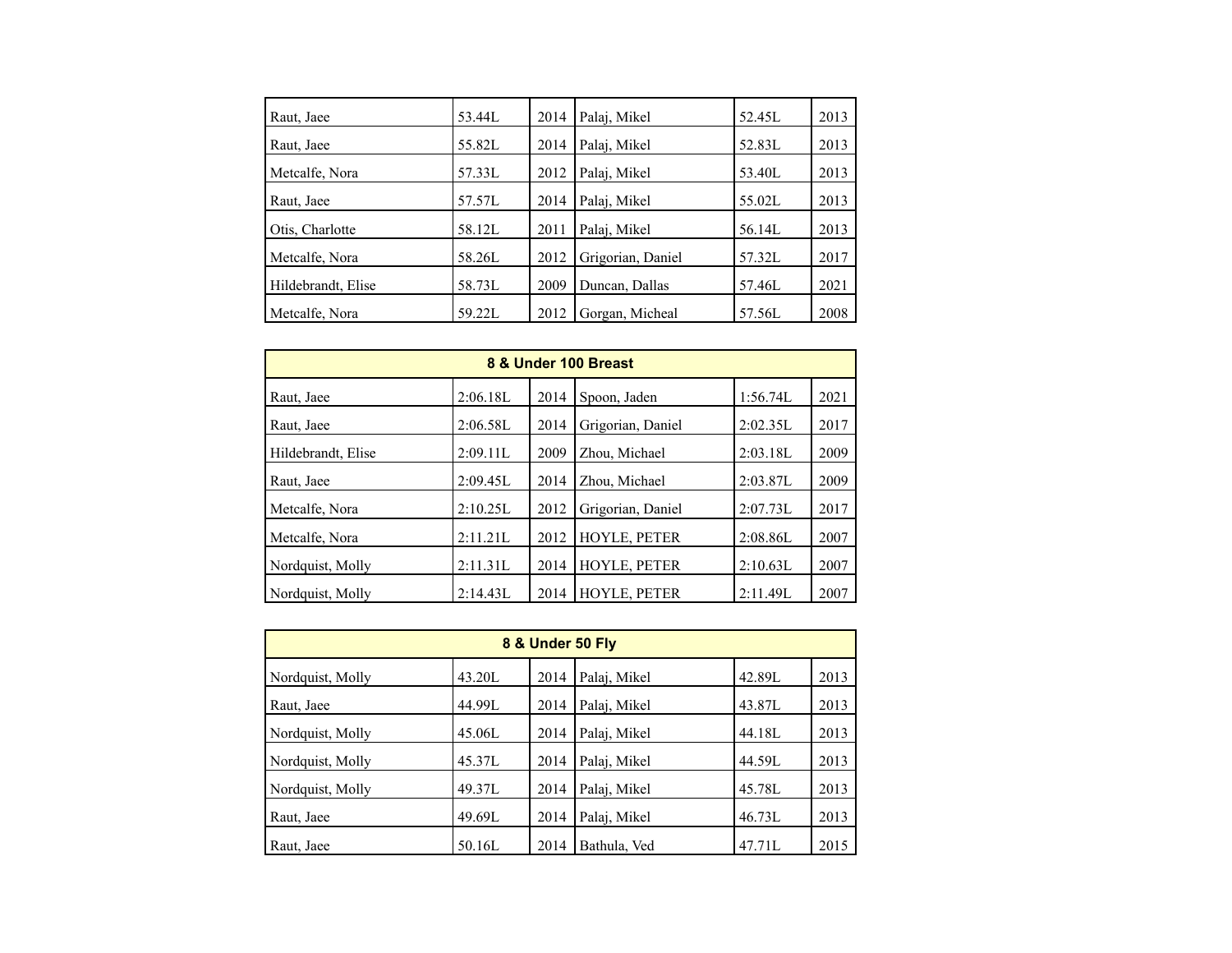| | | | | | |
|---|---|---|---|---|---|
| Raut, Jaee | 53.44L | 2014 | Palaj, Mikel | 52.45L | 2013 |
| Raut, Jaee | 55.82L | 2014 | Palaj, Mikel | 52.83L | 2013 |
| Metcalfe, Nora | 57.33L | 2012 | Palaj, Mikel | 53.40L | 2013 |
| Raut, Jaee | 57.57L | 2014 | Palaj, Mikel | 55.02L | 2013 |
| Otis, Charlotte | 58.12L | 2011 | Palaj, Mikel | 56.14L | 2013 |
| Metcalfe, Nora | 58.26L | 2012 | Grigorian, Daniel | 57.32L | 2017 |
| Hildebrandt, Elise | 58.73L | 2009 | Duncan, Dallas | 57.46L | 2021 |
| Metcalfe, Nora | 59.22L | 2012 | Gorgan, Micheal | 57.56L | 2008 |

| 8 & Under 100 Breast | | | | | |
|---|---|---|---|---|---|
| Raut, Jaee | 2:06.18L | 2014 | Spoon, Jaden | 1:56.74L | 2021 |
| Raut, Jaee | 2:06.58L | 2014 | Grigorian, Daniel | 2:02.35L | 2017 |
| Hildebrandt, Elise | 2:09.11L | 2009 | Zhou, Michael | 2:03.18L | 2009 |
| Raut, Jaee | 2:09.45L | 2014 | Zhou, Michael | 2:03.87L | 2009 |
| Metcalfe, Nora | 2:10.25L | 2012 | Grigorian, Daniel | 2:07.73L | 2017 |
| Metcalfe, Nora | 2:11.21L | 2012 | HOYLE, PETER | 2:08.86L | 2007 |
| Nordquist, Molly | 2:11.31L | 2014 | HOYLE, PETER | 2:10.63L | 2007 |
| Nordquist, Molly | 2:14.43L | 2014 | HOYLE, PETER | 2:11.49L | 2007 |

| 8 & Under 50 Fly | | | | | |
|---|---|---|---|---|---|
| Nordquist, Molly | 43.20L | 2014 | Palaj, Mikel | 42.89L | 2013 |
| Raut, Jaee | 44.99L | 2014 | Palaj, Mikel | 43.87L | 2013 |
| Nordquist, Molly | 45.06L | 2014 | Palaj, Mikel | 44.18L | 2013 |
| Nordquist, Molly | 45.37L | 2014 | Palaj, Mikel | 44.59L | 2013 |
| Nordquist, Molly | 49.37L | 2014 | Palaj, Mikel | 45.78L | 2013 |
| Raut, Jaee | 49.69L | 2014 | Palaj, Mikel | 46.73L | 2013 |
| Raut, Jaee | 50.16L | 2014 | Bathula, Ved | 47.71L | 2015 |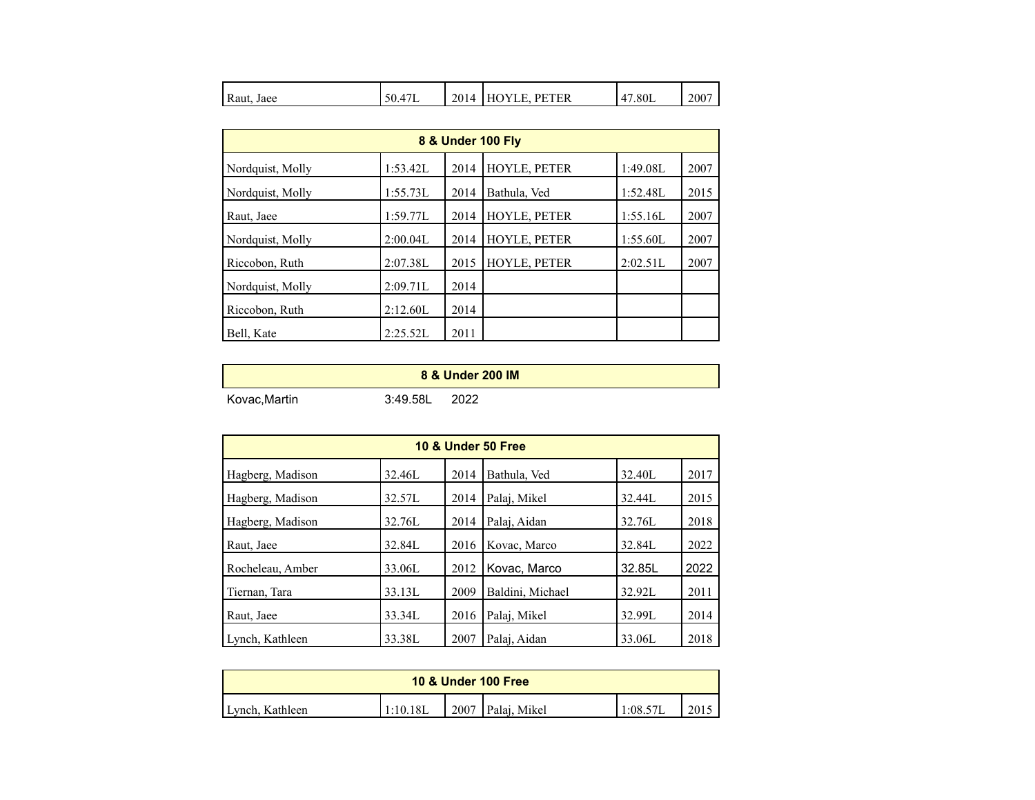| | | | | | |
|---|---|---|---|---|---|
| Raut, Jaee | 50.47L | 2014 | HOYLE, PETER | 47.80L | 2007 |

| 8 & Under 100 Fly | | | | | |
|---|---|---|---|---|---|
| Nordquist, Molly | 1:53.42L | 2014 | HOYLE, PETER | 1:49.08L | 2007 |
| Nordquist, Molly | 1:55.73L | 2014 | Bathula, Ved | 1:52.48L | 2015 |
| Raut, Jaee | 1:59.77L | 2014 | HOYLE, PETER | 1:55.16L | 2007 |
| Nordquist, Molly | 2:00.04L | 2014 | HOYLE, PETER | 1:55.60L | 2007 |
| Riccobon, Ruth | 2:07.38L | 2015 | HOYLE, PETER | 2:02.51L | 2007 |
| Nordquist, Molly | 2:09.71L | 2014 | | | |
| Riccobon, Ruth | 2:12.60L | 2014 | | | |
| Bell, Kate | 2:25.52L | 2011 | | | |

| 8 & Under 200 IM | | |
|---|---|---|
| Kovac,Martin | 3:49.58L | 2022 |

| 10 & Under 50 Free | | | | | |
|---|---|---|---|---|---|
| Hagberg, Madison | 32.46L | 2014 | Bathula, Ved | 32.40L | 2017 |
| Hagberg, Madison | 32.57L | 2014 | Palaj, Mikel | 32.44L | 2015 |
| Hagberg, Madison | 32.76L | 2014 | Palaj, Aidan | 32.76L | 2018 |
| Raut, Jaee | 32.84L | 2016 | Kovac, Marco | 32.84L | 2022 |
| Rocheleau, Amber | 33.06L | 2012 | Kovac, Marco | 32.85L | 2022 |
| Tiernan, Tara | 33.13L | 2009 | Baldini, Michael | 32.92L | 2011 |
| Raut, Jaee | 33.34L | 2016 | Palaj, Mikel | 32.99L | 2014 |
| Lynch, Kathleen | 33.38L | 2007 | Palaj, Aidan | 33.06L | 2018 |

| 10 & Under 100 Free | | | | | |
|---|---|---|---|---|---|
| Lynch, Kathleen | 1:10.18L | 2007 | Palaj, Mikel | 1:08.57L | 2015 |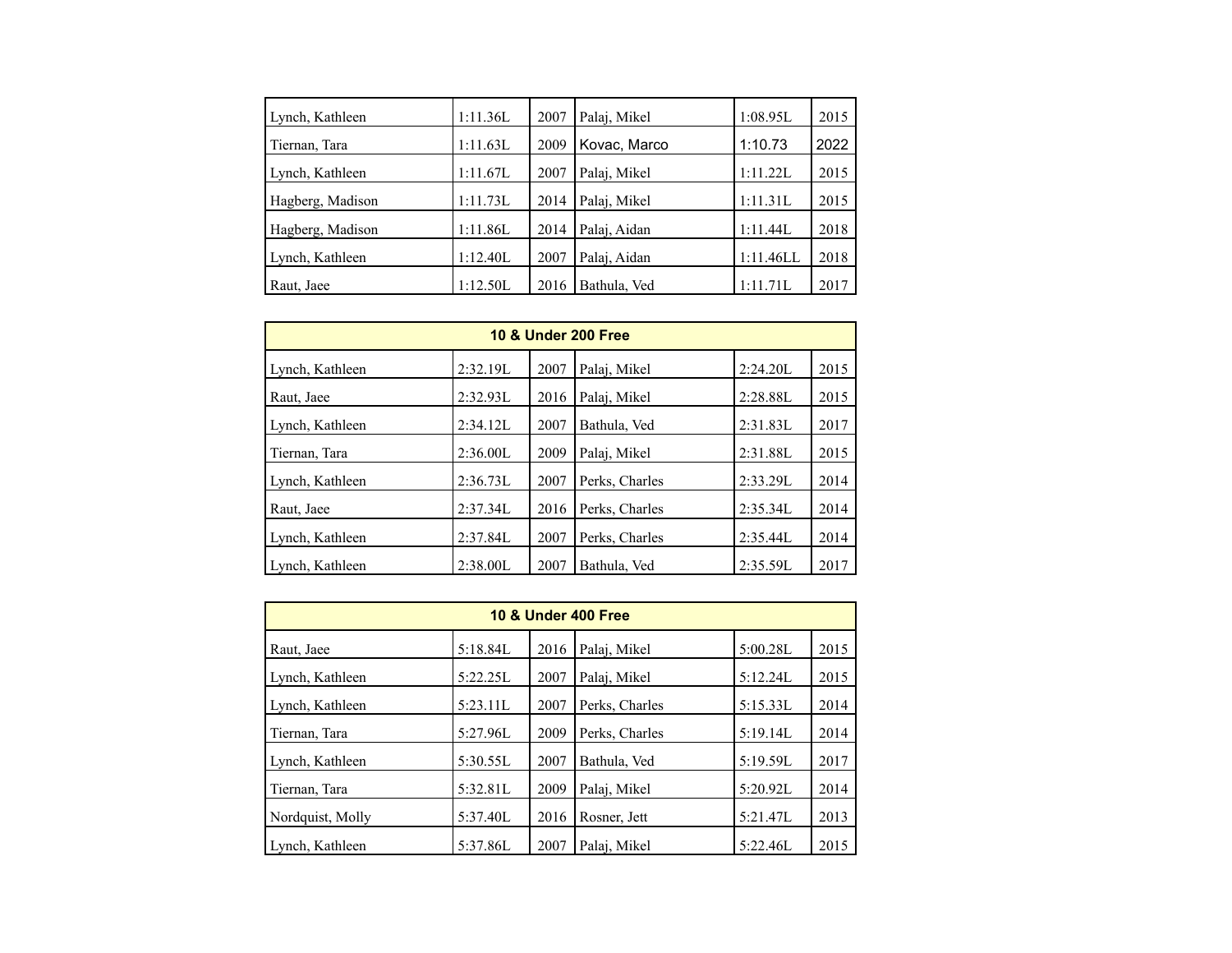| | | | | | |
|---|---|---|---|---|---|
| Lynch, Kathleen | 1:11.36L | 2007 | Palaj, Mikel | 1:08.95L | 2015 |
| Tiernan, Tara | 1:11.63L | 2009 | Kovac, Marco | 1:10.73 | 2022 |
| Lynch, Kathleen | 1:11.67L | 2007 | Palaj, Mikel | 1:11.22L | 2015 |
| Hagberg, Madison | 1:11.73L | 2014 | Palaj, Mikel | 1:11.31L | 2015 |
| Hagberg, Madison | 1:11.86L | 2014 | Palaj, Aidan | 1:11.44L | 2018 |
| Lynch, Kathleen | 1:12.40L | 2007 | Palaj, Aidan | 1:11.46LL | 2018 |
| Raut, Jaee | 1:12.50L | 2016 | Bathula, Ved | 1:11.71L | 2017 |

| 10 & Under 200 Free | | | | | |
|---|---|---|---|---|---|
| Lynch, Kathleen | 2:32.19L | 2007 | Palaj, Mikel | 2:24.20L | 2015 |
| Raut, Jaee | 2:32.93L | 2016 | Palaj, Mikel | 2:28.88L | 2015 |
| Lynch, Kathleen | 2:34.12L | 2007 | Bathula, Ved | 2:31.83L | 2017 |
| Tiernan, Tara | 2:36.00L | 2009 | Palaj, Mikel | 2:31.88L | 2015 |
| Lynch, Kathleen | 2:36.73L | 2007 | Perks, Charles | 2:33.29L | 2014 |
| Raut, Jaee | 2:37.34L | 2016 | Perks, Charles | 2:35.34L | 2014 |
| Lynch, Kathleen | 2:37.84L | 2007 | Perks, Charles | 2:35.44L | 2014 |
| Lynch, Kathleen | 2:38.00L | 2007 | Bathula, Ved | 2:35.59L | 2017 |

| 10 & Under 400 Free | | | | | |
|---|---|---|---|---|---|
| Raut, Jaee | 5:18.84L | 2016 | Palaj, Mikel | 5:00.28L | 2015 |
| Lynch, Kathleen | 5:22.25L | 2007 | Palaj, Mikel | 5:12.24L | 2015 |
| Lynch, Kathleen | 5:23.11L | 2007 | Perks, Charles | 5:15.33L | 2014 |
| Tiernan, Tara | 5:27.96L | 2009 | Perks, Charles | 5:19.14L | 2014 |
| Lynch, Kathleen | 5:30.55L | 2007 | Bathula, Ved | 5:19.59L | 2017 |
| Tiernan, Tara | 5:32.81L | 2009 | Palaj, Mikel | 5:20.92L | 2014 |
| Nordquist, Molly | 5:37.40L | 2016 | Rosner, Jett | 5:21.47L | 2013 |
| Lynch, Kathleen | 5:37.86L | 2007 | Palaj, Mikel | 5:22.46L | 2015 |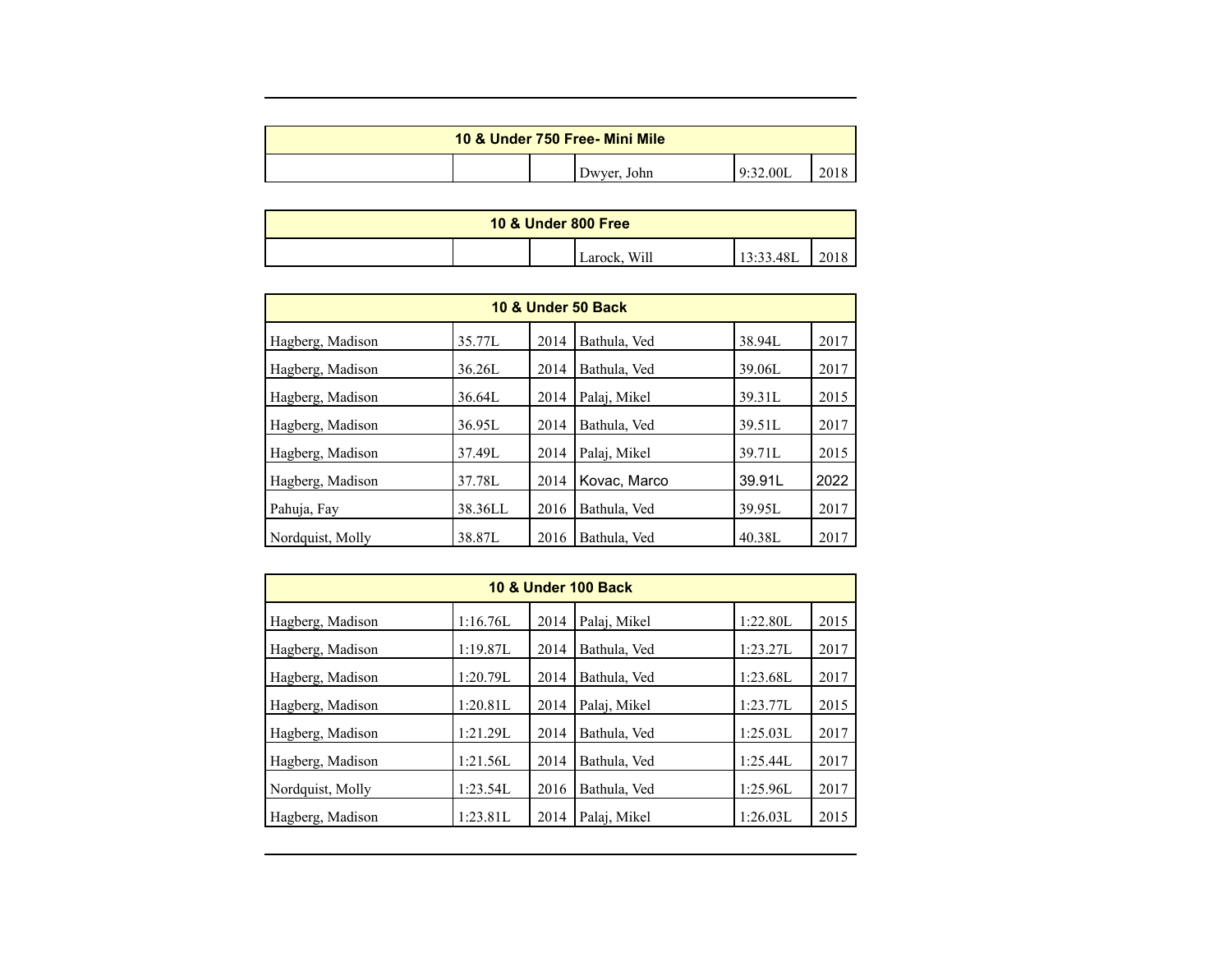| 10 & Under 750 Free- Mini Mile | | | | | |
|---|---|---|---|---|---|
| | | | Dwyer, John | 9:32.00L | 2018 |

| 10 & Under 800 Free | | | | | |
|---|---|---|---|---|---|
| | | | Larock, Will | 13:33.48L | 2018 |

| 10 & Under 50 Back | | | | | |
|---|---|---|---|---|---|
| Hagberg, Madison | 35.77L | 2014 | Bathula, Ved | 38.94L | 2017 |
| Hagberg, Madison | 36.26L | 2014 | Bathula, Ved | 39.06L | 2017 |
| Hagberg, Madison | 36.64L | 2014 | Palaj, Mikel | 39.31L | 2015 |
| Hagberg, Madison | 36.95L | 2014 | Bathula, Ved | 39.51L | 2017 |
| Hagberg, Madison | 37.49L | 2014 | Palaj, Mikel | 39.71L | 2015 |
| Hagberg, Madison | 37.78L | 2014 | Kovac, Marco | 39.91L | 2022 |
| Pahuja, Fay | 38.36LL | 2016 | Bathula, Ved | 39.95L | 2017 |
| Nordquist, Molly | 38.87L | 2016 | Bathula, Ved | 40.38L | 2017 |

| 10 & Under 100 Back | | | | | |
|---|---|---|---|---|---|
| Hagberg, Madison | 1:16.76L | 2014 | Palaj, Mikel | 1:22.80L | 2015 |
| Hagberg, Madison | 1:19.87L | 2014 | Bathula, Ved | 1:23.27L | 2017 |
| Hagberg, Madison | 1:20.79L | 2014 | Bathula, Ved | 1:23.68L | 2017 |
| Hagberg, Madison | 1:20.81L | 2014 | Palaj, Mikel | 1:23.77L | 2015 |
| Hagberg, Madison | 1:21.29L | 2014 | Bathula, Ved | 1:25.03L | 2017 |
| Hagberg, Madison | 1:21.56L | 2014 | Bathula, Ved | 1:25.44L | 2017 |
| Nordquist, Molly | 1:23.54L | 2016 | Bathula, Ved | 1:25.96L | 2017 |
| Hagberg, Madison | 1:23.81L | 2014 | Palaj, Mikel | 1:26.03L | 2015 |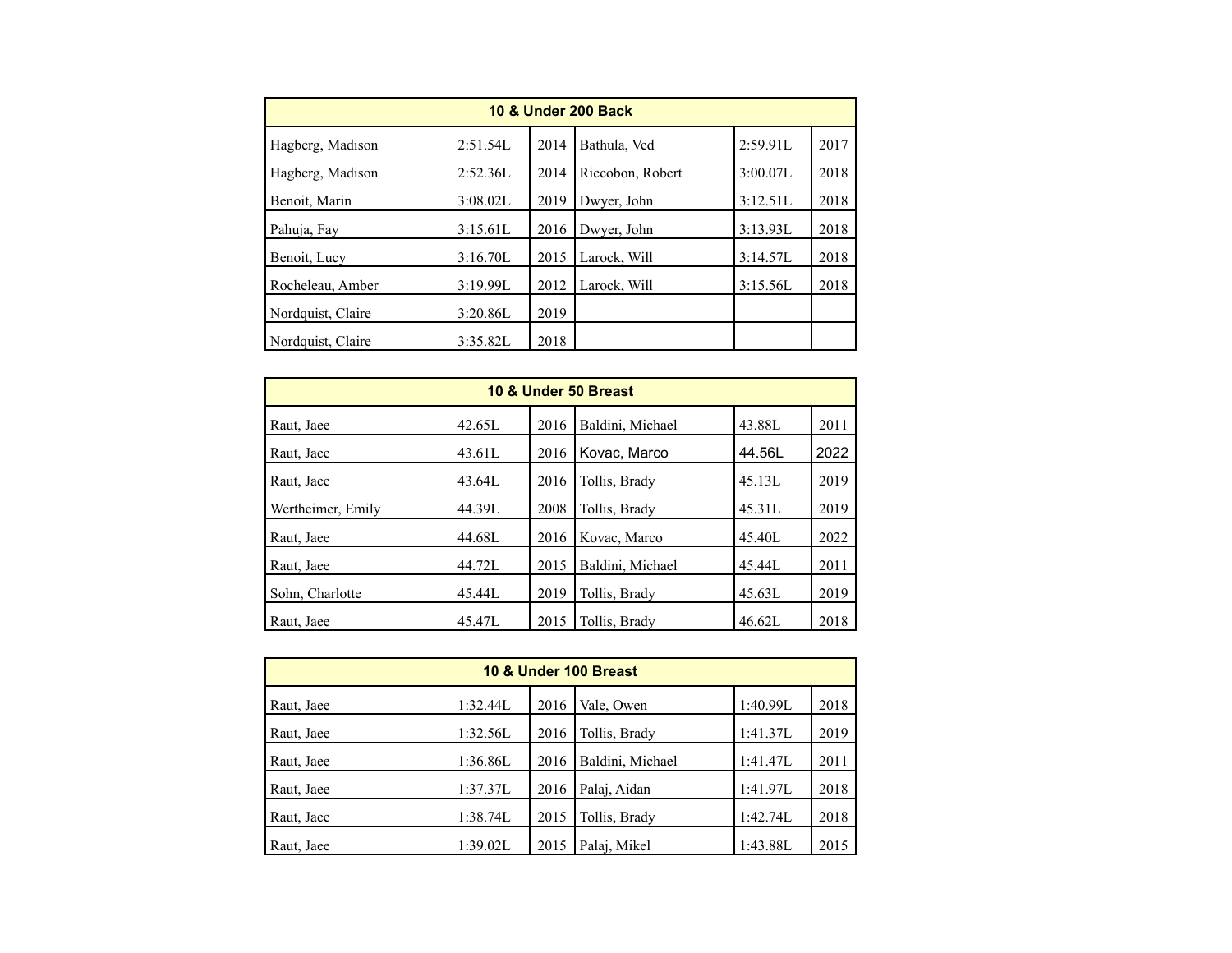| 10 & Under 200 Back | | | | | |
|---|---|---|---|---|---|
| Hagberg, Madison | 2:51.54L | 2014 | Bathula, Ved | 2:59.91L | 2017 |
| Hagberg, Madison | 2:52.36L | 2014 | Riccobon, Robert | 3:00.07L | 2018 |
| Benoit, Marin | 3:08.02L | 2019 | Dwyer, John | 3:12.51L | 2018 |
| Pahuja, Fay | 3:15.61L | 2016 | Dwyer, John | 3:13.93L | 2018 |
| Benoit, Lucy | 3:16.70L | 2015 | Larock, Will | 3:14.57L | 2018 |
| Rocheleau, Amber | 3:19.99L | 2012 | Larock, Will | 3:15.56L | 2018 |
| Nordquist, Claire | 3:20.86L | 2019 | | | |
| Nordquist, Claire | 3:35.82L | 2018 | | | |

| 10 & Under 50 Breast | | | | | |
|---|---|---|---|---|---|
| Raut, Jaee | 42.65L | 2016 | Baldini, Michael | 43.88L | 2011 |
| Raut, Jaee | 43.61L | 2016 | Kovac, Marco | 44.56L | 2022 |
| Raut, Jaee | 43.64L | 2016 | Tollis, Brady | 45.13L | 2019 |
| Wertheimer, Emily | 44.39L | 2008 | Tollis, Brady | 45.31L | 2019 |
| Raut, Jaee | 44.68L | 2016 | Kovac, Marco | 45.40L | 2022 |
| Raut, Jaee | 44.72L | 2015 | Baldini, Michael | 45.44L | 2011 |
| Sohn, Charlotte | 45.44L | 2019 | Tollis, Brady | 45.63L | 2019 |
| Raut, Jaee | 45.47L | 2015 | Tollis, Brady | 46.62L | 2018 |

| 10 & Under 100 Breast | | | | | |
|---|---|---|---|---|---|
| Raut, Jaee | 1:32.44L | 2016 | Vale, Owen | 1:40.99L | 2018 |
| Raut, Jaee | 1:32.56L | 2016 | Tollis, Brady | 1:41.37L | 2019 |
| Raut, Jaee | 1:36.86L | 2016 | Baldini, Michael | 1:41.47L | 2011 |
| Raut, Jaee | 1:37.37L | 2016 | Palaj, Aidan | 1:41.97L | 2018 |
| Raut, Jaee | 1:38.74L | 2015 | Tollis, Brady | 1:42.74L | 2018 |
| Raut, Jaee | 1:39.02L | 2015 | Palaj, Mikel | 1:43.88L | 2015 |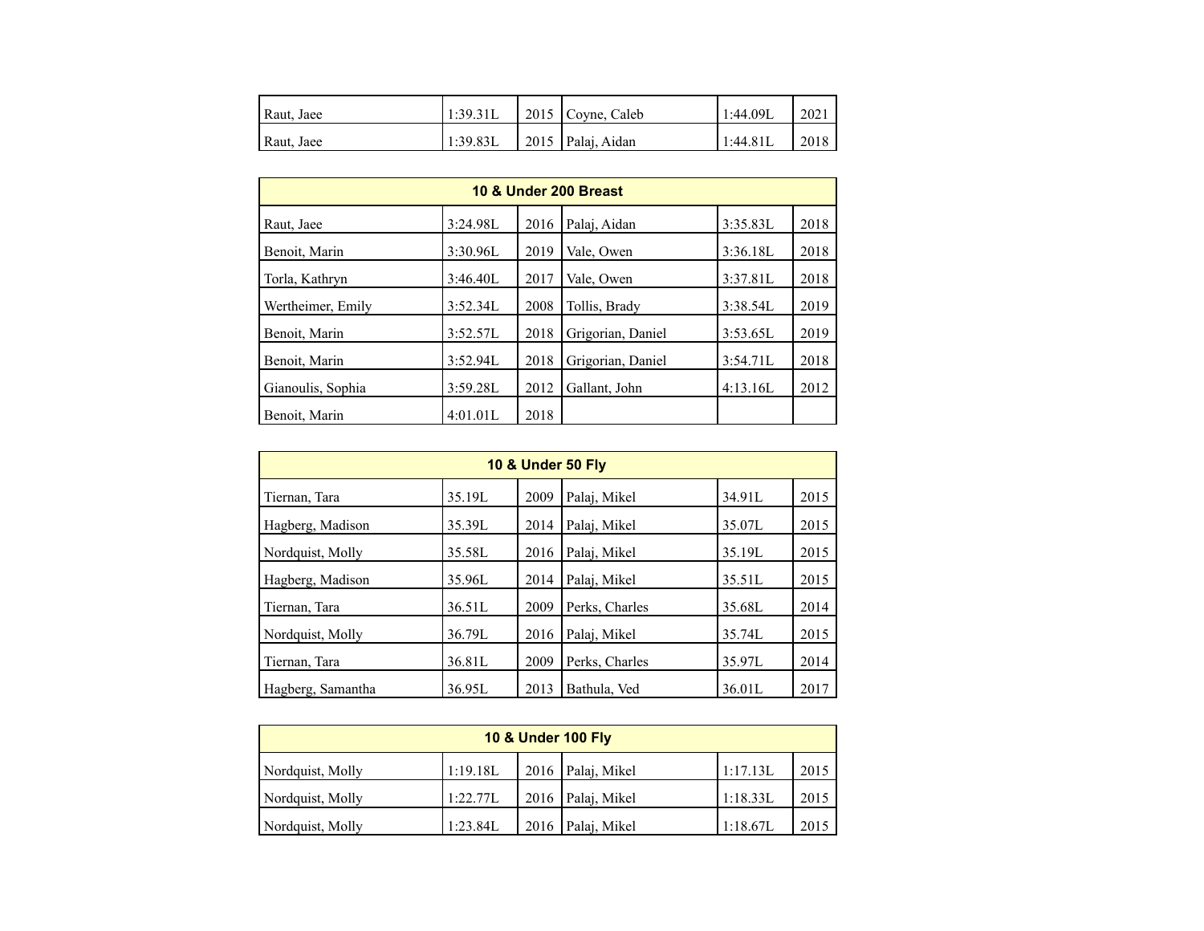| | | | | | |
|---|---|---|---|---|---|
| Raut, Jaee | 1:39.31L | 2015 | Coyne, Caleb | 1:44.09L | 2021 |
| Raut, Jaee | 1:39.83L | 2015 | Palaj, Aidan | 1:44.81L | 2018 |

| 10 & Under 200 Breast | | | | | |
|---|---|---|---|---|---|
| Raut, Jaee | 3:24.98L | 2016 | Palaj, Aidan | 3:35.83L | 2018 |
| Benoit, Marin | 3:30.96L | 2019 | Vale, Owen | 3:36.18L | 2018 |
| Torla, Kathryn | 3:46.40L | 2017 | Vale, Owen | 3:37.81L | 2018 |
| Wertheimer, Emily | 3:52.34L | 2008 | Tollis, Brady | 3:38.54L | 2019 |
| Benoit, Marin | 3:52.57L | 2018 | Grigorian, Daniel | 3:53.65L | 2019 |
| Benoit, Marin | 3:52.94L | 2018 | Grigorian, Daniel | 3:54.71L | 2018 |
| Gianoulis, Sophia | 3:59.28L | 2012 | Gallant, John | 4:13.16L | 2012 |
| Benoit, Marin | 4:01.01L | 2018 | | | |

| 10 & Under 50 Fly | | | | | |
|---|---|---|---|---|---|
| Tiernan, Tara | 35.19L | 2009 | Palaj, Mikel | 34.91L | 2015 |
| Hagberg, Madison | 35.39L | 2014 | Palaj, Mikel | 35.07L | 2015 |
| Nordquist, Molly | 35.58L | 2016 | Palaj, Mikel | 35.19L | 2015 |
| Hagberg, Madison | 35.96L | 2014 | Palaj, Mikel | 35.51L | 2015 |
| Tiernan, Tara | 36.51L | 2009 | Perks, Charles | 35.68L | 2014 |
| Nordquist, Molly | 36.79L | 2016 | Palaj, Mikel | 35.74L | 2015 |
| Tiernan, Tara | 36.81L | 2009 | Perks, Charles | 35.97L | 2014 |
| Hagberg, Samantha | 36.95L | 2013 | Bathula, Ved | 36.01L | 2017 |

| 10 & Under 100 Fly | | | | | |
|---|---|---|---|---|---|
| Nordquist, Molly | 1:19.18L | 2016 | Palaj, Mikel | 1:17.13L | 2015 |
| Nordquist, Molly | 1:22.77L | 2016 | Palaj, Mikel | 1:18.33L | 2015 |
| Nordquist, Molly | 1:23.84L | 2016 | Palaj, Mikel | 1:18.67L | 2015 |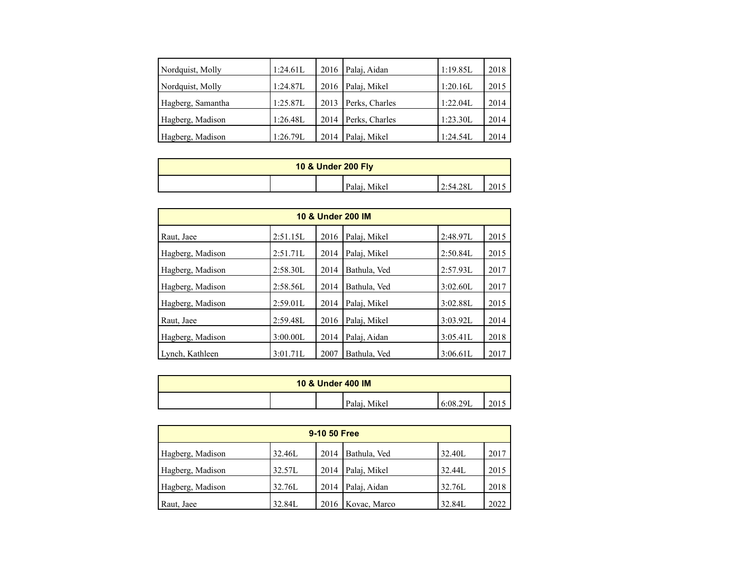| | | | | | |
|---|---|---|---|---|---|
| Nordquist, Molly | 1:24.61L | 2016 | Palaj, Aidan | 1:19.85L | 2018 |
| Nordquist, Molly | 1:24.87L | 2016 | Palaj, Mikel | 1:20.16L | 2015 |
| Hagberg, Samantha | 1:25.87L | 2013 | Perks, Charles | 1:22.04L | 2014 |
| Hagberg, Madison | 1:26.48L | 2014 | Perks, Charles | 1:23.30L | 2014 |
| Hagberg, Madison | 1:26.79L | 2014 | Palaj, Mikel | 1:24.54L | 2014 |

| **10 & Under 200 Fly** | | | | | |
|---|---|---|---|---|---|
| | | | Palaj, Mikel | 2:54.28L | 2015 |

| **10 & Under 200 IM** | | | | | |
|---|---|---|---|---|---|
| Raut, Jaee | 2:51.15L | 2016 | Palaj, Mikel | 2:48.97L | 2015 |
| Hagberg, Madison | 2:51.71L | 2014 | Palaj, Mikel | 2:50.84L | 2015 |
| Hagberg, Madison | 2:58.30L | 2014 | Bathula, Ved | 2:57.93L | 2017 |
| Hagberg, Madison | 2:58.56L | 2014 | Bathula, Ved | 3:02.60L | 2017 |
| Hagberg, Madison | 2:59.01L | 2014 | Palaj, Mikel | 3:02.88L | 2015 |
| Raut, Jaee | 2:59.48L | 2016 | Palaj, Mikel | 3:03.92L | 2014 |
| Hagberg, Madison | 3:00.00L | 2014 | Palaj, Aidan | 3:05.41L | 2018 |
| Lynch, Kathleen | 3:01.71L | 2007 | Bathula, Ved | 3:06.61L | 2017 |

| **10 & Under 400 IM** | | | | | |
|---|---|---|---|---|---|
| | | | Palaj, Mikel | 6:08.29L | 2015 |

| **9-10 50 Free** | | | | | |
|---|---|---|---|---|---|
| Hagberg, Madison | 32.46L | 2014 | Bathula, Ved | 32.40L | 2017 |
| Hagberg, Madison | 32.57L | 2014 | Palaj, Mikel | 32.44L | 2015 |
| Hagberg, Madison | 32.76L | 2014 | Palaj, Aidan | 32.76L | 2018 |
| Raut, Jaee | 32.84L | 2016 | Kovac, Marco | 32.84L | 2022 |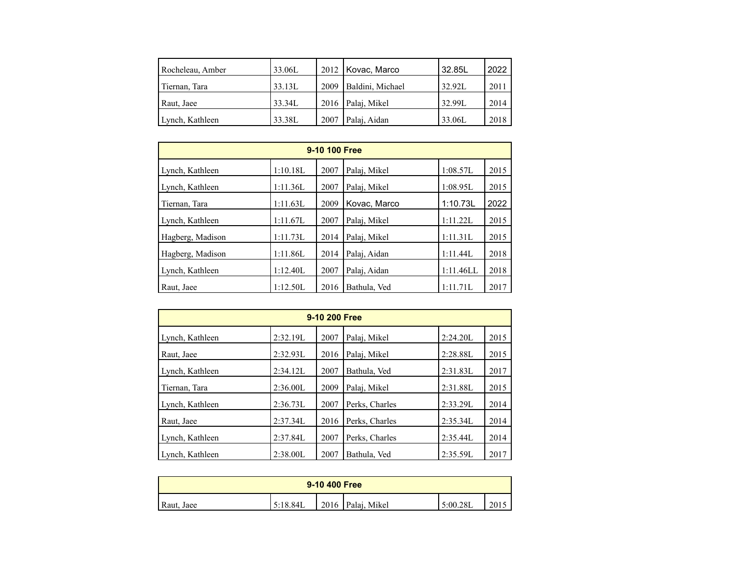| | | | | | |
|---|---|---|---|---|---|
| Rocheleau, Amber | 33.06L | 2012 | Kovac, Marco | 32.85L | 2022 |
| Tiernan, Tara | 33.13L | 2009 | Baldini, Michael | 32.92L | 2011 |
| Raut, Jaee | 33.34L | 2016 | Palaj, Mikel | 32.99L | 2014 |
| Lynch, Kathleen | 33.38L | 2007 | Palaj, Aidan | 33.06L | 2018 |

| 9-10 100 Free | | | | | |
|---|---|---|---|---|---|
| Lynch, Kathleen | 1:10.18L | 2007 | Palaj, Mikel | 1:08.57L | 2015 |
| Lynch, Kathleen | 1:11.36L | 2007 | Palaj, Mikel | 1:08.95L | 2015 |
| Tiernan, Tara | 1:11.63L | 2009 | Kovac, Marco | 1:10.73L | 2022 |
| Lynch, Kathleen | 1:11.67L | 2007 | Palaj, Mikel | 1:11.22L | 2015 |
| Hagberg, Madison | 1:11.73L | 2014 | Palaj, Mikel | 1:11.31L | 2015 |
| Hagberg, Madison | 1:11.86L | 2014 | Palaj, Aidan | 1:11.44L | 2018 |
| Lynch, Kathleen | 1:12.40L | 2007 | Palaj, Aidan | 1:11.46LL | 2018 |
| Raut, Jaee | 1:12.50L | 2016 | Bathula, Ved | 1:11.71L | 2017 |

| 9-10 200 Free | | | | | |
|---|---|---|---|---|---|
| Lynch, Kathleen | 2:32.19L | 2007 | Palaj, Mikel | 2:24.20L | 2015 |
| Raut, Jaee | 2:32.93L | 2016 | Palaj, Mikel | 2:28.88L | 2015 |
| Lynch, Kathleen | 2:34.12L | 2007 | Bathula, Ved | 2:31.83L | 2017 |
| Tiernan, Tara | 2:36.00L | 2009 | Palaj, Mikel | 2:31.88L | 2015 |
| Lynch, Kathleen | 2:36.73L | 2007 | Perks, Charles | 2:33.29L | 2014 |
| Raut, Jaee | 2:37.34L | 2016 | Perks, Charles | 2:35.34L | 2014 |
| Lynch, Kathleen | 2:37.84L | 2007 | Perks, Charles | 2:35.44L | 2014 |
| Lynch, Kathleen | 2:38.00L | 2007 | Bathula, Ved | 2:35.59L | 2017 |

| 9-10 400 Free | | | | | |
|---|---|---|---|---|---|
| Raut, Jaee | 5:18.84L | 2016 | Palaj, Mikel | 5:00.28L | 2015 |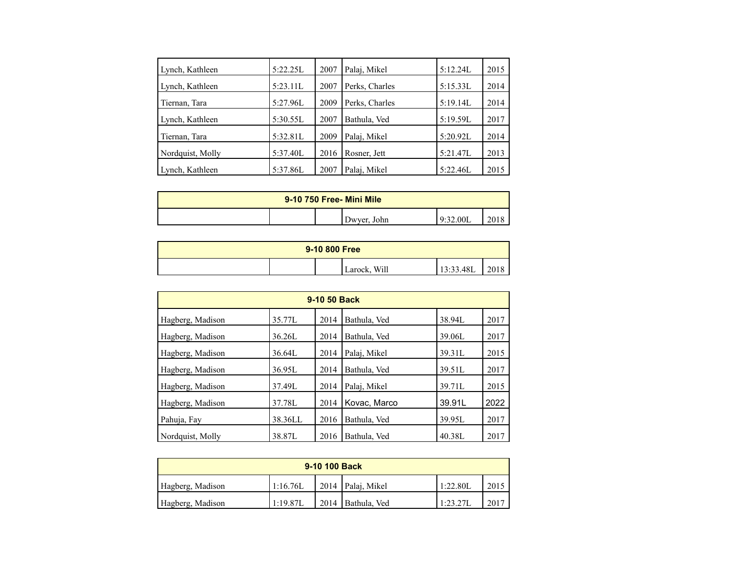| | | | | | |
|---|---|---|---|---|---|
| Lynch, Kathleen | 5:22.25L | 2007 | Palaj, Mikel | 5:12.24L | 2015 |
| Lynch, Kathleen | 5:23.11L | 2007 | Perks, Charles | 5:15.33L | 2014 |
| Tiernan, Tara | 5:27.96L | 2009 | Perks, Charles | 5:19.14L | 2014 |
| Lynch, Kathleen | 5:30.55L | 2007 | Bathula, Ved | 5:19.59L | 2017 |
| Tiernan, Tara | 5:32.81L | 2009 | Palaj, Mikel | 5:20.92L | 2014 |
| Nordquist, Molly | 5:37.40L | 2016 | Rosner, Jett | 5:21.47L | 2013 |
| Lynch, Kathleen | 5:37.86L | 2007 | Palaj, Mikel | 5:22.46L | 2015 |

| 9-10 750 Free- Mini Mile | | | | | |
|---|---|---|---|---|---|
| | | | Dwyer, John | 9:32.00L | 2018 |

| 9-10 800 Free | | | | | |
|---|---|---|---|---|---|
| | | | Larock, Will | 13:33.48L | 2018 |

| 9-10 50 Back | | | | | |
|---|---|---|---|---|---|
| Hagberg, Madison | 35.77L | 2014 | Bathula, Ved | 38.94L | 2017 |
| Hagberg, Madison | 36.26L | 2014 | Bathula, Ved | 39.06L | 2017 |
| Hagberg, Madison | 36.64L | 2014 | Palaj, Mikel | 39.31L | 2015 |
| Hagberg, Madison | 36.95L | 2014 | Bathula, Ved | 39.51L | 2017 |
| Hagberg, Madison | 37.49L | 2014 | Palaj, Mikel | 39.71L | 2015 |
| Hagberg, Madison | 37.78L | 2014 | Kovac, Marco | 39.91L | 2022 |
| Pahuja, Fay | 38.36LL | 2016 | Bathula, Ved | 39.95L | 2017 |
| Nordquist, Molly | 38.87L | 2016 | Bathula, Ved | 40.38L | 2017 |

| 9-10 100 Back | | | | | |
|---|---|---|---|---|---|
| Hagberg, Madison | 1:16.76L | 2014 | Palaj, Mikel | 1:22.80L | 2015 |
| Hagberg, Madison | 1:19.87L | 2014 | Bathula, Ved | 1:23.27L | 2017 |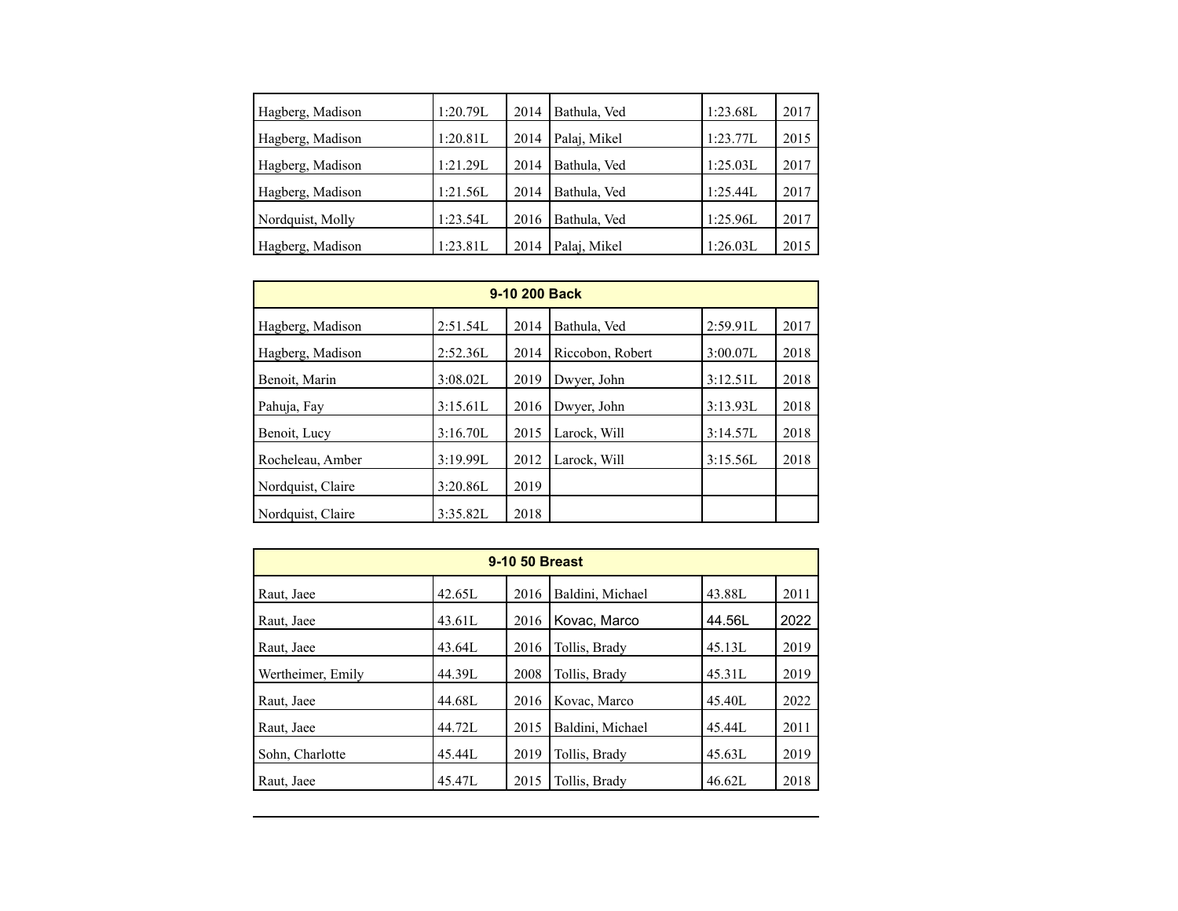| | | | | | |
|---|---|---|---|---|---|
| Hagberg, Madison | 1:20.79L | 2014 | Bathula, Ved | 1:23.68L | 2017 |
| Hagberg, Madison | 1:20.81L | 2014 | Palaj, Mikel | 1:23.77L | 2015 |
| Hagberg, Madison | 1:21.29L | 2014 | Bathula, Ved | 1:25.03L | 2017 |
| Hagberg, Madison | 1:21.56L | 2014 | Bathula, Ved | 1:25.44L | 2017 |
| Nordquist, Molly | 1:23.54L | 2016 | Bathula, Ved | 1:25.96L | 2017 |
| Hagberg, Madison | 1:23.81L | 2014 | Palaj, Mikel | 1:26.03L | 2015 |

| 9-10 200 Back | | | | | |
|---|---|---|---|---|---|
| Hagberg, Madison | 2:51.54L | 2014 | Bathula, Ved | 2:59.91L | 2017 |
| Hagberg, Madison | 2:52.36L | 2014 | Riccobon, Robert | 3:00.07L | 2018 |
| Benoit, Marin | 3:08.02L | 2019 | Dwyer, John | 3:12.51L | 2018 |
| Pahuja, Fay | 3:15.61L | 2016 | Dwyer, John | 3:13.93L | 2018 |
| Benoit, Lucy | 3:16.70L | 2015 | Larock, Will | 3:14.57L | 2018 |
| Rocheleau, Amber | 3:19.99L | 2012 | Larock, Will | 3:15.56L | 2018 |
| Nordquist, Claire | 3:20.86L | 2019 | | | |
| Nordquist, Claire | 3:35.82L | 2018 | | | |

| 9-10 50 Breast | | | | | |
|---|---|---|---|---|---|
| Raut, Jaee | 42.65L | 2016 | Baldini, Michael | 43.88L | 2011 |
| Raut, Jaee | 43.61L | 2016 | Kovac, Marco | 44.56L | 2022 |
| Raut, Jaee | 43.64L | 2016 | Tollis, Brady | 45.13L | 2019 |
| Wertheimer, Emily | 44.39L | 2008 | Tollis, Brady | 45.31L | 2019 |
| Raut, Jaee | 44.68L | 2016 | Kovac, Marco | 45.40L | 2022 |
| Raut, Jaee | 44.72L | 2015 | Baldini, Michael | 45.44L | 2011 |
| Sohn, Charlotte | 45.44L | 2019 | Tollis, Brady | 45.63L | 2019 |
| Raut, Jaee | 45.47L | 2015 | Tollis, Brady | 46.62L | 2018 |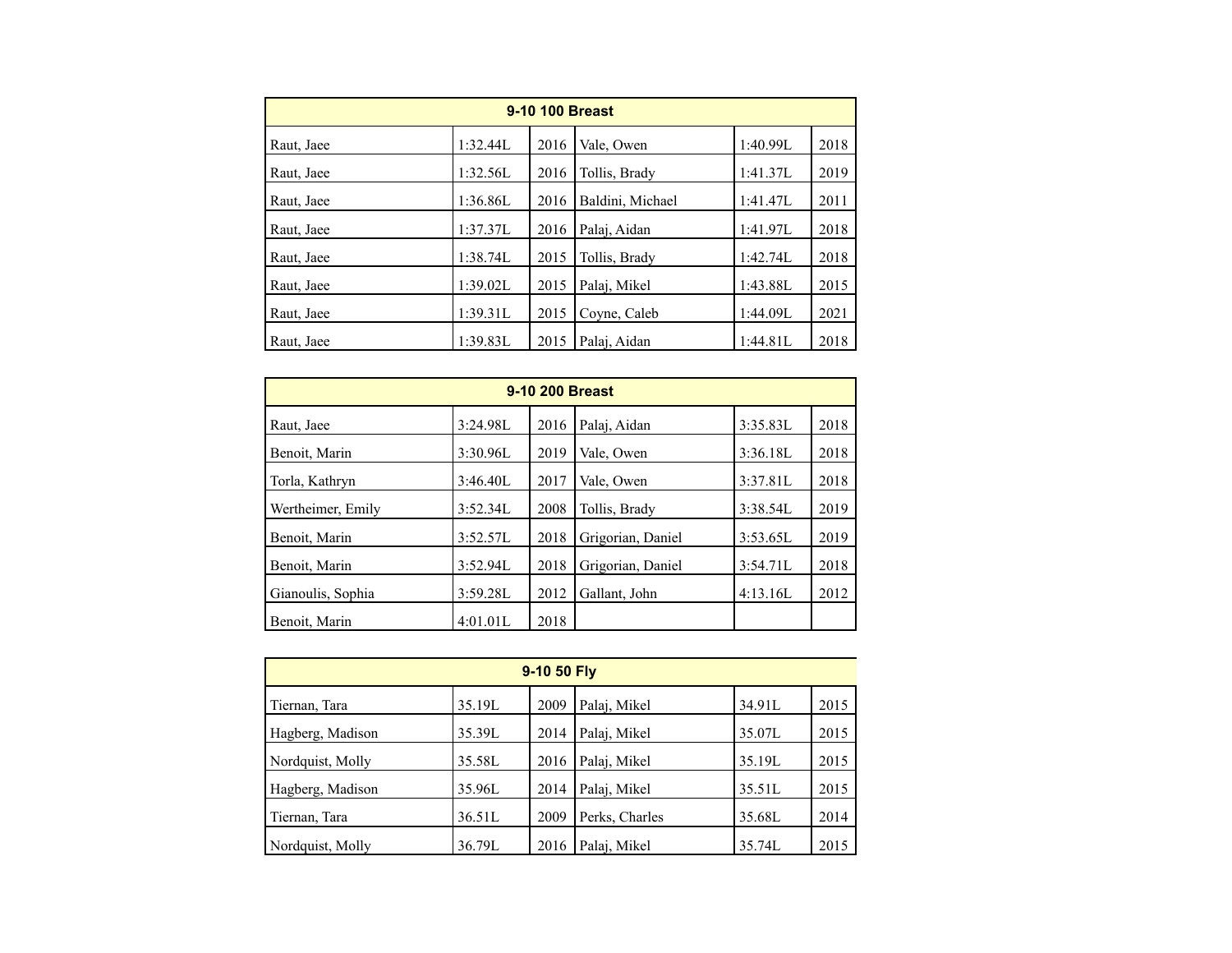| 9-10 100 Breast | | | | | |
|---|---|---|---|---|---|
| Raut, Jaee | 1:32.44L | 2016 | Vale, Owen | 1:40.99L | 2018 |
| Raut, Jaee | 1:32.56L | 2016 | Tollis, Brady | 1:41.37L | 2019 |
| Raut, Jaee | 1:36.86L | 2016 | Baldini, Michael | 1:41.47L | 2011 |
| Raut, Jaee | 1:37.37L | 2016 | Palaj, Aidan | 1:41.97L | 2018 |
| Raut, Jaee | 1:38.74L | 2015 | Tollis, Brady | 1:42.74L | 2018 |
| Raut, Jaee | 1:39.02L | 2015 | Palaj, Mikel | 1:43.88L | 2015 |
| Raut, Jaee | 1:39.31L | 2015 | Coyne, Caleb | 1:44.09L | 2021 |
| Raut, Jaee | 1:39.83L | 2015 | Palaj, Aidan | 1:44.81L | 2018 |

| 9-10 200 Breast | | | | | |
|---|---|---|---|---|---|
| Raut, Jaee | 3:24.98L | 2016 | Palaj, Aidan | 3:35.83L | 2018 |
| Benoit, Marin | 3:30.96L | 2019 | Vale, Owen | 3:36.18L | 2018 |
| Torla, Kathryn | 3:46.40L | 2017 | Vale, Owen | 3:37.81L | 2018 |
| Wertheimer, Emily | 3:52.34L | 2008 | Tollis, Brady | 3:38.54L | 2019 |
| Benoit, Marin | 3:52.57L | 2018 | Grigorian, Daniel | 3:53.65L | 2019 |
| Benoit, Marin | 3:52.94L | 2018 | Grigorian, Daniel | 3:54.71L | 2018 |
| Gianoulis, Sophia | 3:59.28L | 2012 | Gallant, John | 4:13.16L | 2012 |
| Benoit, Marin | 4:01.01L | 2018 | | | |

| 9-10 50 Fly | | | | | |
|---|---|---|---|---|---|
| Tiernan, Tara | 35.19L | 2009 | Palaj, Mikel | 34.91L | 2015 |
| Hagberg, Madison | 35.39L | 2014 | Palaj, Mikel | 35.07L | 2015 |
| Nordquist, Molly | 35.58L | 2016 | Palaj, Mikel | 35.19L | 2015 |
| Hagberg, Madison | 35.96L | 2014 | Palaj, Mikel | 35.51L | 2015 |
| Tiernan, Tara | 36.51L | 2009 | Perks, Charles | 35.68L | 2014 |
| Nordquist, Molly | 36.79L | 2016 | Palaj, Mikel | 35.74L | 2015 |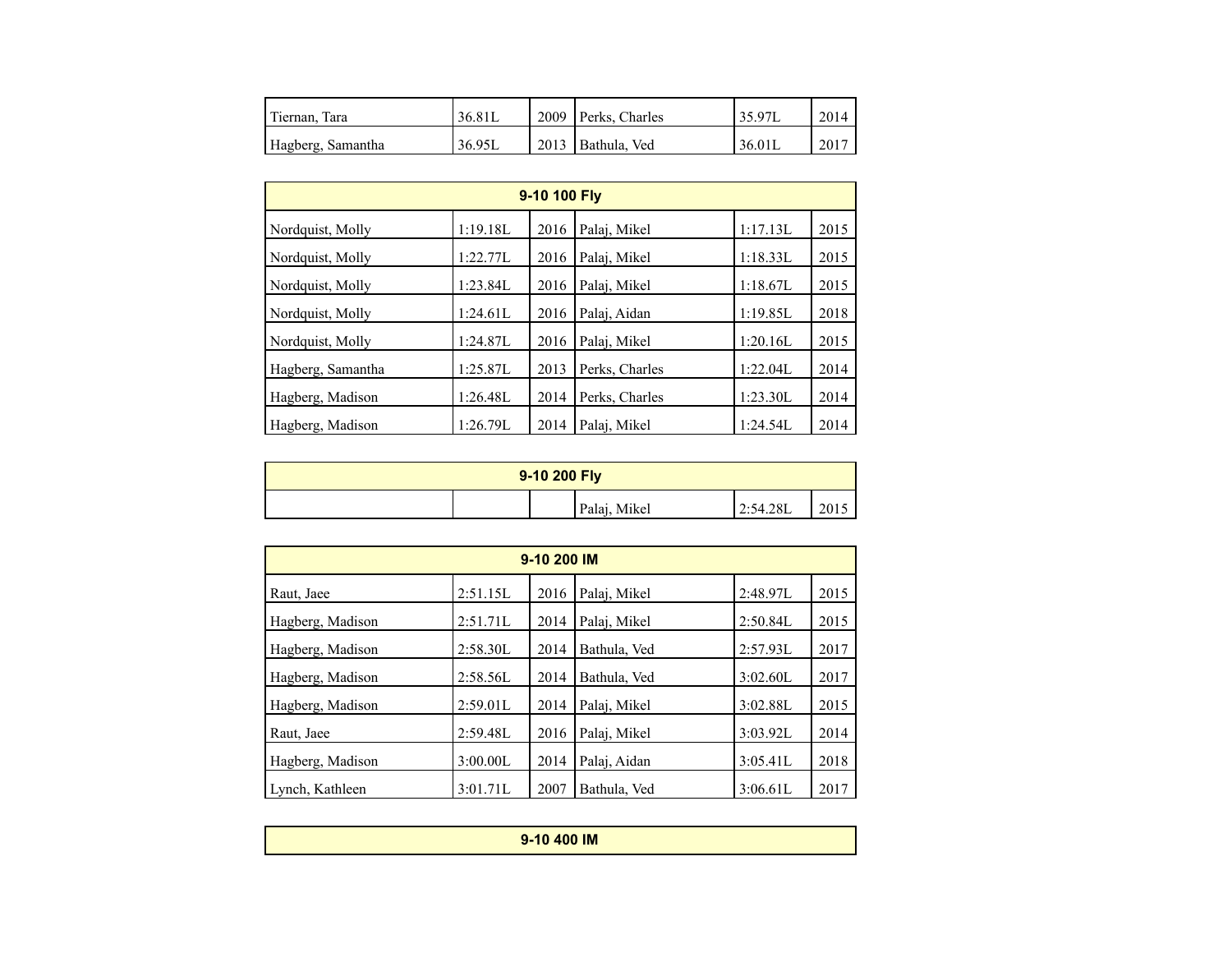| | | | | | |
|---|---|---|---|---|---|
| Tiernan, Tara | 36.81L | 2009 | Perks, Charles | 35.97L | 2014 |
| Hagberg, Samantha | 36.95L | 2013 | Bathula, Ved | 36.01L | 2017 |

| 9-10 100 Fly | | | | | |
|---|---|---|---|---|---|
| Nordquist, Molly | 1:19.18L | 2016 | Palaj, Mikel | 1:17.13L | 2015 |
| Nordquist, Molly | 1:22.77L | 2016 | Palaj, Mikel | 1:18.33L | 2015 |
| Nordquist, Molly | 1:23.84L | 2016 | Palaj, Mikel | 1:18.67L | 2015 |
| Nordquist, Molly | 1:24.61L | 2016 | Palaj, Aidan | 1:19.85L | 2018 |
| Nordquist, Molly | 1:24.87L | 2016 | Palaj, Mikel | 1:20.16L | 2015 |
| Hagberg, Samantha | 1:25.87L | 2013 | Perks, Charles | 1:22.04L | 2014 |
| Hagberg, Madison | 1:26.48L | 2014 | Perks, Charles | 1:23.30L | 2014 |
| Hagberg, Madison | 1:26.79L | 2014 | Palaj, Mikel | 1:24.54L | 2014 |

| 9-10 200 Fly | | | | | |
|---|---|---|---|---|---|
| | | | Palaj, Mikel | 2:54.28L | 2015 |

| 9-10 200 IM | | | | | |
|---|---|---|---|---|---|
| Raut, Jaee | 2:51.15L | 2016 | Palaj, Mikel | 2:48.97L | 2015 |
| Hagberg, Madison | 2:51.71L | 2014 | Palaj, Mikel | 2:50.84L | 2015 |
| Hagberg, Madison | 2:58.30L | 2014 | Bathula, Ved | 2:57.93L | 2017 |
| Hagberg, Madison | 2:58.56L | 2014 | Bathula, Ved | 3:02.60L | 2017 |
| Hagberg, Madison | 2:59.01L | 2014 | Palaj, Mikel | 3:02.88L | 2015 |
| Raut, Jaee | 2:59.48L | 2016 | Palaj, Mikel | 3:03.92L | 2014 |
| Hagberg, Madison | 3:00.00L | 2014 | Palaj, Aidan | 3:05.41L | 2018 |
| Lynch, Kathleen | 3:01.71L | 2007 | Bathula, Ved | 3:06.61L | 2017 |

| 9-10 400 IM | | | | | |
|---|---|---|---|---|---|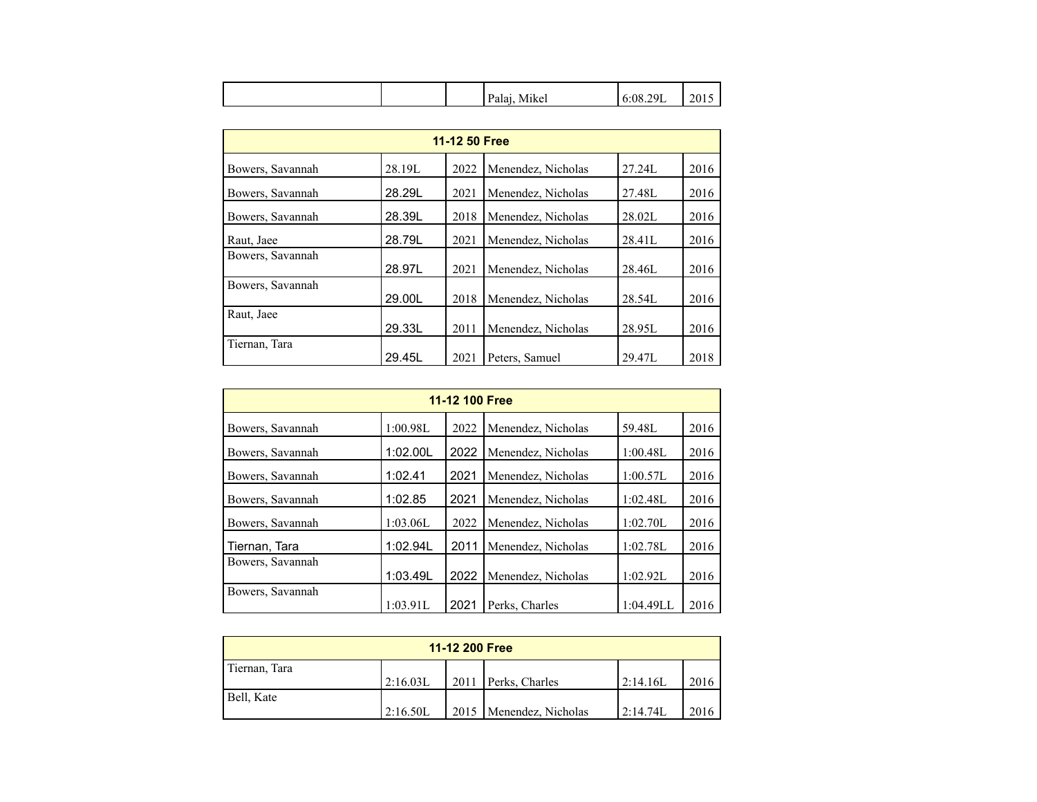| | | | Palaj, Mikel | 6:08.29L | 2015 |
|---|---|---|---|---|---|

| 11-12 50 Free | | | | | |
|---|---|---|---|---|---|
| Bowers, Savannah | 28.19L | 2022 | Menendez, Nicholas | 27.24L | 2016 |
| Bowers, Savannah | 28.29L | 2021 | Menendez, Nicholas | 27.48L | 2016 |
| Bowers, Savannah | 28.39L | 2018 | Menendez, Nicholas | 28.02L | 2016 |
| Raut, Jaee | 28.79L | 2021 | Menendez, Nicholas | 28.41L | 2016 |
| Bowers, Savannah | 28.97L | 2021 | Menendez, Nicholas | 28.46L | 2016 |
| Bowers, Savannah | 29.00L | 2018 | Menendez, Nicholas | 28.54L | 2016 |
| Raut, Jaee | 29.33L | 2011 | Menendez, Nicholas | 28.95L | 2016 |
| Tiernan, Tara | 29.45L | 2021 | Peters, Samuel | 29.47L | 2018 |

| 11-12 100 Free | | | | | |
|---|---|---|---|---|---|
| Bowers, Savannah | 1:00.98L | 2022 | Menendez, Nicholas | 59.48L | 2016 |
| Bowers, Savannah | 1:02.00L | 2022 | Menendez, Nicholas | 1:00.48L | 2016 |
| Bowers, Savannah | 1:02.41 | 2021 | Menendez, Nicholas | 1:00.57L | 2016 |
| Bowers, Savannah | 1:02.85 | 2021 | Menendez, Nicholas | 1:02.48L | 2016 |
| Bowers, Savannah | 1:03.06L | 2022 | Menendez, Nicholas | 1:02.70L | 2016 |
| Tiernan, Tara | 1:02.94L | 2011 | Menendez, Nicholas | 1:02.78L | 2016 |
| Bowers, Savannah | 1:03.49L | 2022 | Menendez, Nicholas | 1:02.92L | 2016 |
| Bowers, Savannah | 1:03.91L | 2021 | Perks, Charles | 1:04.49LL | 2016 |

| 11-12 200 Free | | | | | |
|---|---|---|---|---|---|
| Tiernan, Tara | 2:16.03L | 2011 | Perks, Charles | 2:14.16L | 2016 |
| Bell, Kate | 2:16.50L | 2015 | Menendez, Nicholas | 2:14.74L | 2016 |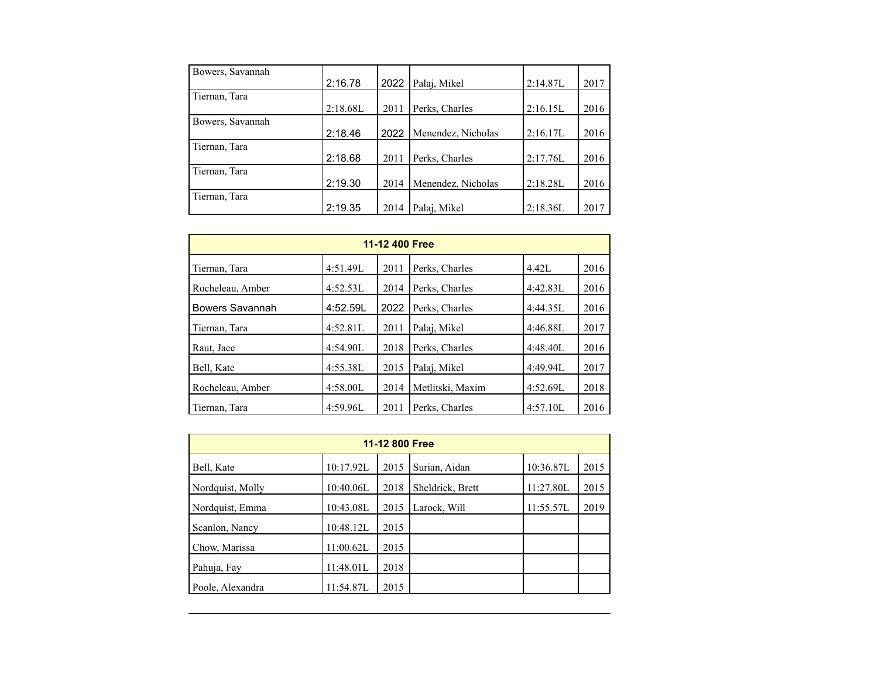| | | | | | |
|---|---|---|---|---|---|
| Bowers, Savannah | 2:16.78 | 2022 | Palaj, Mikel | 2:14.87L | 2017 |
| Tiernan, Tara | 2:18.68L | 2011 | Perks, Charles | 2:16.15L | 2016 |
| Bowers, Savannah | 2:18.46 | 2022 | Menendez, Nicholas | 2:16.17L | 2016 |
| Tiernan, Tara | 2:18.68 | 2011 | Perks, Charles | 2:17.76L | 2016 |
| Tiernan, Tara | 2:19.30 | 2014 | Menendez, Nicholas | 2:18.28L | 2016 |
| Tiernan, Tara | 2:19.35 | 2014 | Palaj, Mikel | 2:18.36L | 2017 |

| **11-12 400 Free** | | | | | |
|---|---|---|---|---|---|
| Tiernan, Tara | 4:51.49L | 2011 | Perks, Charles | 4.42L | 2016 |
| Rocheleau, Amber | 4:52.53L | 2014 | Perks, Charles | 4:42.83L | 2016 |
| Bowers Savannah | 4:52.59L | 2022 | Perks, Charles | 4:44.35L | 2016 |
| Tiernan, Tara | 4:52.81L | 2011 | Palaj, Mikel | 4:46.88L | 2017 |
| Raut, Jaee | 4:54.90L | 2018 | Perks, Charles | 4:48.40L | 2016 |
| Bell, Kate | 4:55.38L | 2015 | Palaj, Mikel | 4:49.94L | 2017 |
| Rocheleau, Amber | 4:58.00L | 2014 | Metlitski, Maxim | 4:52.69L | 2018 |
| Tiernan, Tara | 4:59.96L | 2011 | Perks, Charles | 4:57.10L | 2016 |

| **11-12 800 Free** | | | | | |
|---|---|---|---|---|---|
| Bell, Kate | 10:17.92L | 2015 | Surian, Aidan | 10:36.87L | 2015 |
| Nordquist, Molly | 10:40.06L | 2018 | Sheldrick, Brett | 11:27.80L | 2015 |
| Nordquist, Emma | 10:43.08L | 2015 | Larock, Will | 11:55.57L | 2019 |
| Scanlon, Nancy | 10:48.12L | 2015 | | | |
| Chow, Marissa | 11:00.62L | 2015 | | | |
| Pahuja, Fay | 11:48.01L | 2018 | | | |
| Poole, Alexandra | 11:54.87L | 2015 | | | |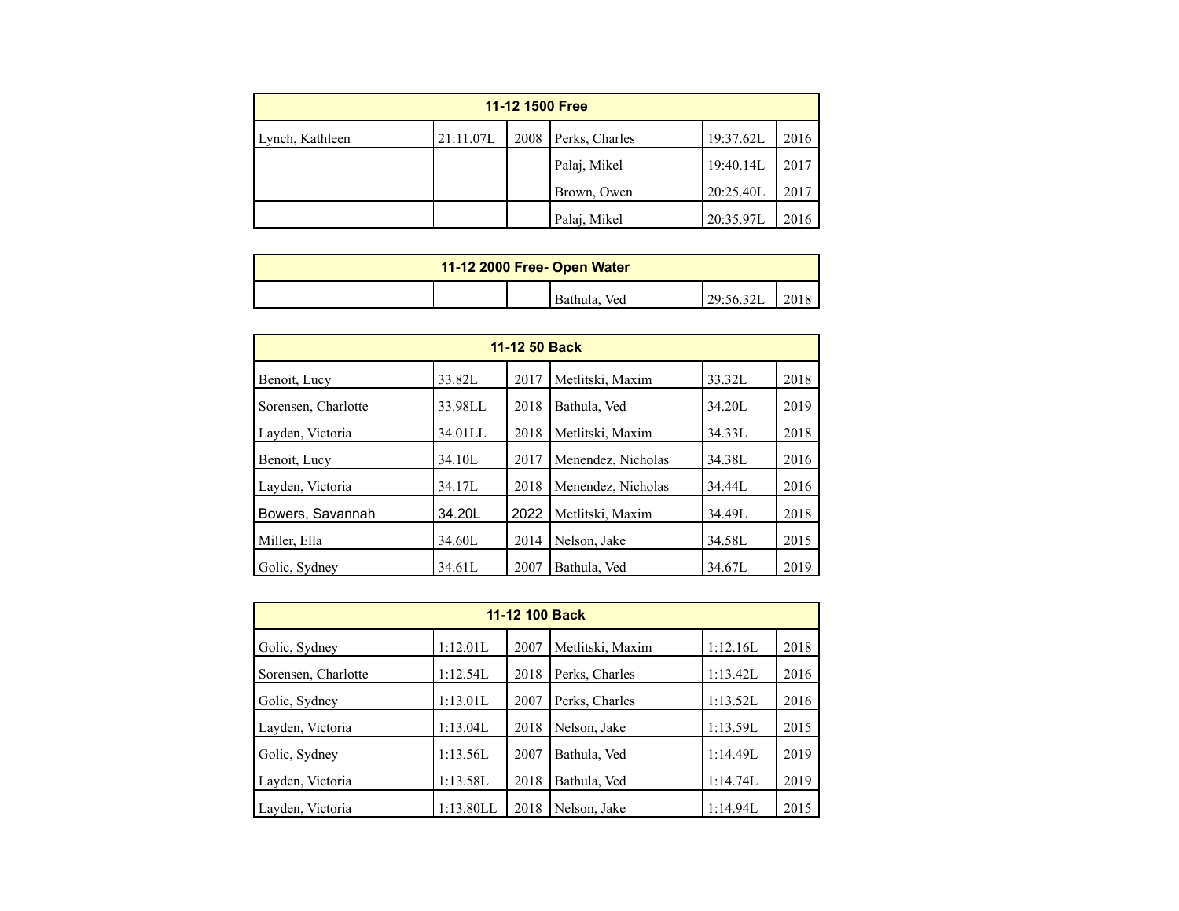| 11-12 1500 Free | | | | | |
|---|---|---|---|---|---|
| Lynch, Kathleen | 21:11.07L | 2008 | Perks, Charles | 19:37.62L | 2016 |
| | | | Palaj, Mikel | 19:40.14L | 2017 |
| | | | Brown, Owen | 20:25.40L | 2017 |
| | | | Palaj, Mikel | 20:35.97L | 2016 |

| 11-12 2000 Free- Open Water | | | | | |
|---|---|---|---|---|---|
| | | | Bathula, Ved | 29:56.32L | 2018 |

| 11-12 50 Back | | | | | |
|---|---|---|---|---|---|
| Benoit, Lucy | 33.82L | 2017 | Metlitski, Maxim | 33.32L | 2018 |
| Sorensen, Charlotte | 33.98LL | 2018 | Bathula, Ved | 34.20L | 2019 |
| Layden, Victoria | 34.01LL | 2018 | Metlitski, Maxim | 34.33L | 2018 |
| Benoit, Lucy | 34.10L | 2017 | Menendez, Nicholas | 34.38L | 2016 |
| Layden, Victoria | 34.17L | 2018 | Menendez, Nicholas | 34.44L | 2016 |
| Bowers, Savannah | 34.20L | 2022 | Metlitski, Maxim | 34.49L | 2018 |
| Miller, Ella | 34.60L | 2014 | Nelson, Jake | 34.58L | 2015 |
| Golic, Sydney | 34.61L | 2007 | Bathula, Ved | 34.67L | 2019 |

| 11-12 100 Back | | | | | |
|---|---|---|---|---|---|
| Golic, Sydney | 1:12.01L | 2007 | Metlitski, Maxim | 1:12.16L | 2018 |
| Sorensen, Charlotte | 1:12.54L | 2018 | Perks, Charles | 1:13.42L | 2016 |
| Golic, Sydney | 1:13.01L | 2007 | Perks, Charles | 1:13.52L | 2016 |
| Layden, Victoria | 1:13.04L | 2018 | Nelson, Jake | 1:13.59L | 2015 |
| Golic, Sydney | 1:13.56L | 2007 | Bathula, Ved | 1:14.49L | 2019 |
| Layden, Victoria | 1:13.58L | 2018 | Bathula, Ved | 1:14.74L | 2019 |
| Layden, Victoria | 1:13.80LL | 2018 | Nelson, Jake | 1:14.94L | 2015 |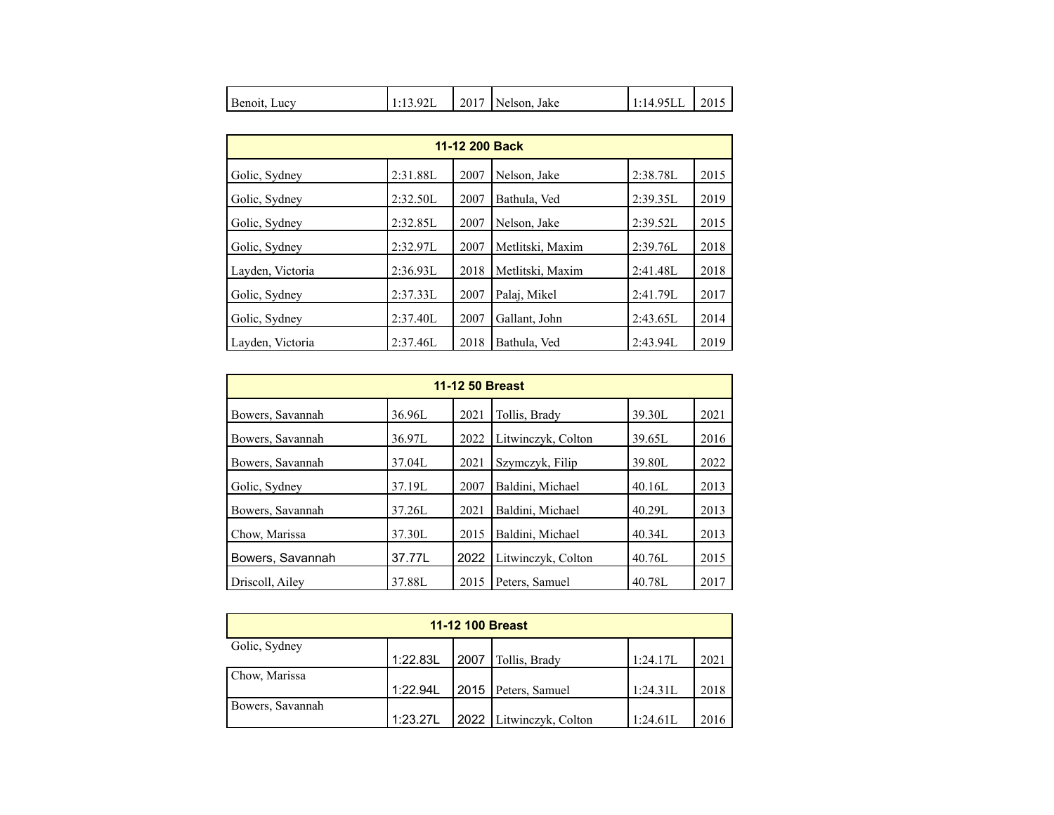| | | | | | |
|---|---|---|---|---|---|
| Benoit, Lucy | 1:13.92L | 2017 | Nelson, Jake | 1:14.95LL | 2015 |

| 11-12 200 Back | | | | | |
|---|---|---|---|---|---|
| Golic, Sydney | 2:31.88L | 2007 | Nelson, Jake | 2:38.78L | 2015 |
| Golic, Sydney | 2:32.50L | 2007 | Bathula, Ved | 2:39.35L | 2019 |
| Golic, Sydney | 2:32.85L | 2007 | Nelson, Jake | 2:39.52L | 2015 |
| Golic, Sydney | 2:32.97L | 2007 | Metlitski, Maxim | 2:39.76L | 2018 |
| Layden, Victoria | 2:36.93L | 2018 | Metlitski, Maxim | 2:41.48L | 2018 |
| Golic, Sydney | 2:37.33L | 2007 | Palaj, Mikel | 2:41.79L | 2017 |
| Golic, Sydney | 2:37.40L | 2007 | Gallant, John | 2:43.65L | 2014 |
| Layden, Victoria | 2:37.46L | 2018 | Bathula, Ved | 2:43.94L | 2019 |

| 11-12 50 Breast | | | | | |
|---|---|---|---|---|---|
| Bowers, Savannah | 36.96L | 2021 | Tollis, Brady | 39.30L | 2021 |
| Bowers, Savannah | 36.97L | 2022 | Litwinczyk, Colton | 39.65L | 2016 |
| Bowers, Savannah | 37.04L | 2021 | Szymczyk, Filip | 39.80L | 2022 |
| Golic, Sydney | 37.19L | 2007 | Baldini, Michael | 40.16L | 2013 |
| Bowers, Savannah | 37.26L | 2021 | Baldini, Michael | 40.29L | 2013 |
| Chow, Marissa | 37.30L | 2015 | Baldini, Michael | 40.34L | 2013 |
| Bowers, Savannah | 37.77L | 2022 | Litwinczyk, Colton | 40.76L | 2015 |
| Driscoll, Ailey | 37.88L | 2015 | Peters, Samuel | 40.78L | 2017 |

| 11-12 100 Breast | | | | | |
|---|---|---|---|---|---|
| Golic, Sydney | 1:22.83L | 2007 | Tollis, Brady | 1:24.17L | 2021 |
| Chow, Marissa | 1:22.94L | 2015 | Peters, Samuel | 1:24.31L | 2018 |
| Bowers, Savannah | 1:23.27L | 2022 | Litwinczyk, Colton | 1:24.61L | 2016 |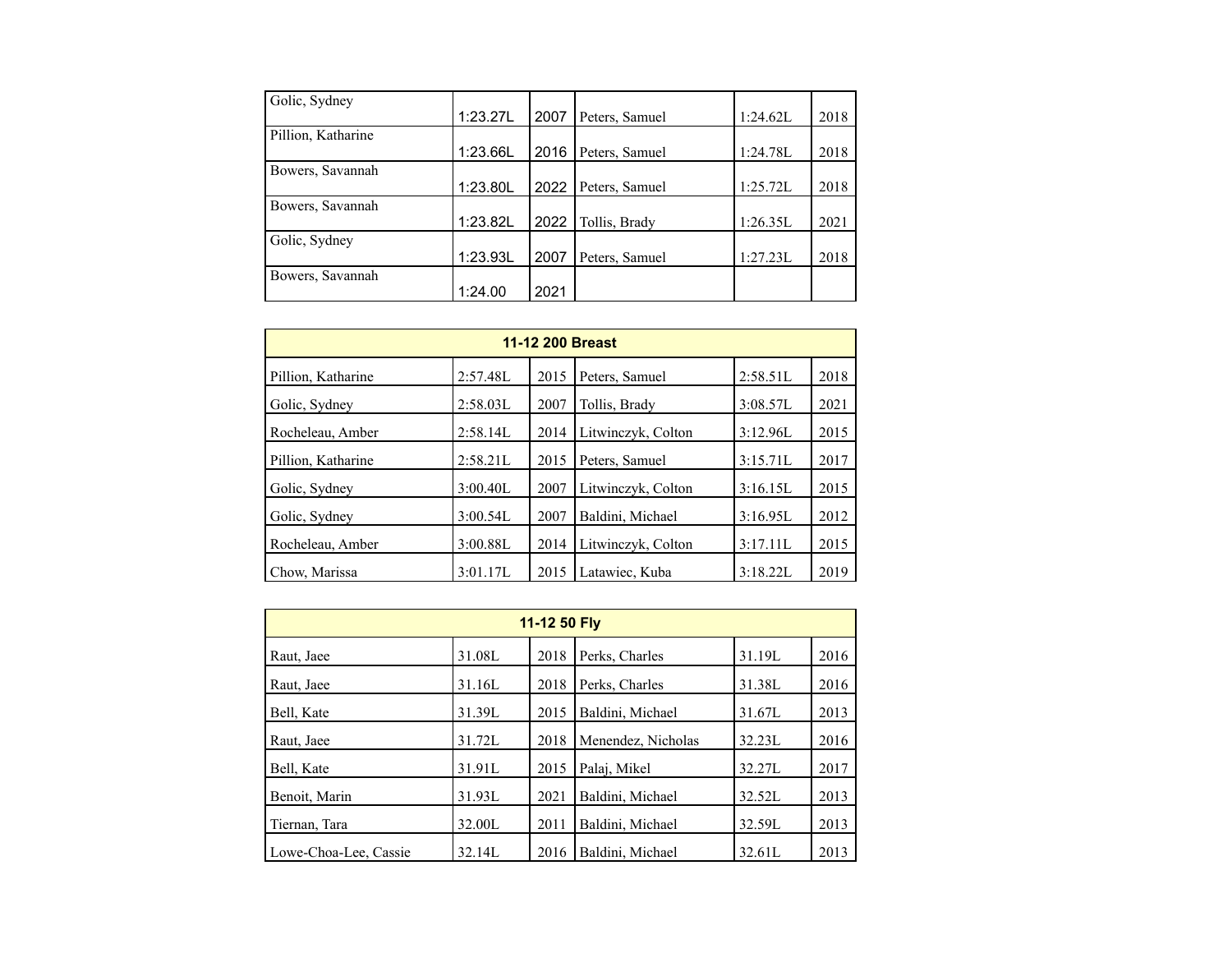| | | | | | |
|---|---|---|---|---|---|
| Golic, Sydney | 1:23.27L | 2007 | Peters, Samuel | 1:24.62L | 2018 |
| Pillion, Katharine | 1:23.66L | 2016 | Peters, Samuel | 1:24.78L | 2018 |
| Bowers, Savannah | 1:23.80L | 2022 | Peters, Samuel | 1:25.72L | 2018 |
| Bowers, Savannah | 1:23.82L | 2022 | Tollis, Brady | 1:26.35L | 2021 |
| Golic, Sydney | 1:23.93L | 2007 | Peters, Samuel | 1:27.23L | 2018 |
| Bowers, Savannah | 1:24.00 | 2021 | | | |

| **11-12 200 Breast** | | | | | |
|---|---|---|---|---|---|
| Pillion, Katharine | 2:57.48L | 2015 | Peters, Samuel | 2:58.51L | 2018 |
| Golic, Sydney | 2:58.03L | 2007 | Tollis, Brady | 3:08.57L | 2021 |
| Rocheleau, Amber | 2:58.14L | 2014 | Litwinczyk, Colton | 3:12.96L | 2015 |
| Pillion, Katharine | 2:58.21L | 2015 | Peters, Samuel | 3:15.71L | 2017 |
| Golic, Sydney | 3:00.40L | 2007 | Litwinczyk, Colton | 3:16.15L | 2015 |
| Golic, Sydney | 3:00.54L | 2007 | Baldini, Michael | 3:16.95L | 2012 |
| Rocheleau, Amber | 3:00.88L | 2014 | Litwinczyk, Colton | 3:17.11L | 2015 |
| Chow, Marissa | 3:01.17L | 2015 | Latawiec, Kuba | 3:18.22L | 2019 |

| **11-12 50 Fly** | | | | | |
|---|---|---|---|---|---|
| Raut, Jaee | 31.08L | 2018 | Perks, Charles | 31.19L | 2016 |
| Raut, Jaee | 31.16L | 2018 | Perks, Charles | 31.38L | 2016 |
| Bell, Kate | 31.39L | 2015 | Baldini, Michael | 31.67L | 2013 |
| Raut, Jaee | 31.72L | 2018 | Menendez, Nicholas | 32.23L | 2016 |
| Bell, Kate | 31.91L | 2015 | Palaj, Mikel | 32.27L | 2017 |
| Benoit, Marin | 31.93L | 2021 | Baldini, Michael | 32.52L | 2013 |
| Tiernan, Tara | 32.00L | 2011 | Baldini, Michael | 32.59L | 2013 |
| Lowe-Choa-Lee, Cassie | 32.14L | 2016 | Baldini, Michael | 32.61L | 2013 |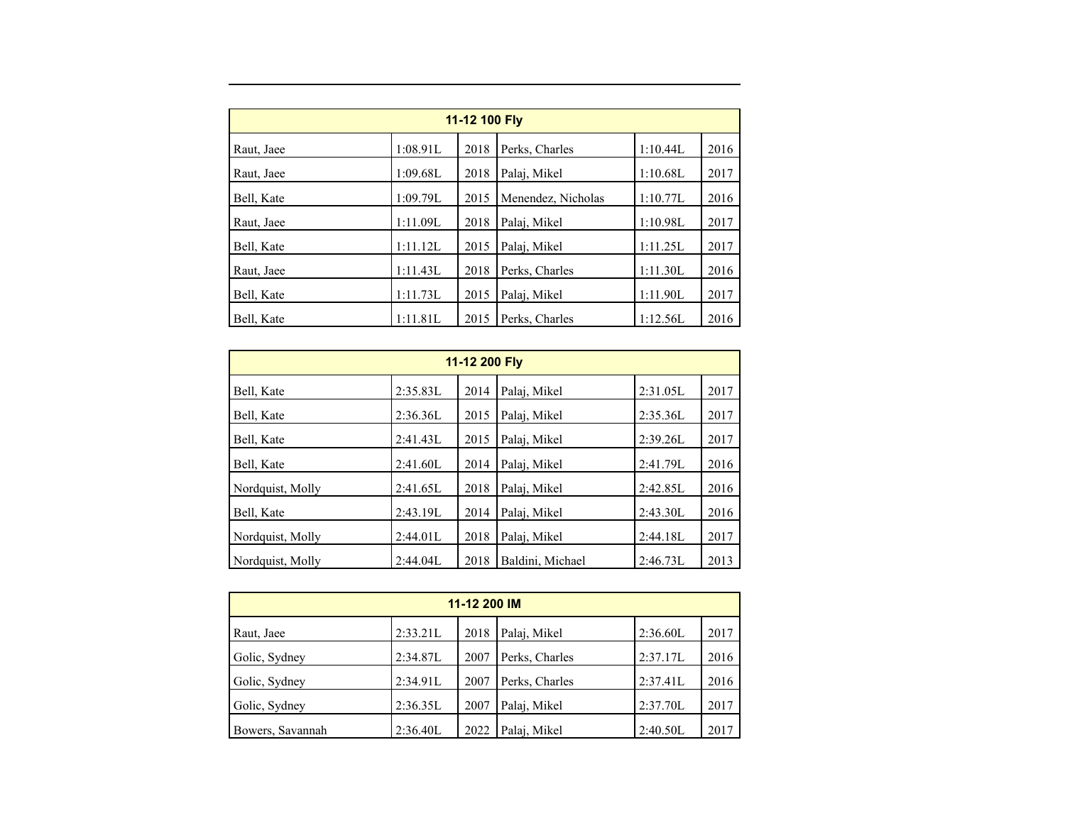| 11-12 100 Fly | | | | | |
|---|---|---|---|---|---|
| Raut, Jaee | 1:08.91L | 2018 | Perks, Charles | 1:10.44L | 2016 |
| Raut, Jaee | 1:09.68L | 2018 | Palaj, Mikel | 1:10.68L | 2017 |
| Bell, Kate | 1:09.79L | 2015 | Menendez, Nicholas | 1:10.77L | 2016 |
| Raut, Jaee | 1:11.09L | 2018 | Palaj, Mikel | 1:10.98L | 2017 |
| Bell, Kate | 1:11.12L | 2015 | Palaj, Mikel | 1:11.25L | 2017 |
| Raut, Jaee | 1:11.43L | 2018 | Perks, Charles | 1:11.30L | 2016 |
| Bell, Kate | 1:11.73L | 2015 | Palaj, Mikel | 1:11.90L | 2017 |
| Bell, Kate | 1:11.81L | 2015 | Perks, Charles | 1:12.56L | 2016 |

| 11-12 200 Fly | | | | | |
|---|---|---|---|---|---|
| Bell, Kate | 2:35.83L | 2014 | Palaj, Mikel | 2:31.05L | 2017 |
| Bell, Kate | 2:36.36L | 2015 | Palaj, Mikel | 2:35.36L | 2017 |
| Bell, Kate | 2:41.43L | 2015 | Palaj, Mikel | 2:39.26L | 2017 |
| Bell, Kate | 2:41.60L | 2014 | Palaj, Mikel | 2:41.79L | 2016 |
| Nordquist, Molly | 2:41.65L | 2018 | Palaj, Mikel | 2:42.85L | 2016 |
| Bell, Kate | 2:43.19L | 2014 | Palaj, Mikel | 2:43.30L | 2016 |
| Nordquist, Molly | 2:44.01L | 2018 | Palaj, Mikel | 2:44.18L | 2017 |
| Nordquist, Molly | 2:44.04L | 2018 | Baldini, Michael | 2:46.73L | 2013 |

| 11-12 200 IM | | | | | |
|---|---|---|---|---|---|
| Raut, Jaee | 2:33.21L | 2018 | Palaj, Mikel | 2:36.60L | 2017 |
| Golic, Sydney | 2:34.87L | 2007 | Perks, Charles | 2:37.17L | 2016 |
| Golic, Sydney | 2:34.91L | 2007 | Perks, Charles | 2:37.41L | 2016 |
| Golic, Sydney | 2:36.35L | 2007 | Palaj, Mikel | 2:37.70L | 2017 |
| Bowers, Savannah | 2:36.40L | 2022 | Palaj, Mikel | 2:40.50L | 2017 |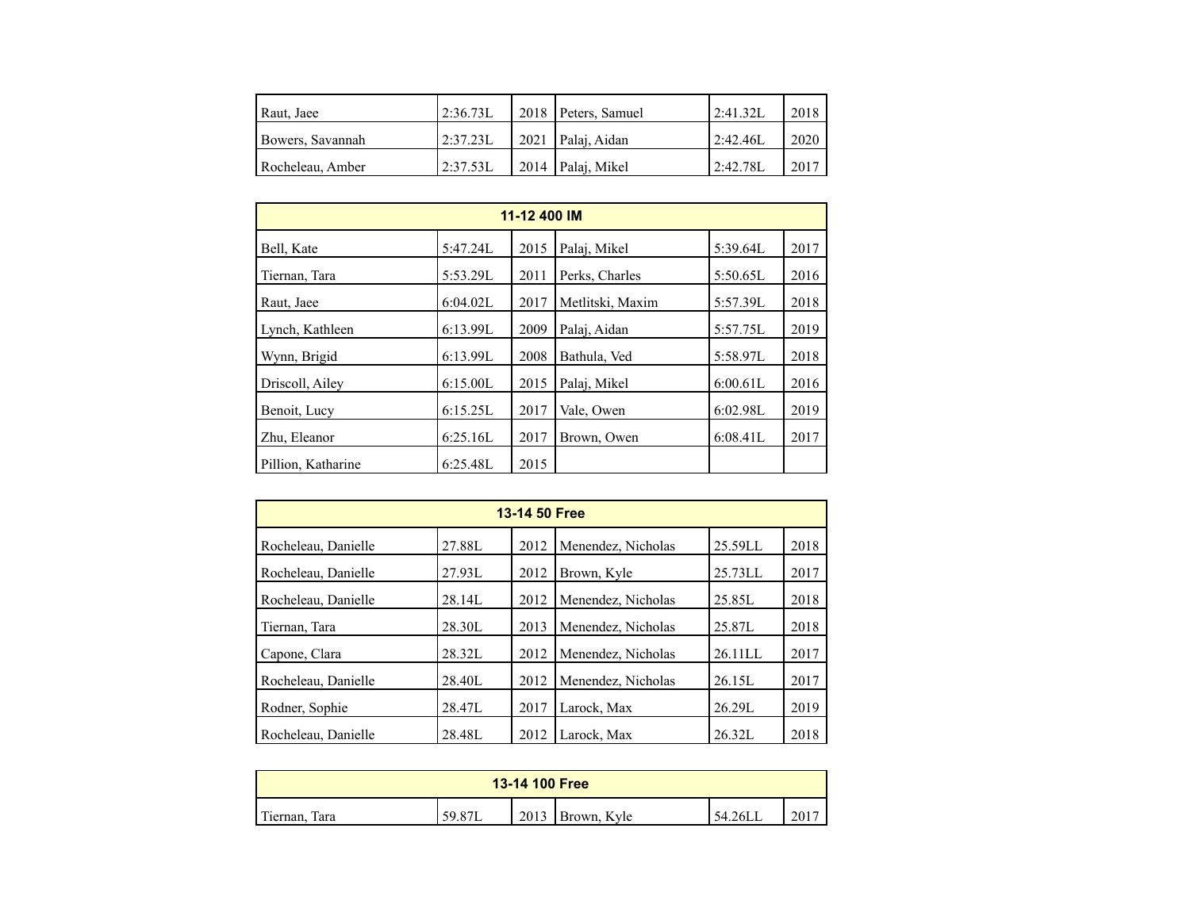| | | | | | |
|---|---|---|---|---|---|
| Raut, Jaee | 2:36.73L | 2018 | Peters, Samuel | 2:41.32L | 2018 |
| Bowers, Savannah | 2:37.23L | 2021 | Palaj, Aidan | 2:42.46L | 2020 |
| Rocheleau, Amber | 2:37.53L | 2014 | Palaj, Mikel | 2:42.78L | 2017 |

| **11-12 400 IM** | | | | | |
|---|---|---|---|---|---|
| Bell, Kate | 5:47.24L | 2015 | Palaj, Mikel | 5:39.64L | 2017 |
| Tiernan, Tara | 5:53.29L | 2011 | Perks, Charles | 5:50.65L | 2016 |
| Raut, Jaee | 6:04.02L | 2017 | Metlitski, Maxim | 5:57.39L | 2018 |
| Lynch, Kathleen | 6:13.99L | 2009 | Palaj, Aidan | 5:57.75L | 2019 |
| Wynn, Brigid | 6:13.99L | 2008 | Bathula, Ved | 5:58.97L | 2018 |
| Driscoll, Ailey | 6:15.00L | 2015 | Palaj, Mikel | 6:00.61L | 2016 |
| Benoit, Lucy | 6:15.25L | 2017 | Vale, Owen | 6:02.98L | 2019 |
| Zhu, Eleanor | 6:25.16L | 2017 | Brown, Owen | 6:08.41L | 2017 |
| Pillion, Katharine | 6:25.48L | 2015 | | | |

| **13-14 50 Free** | | | | | |
|---|---|---|---|---|---|
| Rocheleau, Danielle | 27.88L | 2012 | Menendez, Nicholas | 25.59LL | 2018 |
| Rocheleau, Danielle | 27.93L | 2012 | Brown, Kyle | 25.73LL | 2017 |
| Rocheleau, Danielle | 28.14L | 2012 | Menendez, Nicholas | 25.85L | 2018 |
| Tiernan, Tara | 28.30L | 2013 | Menendez, Nicholas | 25.87L | 2018 |
| Capone, Clara | 28.32L | 2012 | Menendez, Nicholas | 26.11LL | 2017 |
| Rocheleau, Danielle | 28.40L | 2012 | Menendez, Nicholas | 26.15L | 2017 |
| Rodner, Sophie | 28.47L | 2017 | Larock, Max | 26.29L | 2019 |
| Rocheleau, Danielle | 28.48L | 2012 | Larock, Max | 26.32L | 2018 |

| **13-14 100 Free** | | | | | |
|---|---|---|---|---|---|
| Tiernan, Tara | 59.87L | 2013 | Brown, Kyle | 54.26LL | 2017 |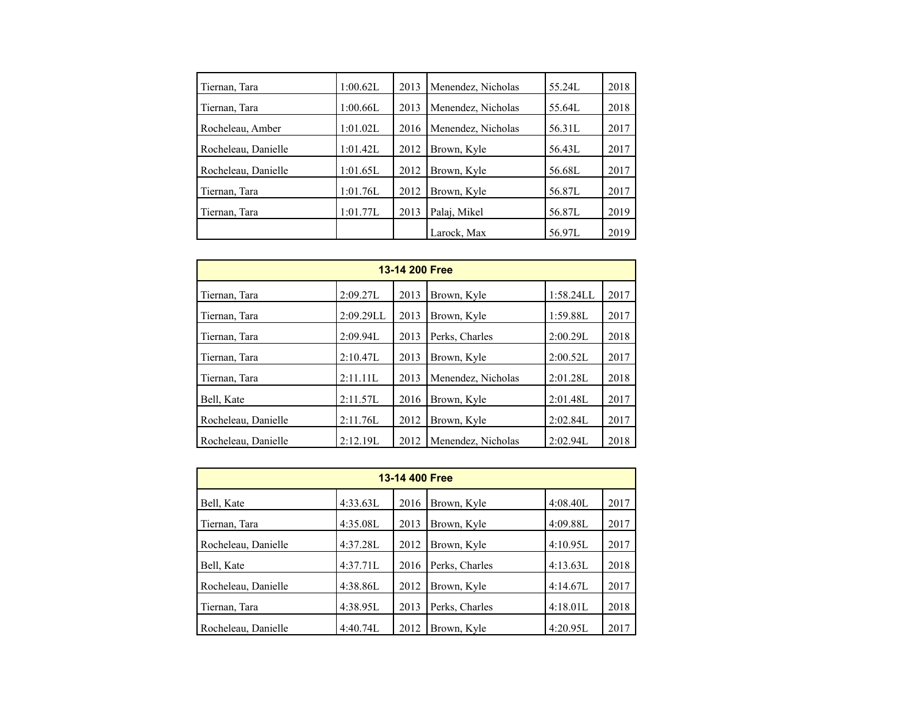| | | | | | |
|---|---|---|---|---|---|
| Tiernan, Tara | 1:00.62L | 2013 | Menendez, Nicholas | 55.24L | 2018 |
| Tiernan, Tara | 1:00.66L | 2013 | Menendez, Nicholas | 55.64L | 2018 |
| Rocheleau, Amber | 1:01.02L | 2016 | Menendez, Nicholas | 56.31L | 2017 |
| Rocheleau, Danielle | 1:01.42L | 2012 | Brown, Kyle | 56.43L | 2017 |
| Rocheleau, Danielle | 1:01.65L | 2012 | Brown, Kyle | 56.68L | 2017 |
| Tiernan, Tara | 1:01.76L | 2012 | Brown, Kyle | 56.87L | 2017 |
| Tiernan, Tara | 1:01.77L | 2013 | Palaj, Mikel | 56.87L | 2019 |
| | | | Larock, Max | 56.97L | 2019 |

| 13-14 200 Free | | | | | |
|---|---|---|---|---|---|
| Tiernan, Tara | 2:09.27L | 2013 | Brown, Kyle | 1:58.24LL | 2017 |
| Tiernan, Tara | 2:09.29LL | 2013 | Brown, Kyle | 1:59.88L | 2017 |
| Tiernan, Tara | 2:09.94L | 2013 | Perks, Charles | 2:00.29L | 2018 |
| Tiernan, Tara | 2:10.47L | 2013 | Brown, Kyle | 2:00.52L | 2017 |
| Tiernan, Tara | 2:11.11L | 2013 | Menendez, Nicholas | 2:01.28L | 2018 |
| Bell, Kate | 2:11.57L | 2016 | Brown, Kyle | 2:01.48L | 2017 |
| Rocheleau, Danielle | 2:11.76L | 2012 | Brown, Kyle | 2:02.84L | 2017 |
| Rocheleau, Danielle | 2:12.19L | 2012 | Menendez, Nicholas | 2:02.94L | 2018 |

| 13-14 400 Free | | | | | |
|---|---|---|---|---|---|
| Bell, Kate | 4:33.63L | 2016 | Brown, Kyle | 4:08.40L | 2017 |
| Tiernan, Tara | 4:35.08L | 2013 | Brown, Kyle | 4:09.88L | 2017 |
| Rocheleau, Danielle | 4:37.28L | 2012 | Brown, Kyle | 4:10.95L | 2017 |
| Bell, Kate | 4:37.71L | 2016 | Perks, Charles | 4:13.63L | 2018 |
| Rocheleau, Danielle | 4:38.86L | 2012 | Brown, Kyle | 4:14.67L | 2017 |
| Tiernan, Tara | 4:38.95L | 2013 | Perks, Charles | 4:18.01L | 2018 |
| Rocheleau, Danielle | 4:40.74L | 2012 | Brown, Kyle | 4:20.95L | 2017 |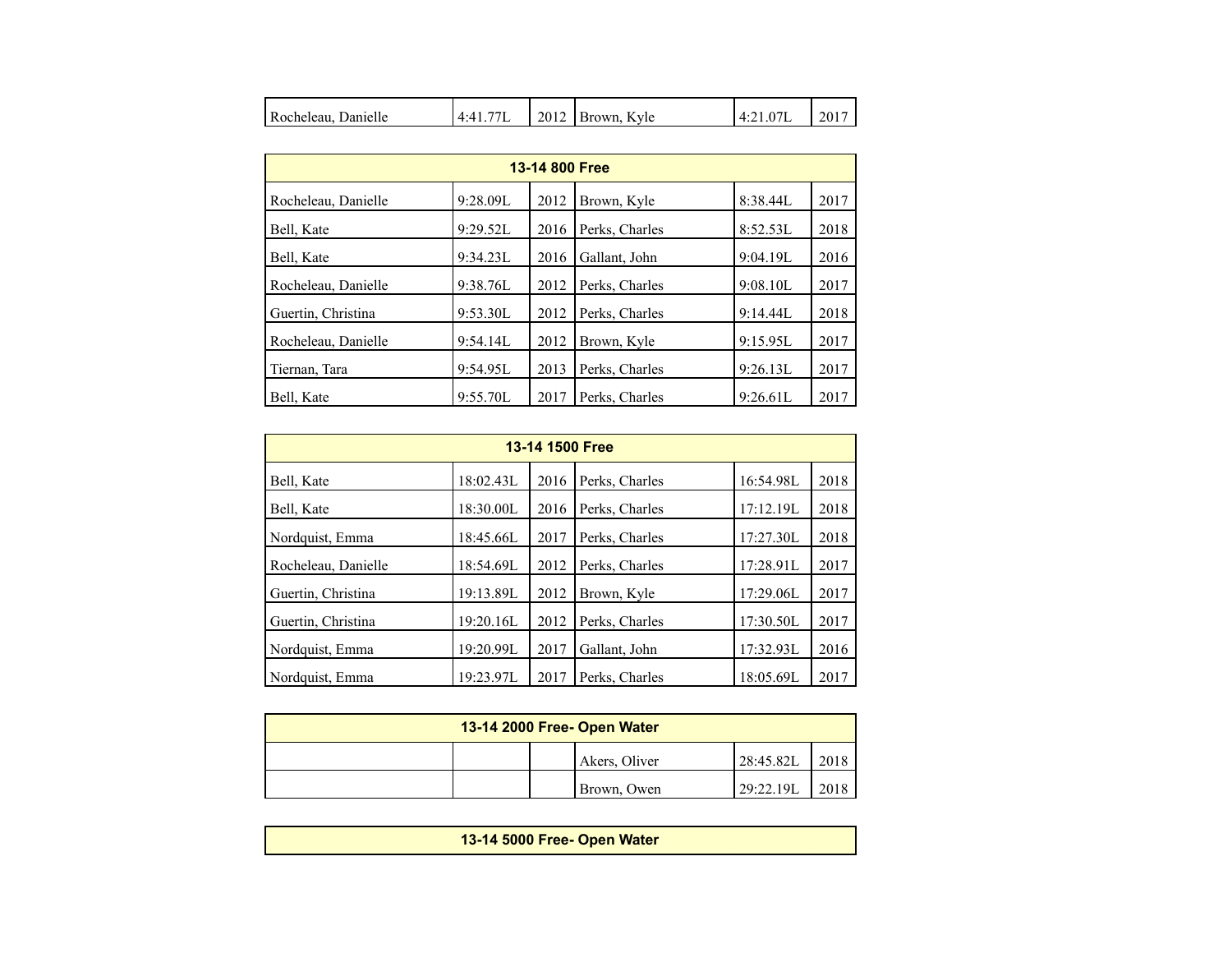| | | | | | |
|---|---|---|---|---|---|
| Rocheleau, Danielle | 4:41.77L | 2012 | Brown, Kyle | 4:21.07L | 2017 |

| 13-14 800 Free | | | | | |
|---|---|---|---|---|---|
| Rocheleau, Danielle | 9:28.09L | 2012 | Brown, Kyle | 8:38.44L | 2017 |
| Bell, Kate | 9:29.52L | 2016 | Perks, Charles | 8:52.53L | 2018 |
| Bell, Kate | 9:34.23L | 2016 | Gallant, John | 9:04.19L | 2016 |
| Rocheleau, Danielle | 9:38.76L | 2012 | Perks, Charles | 9:08.10L | 2017 |
| Guertin, Christina | 9:53.30L | 2012 | Perks, Charles | 9:14.44L | 2018 |
| Rocheleau, Danielle | 9:54.14L | 2012 | Brown, Kyle | 9:15.95L | 2017 |
| Tiernan, Tara | 9:54.95L | 2013 | Perks, Charles | 9:26.13L | 2017 |
| Bell, Kate | 9:55.70L | 2017 | Perks, Charles | 9:26.61L | 2017 |

| 13-14 1500 Free | | | | | |
|---|---|---|---|---|---|
| Bell, Kate | 18:02.43L | 2016 | Perks, Charles | 16:54.98L | 2018 |
| Bell, Kate | 18:30.00L | 2016 | Perks, Charles | 17:12.19L | 2018 |
| Nordquist, Emma | 18:45.66L | 2017 | Perks, Charles | 17:27.30L | 2018 |
| Rocheleau, Danielle | 18:54.69L | 2012 | Perks, Charles | 17:28.91L | 2017 |
| Guertin, Christina | 19:13.89L | 2012 | Brown, Kyle | 17:29.06L | 2017 |
| Guertin, Christina | 19:20.16L | 2012 | Perks, Charles | 17:30.50L | 2017 |
| Nordquist, Emma | 19:20.99L | 2017 | Gallant, John | 17:32.93L | 2016 |
| Nordquist, Emma | 19:23.97L | 2017 | Perks, Charles | 18:05.69L | 2017 |

| 13-14 2000 Free- Open Water | | | | | |
|---|---|---|---|---|---|
| | | | Akers, Oliver | 28:45.82L | 2018 |
| | | | Brown, Owen | 29:22.19L | 2018 |

| 13-14 5000 Free- Open Water | | | | | |
|---|---|---|---|---|---|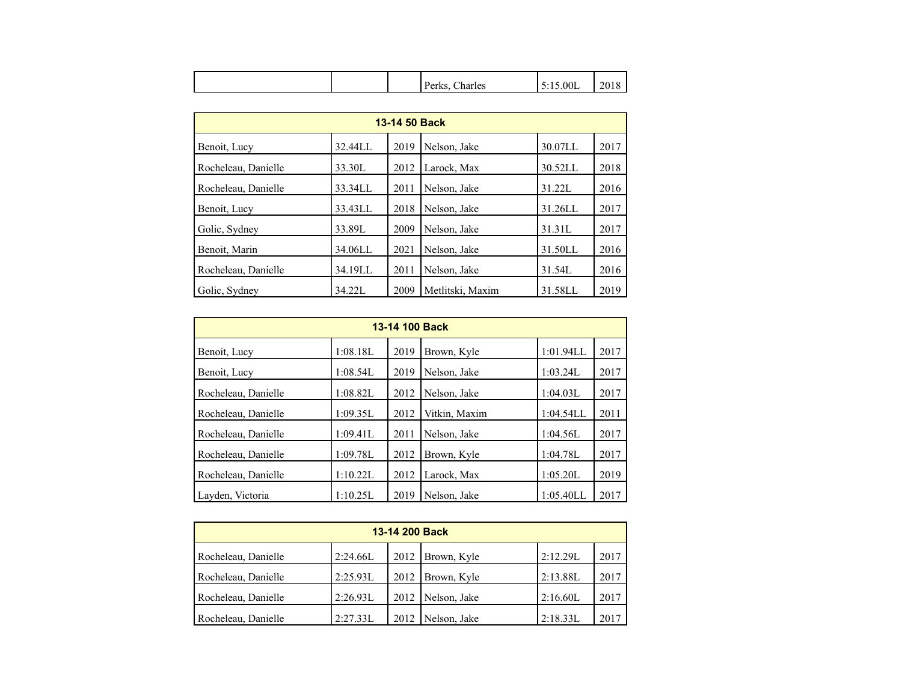| | | | Perks, Charles | 5:15.00L | 2018 |
|---|---|---|---|---|---|

| 13-14 50 Back | | | | | |
|---|---|---|---|---|---|
| Benoit, Lucy | 32.44LL | 2019 | Nelson, Jake | 30.07LL | 2017 |
| Rocheleau, Danielle | 33.30L | 2012 | Larock, Max | 30.52LL | 2018 |
| Rocheleau, Danielle | 33.34LL | 2011 | Nelson, Jake | 31.22L | 2016 |
| Benoit, Lucy | 33.43LL | 2018 | Nelson, Jake | 31.26LL | 2017 |
| Golic, Sydney | 33.89L | 2009 | Nelson, Jake | 31.31L | 2017 |
| Benoit, Marin | 34.06LL | 2021 | Nelson, Jake | 31.50LL | 2016 |
| Rocheleau, Danielle | 34.19LL | 2011 | Nelson, Jake | 31.54L | 2016 |
| Golic, Sydney | 34.22L | 2009 | Metlitski, Maxim | 31.58LL | 2019 |

| 13-14 100 Back | | | | | |
|---|---|---|---|---|---|
| Benoit, Lucy | 1:08.18L | 2019 | Brown, Kyle | 1:01.94LL | 2017 |
| Benoit, Lucy | 1:08.54L | 2019 | Nelson, Jake | 1:03.24L | 2017 |
| Rocheleau, Danielle | 1:08.82L | 2012 | Nelson, Jake | 1:04.03L | 2017 |
| Rocheleau, Danielle | 1:09.35L | 2012 | Vitkin, Maxim | 1:04.54LL | 2011 |
| Rocheleau, Danielle | 1:09.41L | 2011 | Nelson, Jake | 1:04.56L | 2017 |
| Rocheleau, Danielle | 1:09.78L | 2012 | Brown, Kyle | 1:04.78L | 2017 |
| Rocheleau, Danielle | 1:10.22L | 2012 | Larock, Max | 1:05.20L | 2019 |
| Layden, Victoria | 1:10.25L | 2019 | Nelson, Jake | 1:05.40LL | 2017 |

| 13-14 200 Back | | | | | |
|---|---|---|---|---|---|
| Rocheleau, Danielle | 2:24.66L | 2012 | Brown, Kyle | 2:12.29L | 2017 |
| Rocheleau, Danielle | 2:25.93L | 2012 | Brown, Kyle | 2:13.88L | 2017 |
| Rocheleau, Danielle | 2:26.93L | 2012 | Nelson, Jake | 2:16.60L | 2017 |
| Rocheleau, Danielle | 2:27.33L | 2012 | Nelson, Jake | 2:18.33L | 2017 |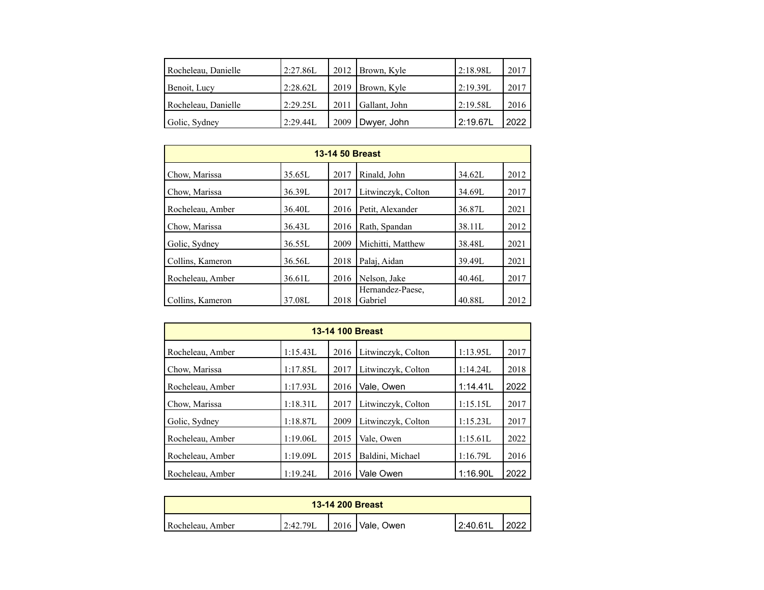| | | | | | |
|---|---|---|---|---|---|
| Rocheleau, Danielle | 2:27.86L | 2012 | Brown, Kyle | 2:18.98L | 2017 |
| Benoit, Lucy | 2:28.62L | 2019 | Brown, Kyle | 2:19.39L | 2017 |
| Rocheleau, Danielle | 2:29.25L | 2011 | Gallant, John | 2:19.58L | 2016 |
| Golic, Sydney | 2:29.44L | 2009 | Dwyer, John | 2:19.67L | 2022 |

| 13-14 50 Breast | | | | | |
|---|---|---|---|---|---|
| Chow, Marissa | 35.65L | 2017 | Rinald, John | 34.62L | 2012 |
| Chow, Marissa | 36.39L | 2017 | Litwinczyk, Colton | 34.69L | 2017 |
| Rocheleau, Amber | 36.40L | 2016 | Petit, Alexander | 36.87L | 2021 |
| Chow, Marissa | 36.43L | 2016 | Rath, Spandan | 38.11L | 2012 |
| Golic, Sydney | 36.55L | 2009 | Michitti, Matthew | 38.48L | 2021 |
| Collins, Kameron | 36.56L | 2018 | Palaj, Aidan | 39.49L | 2021 |
| Rocheleau, Amber | 36.61L | 2016 | Nelson, Jake | 40.46L | 2017 |
| Collins, Kameron | 37.08L | 2018 | Hernandez-Paese, Gabriel | 40.88L | 2012 |

| 13-14 100 Breast | | | | | |
|---|---|---|---|---|---|
| Rocheleau, Amber | 1:15.43L | 2016 | Litwinczyk, Colton | 1:13.95L | 2017 |
| Chow, Marissa | 1:17.85L | 2017 | Litwinczyk, Colton | 1:14.24L | 2018 |
| Rocheleau, Amber | 1:17.93L | 2016 | Vale, Owen | 1:14.41L | 2022 |
| Chow, Marissa | 1:18.31L | 2017 | Litwinczyk, Colton | 1:15.15L | 2017 |
| Golic, Sydney | 1:18.87L | 2009 | Litwinczyk, Colton | 1:15.23L | 2017 |
| Rocheleau, Amber | 1:19.06L | 2015 | Vale, Owen | 1:15.61L | 2022 |
| Rocheleau, Amber | 1:19.09L | 2015 | Baldini, Michael | 1:16.79L | 2016 |
| Rocheleau, Amber | 1:19.24L | 2016 | Vale Owen | 1:16.90L | 2022 |

| 13-14 200 Breast | | | | | |
|---|---|---|---|---|---|
| Rocheleau, Amber | 2:42.79L | 2016 | Vale, Owen | 2:40.61L | 2022 |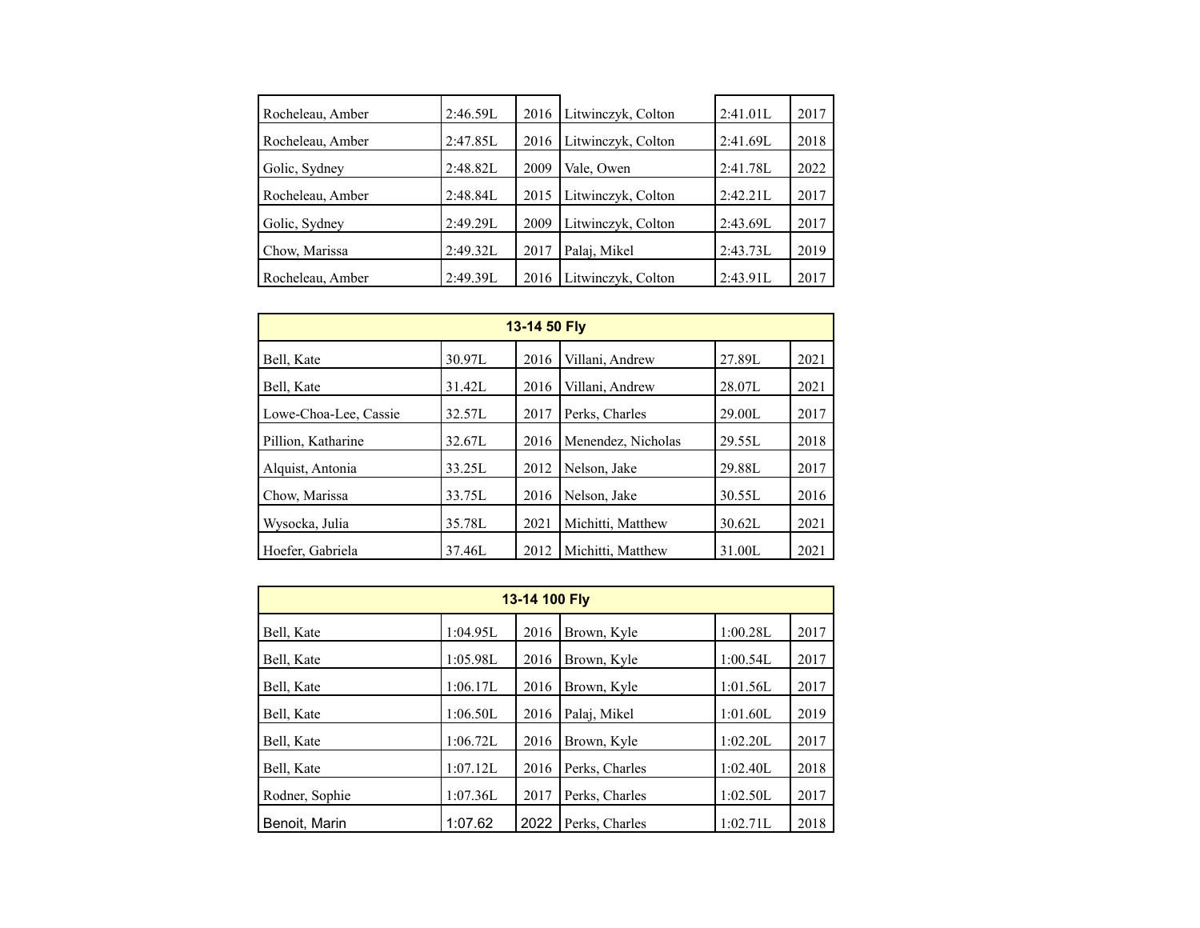| | | | | | |
|---|---|---|---|---|---|
| Rocheleau, Amber | 2:46.59L | 2016 | Litwinczyk, Colton | 2:41.01L | 2017 |
| Rocheleau, Amber | 2:47.85L | 2016 | Litwinczyk, Colton | 2:41.69L | 2018 |
| Golic, Sydney | 2:48.82L | 2009 | Vale, Owen | 2:41.78L | 2022 |
| Rocheleau, Amber | 2:48.84L | 2015 | Litwinczyk, Colton | 2:42.21L | 2017 |
| Golic, Sydney | 2:49.29L | 2009 | Litwinczyk, Colton | 2:43.69L | 2017 |
| Chow, Marissa | 2:49.32L | 2017 | Palaj, Mikel | 2:43.73L | 2019 |
| Rocheleau, Amber | 2:49.39L | 2016 | Litwinczyk, Colton | 2:43.91L | 2017 |

| **13-14 50 Fly** | | | | | |
|---|---|---|---|---|---|
| Bell, Kate | 30.97L | 2016 | Villani, Andrew | 27.89L | 2021 |
| Bell, Kate | 31.42L | 2016 | Villani, Andrew | 28.07L | 2021 |
| Lowe-Choa-Lee, Cassie | 32.57L | 2017 | Perks, Charles | 29.00L | 2017 |
| Pillion, Katharine | 32.67L | 2016 | Menendez, Nicholas | 29.55L | 2018 |
| Alquist, Antonia | 33.25L | 2012 | Nelson, Jake | 29.88L | 2017 |
| Chow, Marissa | 33.75L | 2016 | Nelson, Jake | 30.55L | 2016 |
| Wysocka, Julia | 35.78L | 2021 | Michitti, Matthew | 30.62L | 2021 |
| Hoefer, Gabriela | 37.46L | 2012 | Michitti, Matthew | 31.00L | 2021 |

| **13-14 100 Fly** | | | | | |
|---|---|---|---|---|---|
| Bell, Kate | 1:04.95L | 2016 | Brown, Kyle | 1:00.28L | 2017 |
| Bell, Kate | 1:05.98L | 2016 | Brown, Kyle | 1:00.54L | 2017 |
| Bell, Kate | 1:06.17L | 2016 | Brown, Kyle | 1:01.56L | 2017 |
| Bell, Kate | 1:06.50L | 2016 | Palaj, Mikel | 1:01.60L | 2019 |
| Bell, Kate | 1:06.72L | 2016 | Brown, Kyle | 1:02.20L | 2017 |
| Bell, Kate | 1:07.12L | 2016 | Perks, Charles | 1:02.40L | 2018 |
| Rodner, Sophie | 1:07.36L | 2017 | Perks, Charles | 1:02.50L | 2017 |
| Benoit, Marin | 1:07.62 | 2022 | Perks, Charles | 1:02.71L | 2018 |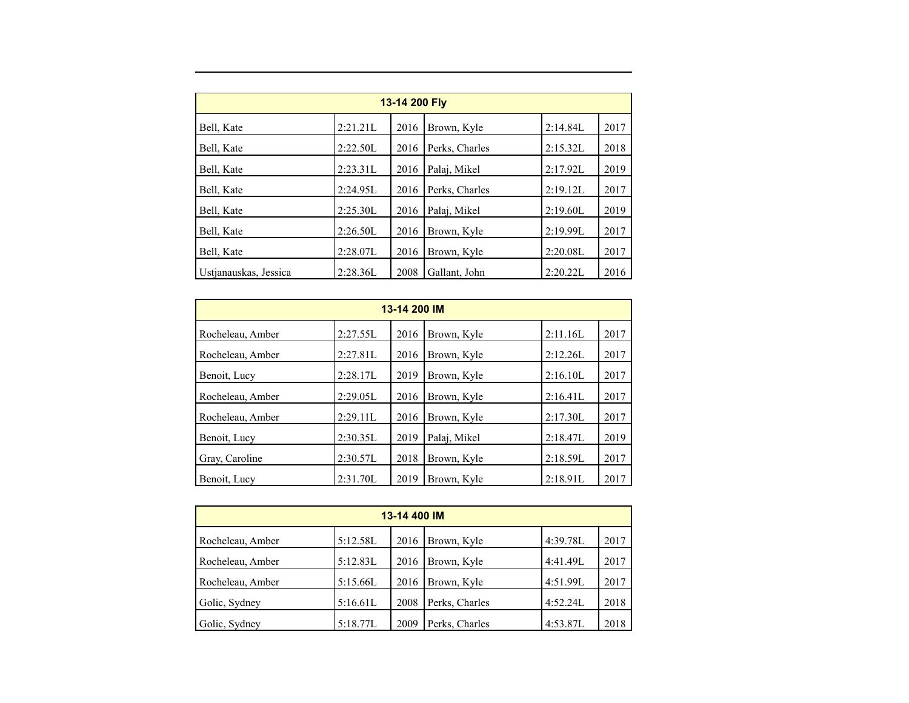| 13-14 200 Fly | | | | | |
|---|---|---|---|---|---|
| Bell, Kate | 2:21.21L | 2016 | Brown, Kyle | 2:14.84L | 2017 |
| Bell, Kate | 2:22.50L | 2016 | Perks, Charles | 2:15.32L | 2018 |
| Bell, Kate | 2:23.31L | 2016 | Palaj, Mikel | 2:17.92L | 2019 |
| Bell, Kate | 2:24.95L | 2016 | Perks, Charles | 2:19.12L | 2017 |
| Bell, Kate | 2:25.30L | 2016 | Palaj, Mikel | 2:19.60L | 2019 |
| Bell, Kate | 2:26.50L | 2016 | Brown, Kyle | 2:19.99L | 2017 |
| Bell, Kate | 2:28.07L | 2016 | Brown, Kyle | 2:20.08L | 2017 |
| Ustjanauskas, Jessica | 2:28.36L | 2008 | Gallant, John | 2:20.22L | 2016 |

| 13-14 200 IM | | | | | |
|---|---|---|---|---|---|
| Rocheleau, Amber | 2:27.55L | 2016 | Brown, Kyle | 2:11.16L | 2017 |
| Rocheleau, Amber | 2:27.81L | 2016 | Brown, Kyle | 2:12.26L | 2017 |
| Benoit, Lucy | 2:28.17L | 2019 | Brown, Kyle | 2:16.10L | 2017 |
| Rocheleau, Amber | 2:29.05L | 2016 | Brown, Kyle | 2:16.41L | 2017 |
| Rocheleau, Amber | 2:29.11L | 2016 | Brown, Kyle | 2:17.30L | 2017 |
| Benoit, Lucy | 2:30.35L | 2019 | Palaj, Mikel | 2:18.47L | 2019 |
| Gray, Caroline | 2:30.57L | 2018 | Brown, Kyle | 2:18.59L | 2017 |
| Benoit, Lucy | 2:31.70L | 2019 | Brown, Kyle | 2:18.91L | 2017 |

| 13-14 400 IM | | | | | |
|---|---|---|---|---|---|
| Rocheleau, Amber | 5:12.58L | 2016 | Brown, Kyle | 4:39.78L | 2017 |
| Rocheleau, Amber | 5:12.83L | 2016 | Brown, Kyle | 4:41.49L | 2017 |
| Rocheleau, Amber | 5:15.66L | 2016 | Brown, Kyle | 4:51.99L | 2017 |
| Golic, Sydney | 5:16.61L | 2008 | Perks, Charles | 4:52.24L | 2018 |
| Golic, Sydney | 5:18.77L | 2009 | Perks, Charles | 4:53.87L | 2018 |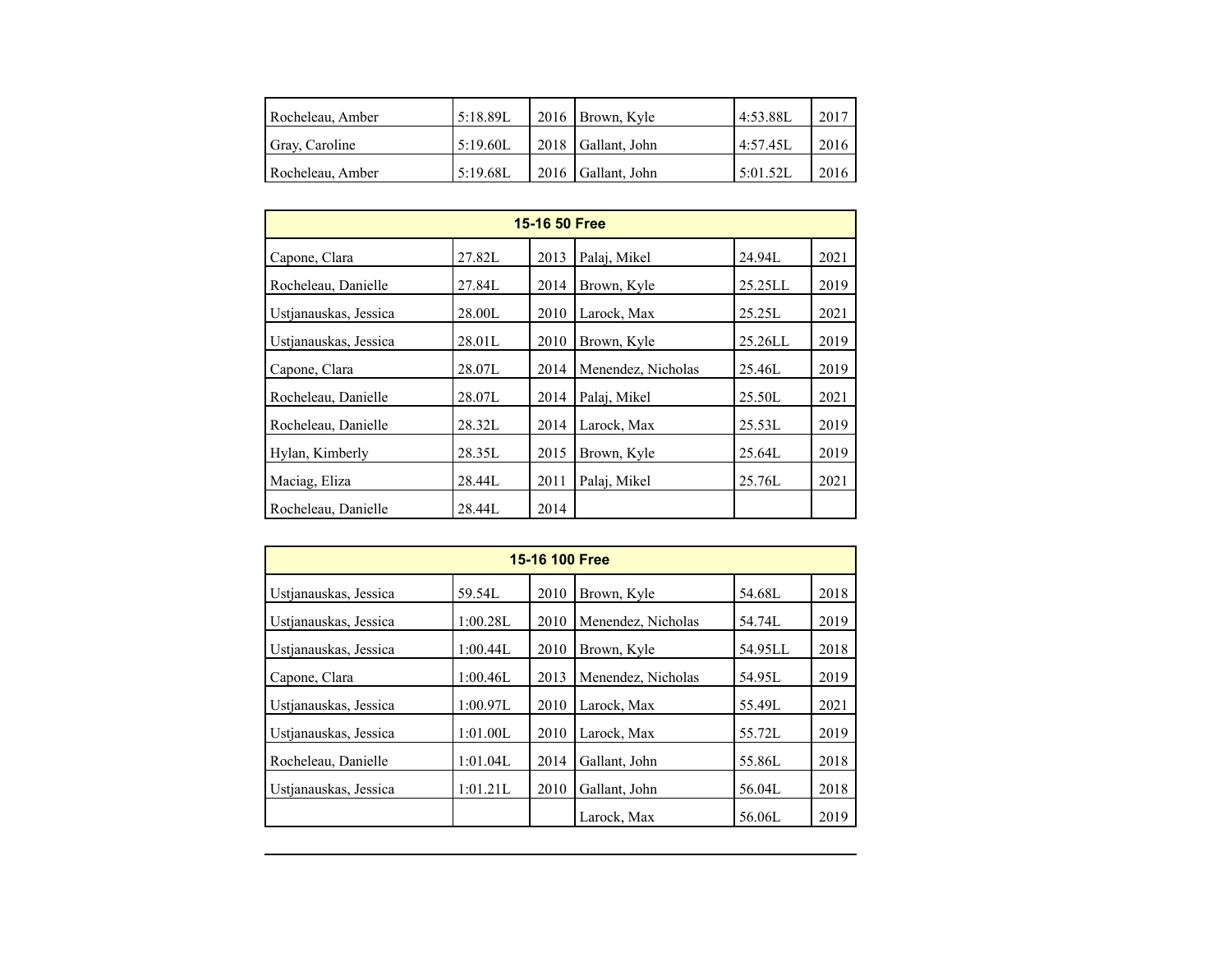| | | | | | |
|---|---|---|---|---|---|
| Rocheleau, Amber | 5:18.89L | 2016 | Brown, Kyle | 4:53.88L | 2017 |
| Gray, Caroline | 5:19.60L | 2018 | Gallant, John | 4:57.45L | 2016 |
| Rocheleau, Amber | 5:19.68L | 2016 | Gallant, John | 5:01.52L | 2016 |

| 15-16 50 Free | | | | | |
|---|---|---|---|---|---|
| Capone, Clara | 27.82L | 2013 | Palaj, Mikel | 24.94L | 2021 |
| Rocheleau, Danielle | 27.84L | 2014 | Brown, Kyle | 25.25LL | 2019 |
| Ustjanauskas, Jessica | 28.00L | 2010 | Larock, Max | 25.25L | 2021 |
| Ustjanauskas, Jessica | 28.01L | 2010 | Brown, Kyle | 25.26LL | 2019 |
| Capone, Clara | 28.07L | 2014 | Menendez, Nicholas | 25.46L | 2019 |
| Rocheleau, Danielle | 28.07L | 2014 | Palaj, Mikel | 25.50L | 2021 |
| Rocheleau, Danielle | 28.32L | 2014 | Larock, Max | 25.53L | 2019 |
| Hylan, Kimberly | 28.35L | 2015 | Brown, Kyle | 25.64L | 2019 |
| Maciag, Eliza | 28.44L | 2011 | Palaj, Mikel | 25.76L | 2021 |
| Rocheleau, Danielle | 28.44L | 2014 | | | |

| 15-16 100 Free | | | | | |
|---|---|---|---|---|---|
| Ustjanauskas, Jessica | 59.54L | 2010 | Brown, Kyle | 54.68L | 2018 |
| Ustjanauskas, Jessica | 1:00.28L | 2010 | Menendez, Nicholas | 54.74L | 2019 |
| Ustjanauskas, Jessica | 1:00.44L | 2010 | Brown, Kyle | 54.95LL | 2018 |
| Capone, Clara | 1:00.46L | 2013 | Menendez, Nicholas | 54.95L | 2019 |
| Ustjanauskas, Jessica | 1:00.97L | 2010 | Larock, Max | 55.49L | 2021 |
| Ustjanauskas, Jessica | 1:01.00L | 2010 | Larock, Max | 55.72L | 2019 |
| Rocheleau, Danielle | 1:01.04L | 2014 | Gallant, John | 55.86L | 2018 |
| Ustjanauskas, Jessica | 1:01.21L | 2010 | Gallant, John | 56.04L | 2018 |
| | | | Larock, Max | 56.06L | 2019 |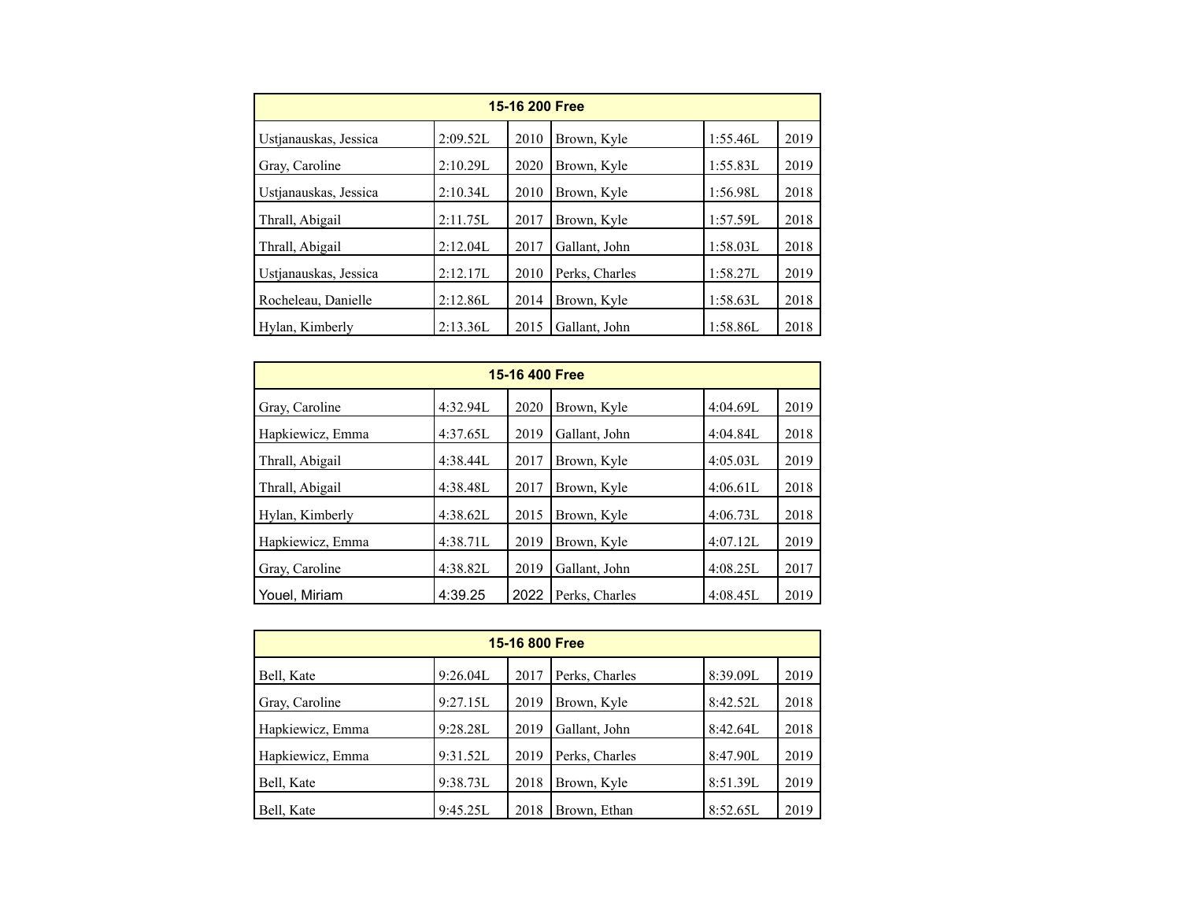| 15-16 200 Free | | | | | |
|---|---|---|---|---|---|
| Ustjanauskas, Jessica | 2:09.52L | 2010 | Brown, Kyle | 1:55.46L | 2019 |
| Gray, Caroline | 2:10.29L | 2020 | Brown, Kyle | 1:55.83L | 2019 |
| Ustjanauskas, Jessica | 2:10.34L | 2010 | Brown, Kyle | 1:56.98L | 2018 |
| Thrall, Abigail | 2:11.75L | 2017 | Brown, Kyle | 1:57.59L | 2018 |
| Thrall, Abigail | 2:12.04L | 2017 | Gallant, John | 1:58.03L | 2018 |
| Ustjanauskas, Jessica | 2:12.17L | 2010 | Perks, Charles | 1:58.27L | 2019 |
| Rocheleau, Danielle | 2:12.86L | 2014 | Brown, Kyle | 1:58.63L | 2018 |
| Hylan, Kimberly | 2:13.36L | 2015 | Gallant, John | 1:58.86L | 2018 |

| 15-16 400 Free | | | | | |
|---|---|---|---|---|---|
| Gray, Caroline | 4:32.94L | 2020 | Brown, Kyle | 4:04.69L | 2019 |
| Hapkiewicz, Emma | 4:37.65L | 2019 | Gallant, John | 4:04.84L | 2018 |
| Thrall, Abigail | 4:38.44L | 2017 | Brown, Kyle | 4:05.03L | 2019 |
| Thrall, Abigail | 4:38.48L | 2017 | Brown, Kyle | 4:06.61L | 2018 |
| Hylan, Kimberly | 4:38.62L | 2015 | Brown, Kyle | 4:06.73L | 2018 |
| Hapkiewicz, Emma | 4:38.71L | 2019 | Brown, Kyle | 4:07.12L | 2019 |
| Gray, Caroline | 4:38.82L | 2019 | Gallant, John | 4:08.25L | 2017 |
| Youel, Miriam | 4:39.25 | 2022 | Perks, Charles | 4:08.45L | 2019 |

| 15-16 800 Free | | | | | |
|---|---|---|---|---|---|
| Bell, Kate | 9:26.04L | 2017 | Perks, Charles | 8:39.09L | 2019 |
| Gray, Caroline | 9:27.15L | 2019 | Brown, Kyle | 8:42.52L | 2018 |
| Hapkiewicz, Emma | 9:28.28L | 2019 | Gallant, John | 8:42.64L | 2018 |
| Hapkiewicz, Emma | 9:31.52L | 2019 | Perks, Charles | 8:47.90L | 2019 |
| Bell, Kate | 9:38.73L | 2018 | Brown, Kyle | 8:51.39L | 2019 |
| Bell, Kate | 9:45.25L | 2018 | Brown, Ethan | 8:52.65L | 2019 |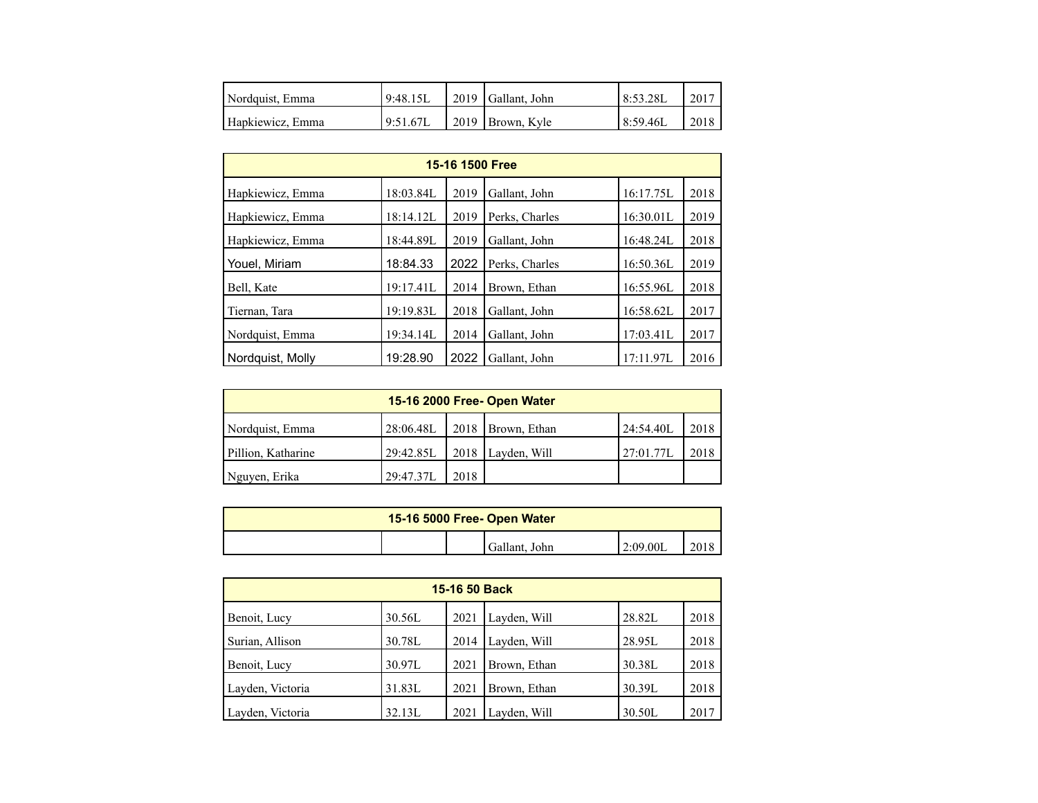| | | | | | |
|---|---|---|---|---|---|
| Nordquist, Emma | 9:48.15L | 2019 | Gallant, John | 8:53.28L | 2017 |
| Hapkiewicz, Emma | 9:51.67L | 2019 | Brown, Kyle | 8:59.46L | 2018 |

| 15-16 1500 Free | | | | | |
|---|---|---|---|---|---|
| Hapkiewicz, Emma | 18:03.84L | 2019 | Gallant, John | 16:17.75L | 2018 |
| Hapkiewicz, Emma | 18:14.12L | 2019 | Perks, Charles | 16:30.01L | 2019 |
| Hapkiewicz, Emma | 18:44.89L | 2019 | Gallant, John | 16:48.24L | 2018 |
| Youel, Miriam | 18:84.33 | 2022 | Perks, Charles | 16:50.36L | 2019 |
| Bell, Kate | 19:17.41L | 2014 | Brown, Ethan | 16:55.96L | 2018 |
| Tiernan, Tara | 19:19.83L | 2018 | Gallant, John | 16:58.62L | 2017 |
| Nordquist, Emma | 19:34.14L | 2014 | Gallant, John | 17:03.41L | 2017 |
| Nordquist, Molly | 19:28.90 | 2022 | Gallant, John | 17:11.97L | 2016 |

| 15-16 2000 Free- Open Water | | | | | |
|---|---|---|---|---|---|
| Nordquist, Emma | 28:06.48L | 2018 | Brown, Ethan | 24:54.40L | 2018 |
| Pillion, Katharine | 29:42.85L | 2018 | Layden, Will | 27:01.77L | 2018 |
| Nguyen, Erika | 29:47.37L | 2018 | | | |

| 15-16 5000 Free- Open Water | | | | | |
|---|---|---|---|---|---|
| | | | Gallant, John | 2:09.00L | 2018 |

| 15-16 50 Back | | | | | |
|---|---|---|---|---|---|
| Benoit, Lucy | 30.56L | 2021 | Layden, Will | 28.82L | 2018 |
| Surian, Allison | 30.78L | 2014 | Layden, Will | 28.95L | 2018 |
| Benoit, Lucy | 30.97L | 2021 | Brown, Ethan | 30.38L | 2018 |
| Layden, Victoria | 31.83L | 2021 | Brown, Ethan | 30.39L | 2018 |
| Layden, Victoria | 32.13L | 2021 | Layden, Will | 30.50L | 2017 |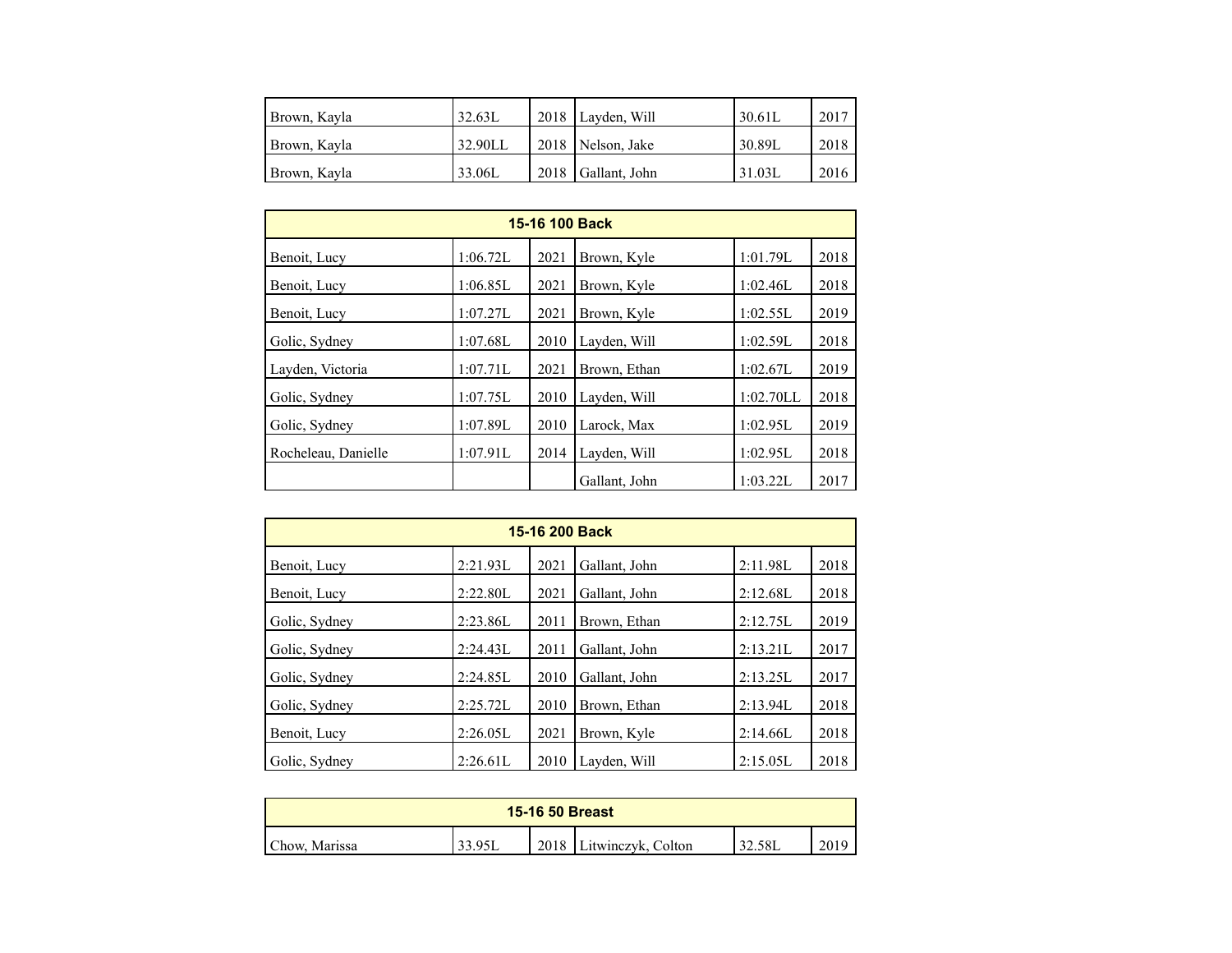| | | | | | |
|---|---|---|---|---|---|
| Brown, Kayla | 32.63L | 2018 | Layden, Will | 30.61L | 2017 |
| Brown, Kayla | 32.90LL | 2018 | Nelson, Jake | 30.89L | 2018 |
| Brown, Kayla | 33.06L | 2018 | Gallant, John | 31.03L | 2016 |

| 15-16 100 Back | | | | | |
|---|---|---|---|---|---|
| Benoit, Lucy | 1:06.72L | 2021 | Brown, Kyle | 1:01.79L | 2018 |
| Benoit, Lucy | 1:06.85L | 2021 | Brown, Kyle | 1:02.46L | 2018 |
| Benoit, Lucy | 1:07.27L | 2021 | Brown, Kyle | 1:02.55L | 2019 |
| Golic, Sydney | 1:07.68L | 2010 | Layden, Will | 1:02.59L | 2018 |
| Layden, Victoria | 1:07.71L | 2021 | Brown, Ethan | 1:02.67L | 2019 |
| Golic, Sydney | 1:07.75L | 2010 | Layden, Will | 1:02.70LL | 2018 |
| Golic, Sydney | 1:07.89L | 2010 | Larock, Max | 1:02.95L | 2019 |
| Rocheleau, Danielle | 1:07.91L | 2014 | Layden, Will | 1:02.95L | 2018 |
| | | | Gallant, John | 1:03.22L | 2017 |

| 15-16 200 Back | | | | | |
|---|---|---|---|---|---|
| Benoit, Lucy | 2:21.93L | 2021 | Gallant, John | 2:11.98L | 2018 |
| Benoit, Lucy | 2:22.80L | 2021 | Gallant, John | 2:12.68L | 2018 |
| Golic, Sydney | 2:23.86L | 2011 | Brown, Ethan | 2:12.75L | 2019 |
| Golic, Sydney | 2:24.43L | 2011 | Gallant, John | 2:13.21L | 2017 |
| Golic, Sydney | 2:24.85L | 2010 | Gallant, John | 2:13.25L | 2017 |
| Golic, Sydney | 2:25.72L | 2010 | Brown, Ethan | 2:13.94L | 2018 |
| Benoit, Lucy | 2:26.05L | 2021 | Brown, Kyle | 2:14.66L | 2018 |
| Golic, Sydney | 2:26.61L | 2010 | Layden, Will | 2:15.05L | 2018 |

| 15-16 50 Breast | | | | | |
|---|---|---|---|---|---|
| Chow, Marissa | 33.95L | 2018 | Litwinczyk, Colton | 32.58L | 2019 |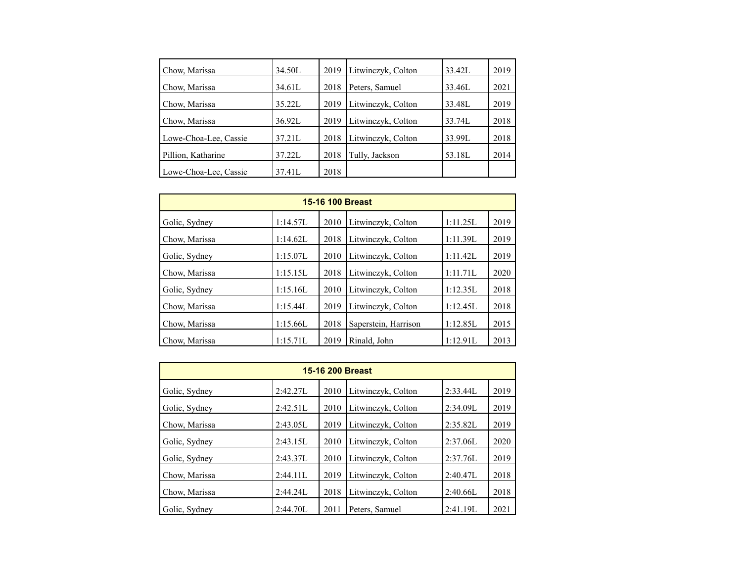| | | | | | |
|---|---|---|---|---|---|
| Chow, Marissa | 34.50L | 2019 | Litwinczyk, Colton | 33.42L | 2019 |
| Chow, Marissa | 34.61L | 2018 | Peters, Samuel | 33.46L | 2021 |
| Chow, Marissa | 35.22L | 2019 | Litwinczyk, Colton | 33.48L | 2019 |
| Chow, Marissa | 36.92L | 2019 | Litwinczyk, Colton | 33.74L | 2018 |
| Lowe-Choa-Lee, Cassie | 37.21L | 2018 | Litwinczyk, Colton | 33.99L | 2018 |
| Pillion, Katharine | 37.22L | 2018 | Tully, Jackson | 53.18L | 2014 |
| Lowe-Choa-Lee, Cassie | 37.41L | 2018 | | | |

| **15-16 100 Breast** | | | | | |
|---|---|---|---|---|---|
| Golic, Sydney | 1:14.57L | 2010 | Litwinczyk, Colton | 1:11.25L | 2019 |
| Chow, Marissa | 1:14.62L | 2018 | Litwinczyk, Colton | 1:11.39L | 2019 |
| Golic, Sydney | 1:15.07L | 2010 | Litwinczyk, Colton | 1:11.42L | 2019 |
| Chow, Marissa | 1:15.15L | 2018 | Litwinczyk, Colton | 1:11.71L | 2020 |
| Golic, Sydney | 1:15.16L | 2010 | Litwinczyk, Colton | 1:12.35L | 2018 |
| Chow, Marissa | 1:15.44L | 2019 | Litwinczyk, Colton | 1:12.45L | 2018 |
| Chow, Marissa | 1:15.66L | 2018 | Saperstein, Harrison | 1:12.85L | 2015 |
| Chow, Marissa | 1:15.71L | 2019 | Rinald, John | 1:12.91L | 2013 |

| **15-16 200 Breast** | | | | | |
|---|---|---|---|---|---|
| Golic, Sydney | 2:42.27L | 2010 | Litwinczyk, Colton | 2:33.44L | 2019 |
| Golic, Sydney | 2:42.51L | 2010 | Litwinczyk, Colton | 2:34.09L | 2019 |
| Chow, Marissa | 2:43.05L | 2019 | Litwinczyk, Colton | 2:35.82L | 2019 |
| Golic, Sydney | 2:43.15L | 2010 | Litwinczyk, Colton | 2:37.06L | 2020 |
| Golic, Sydney | 2:43.37L | 2010 | Litwinczyk, Colton | 2:37.76L | 2019 |
| Chow, Marissa | 2:44.11L | 2019 | Litwinczyk, Colton | 2:40.47L | 2018 |
| Chow, Marissa | 2:44.24L | 2018 | Litwinczyk, Colton | 2:40.66L | 2018 |
| Golic, Sydney | 2:44.70L | 2011 | Peters, Samuel | 2:41.19L | 2021 |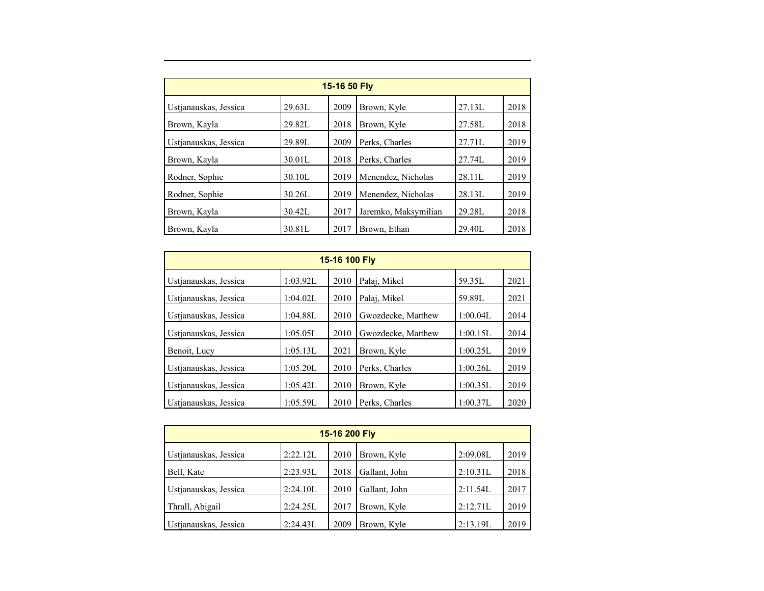| 15-16 50 Fly | | | | | |
| --- | --- | --- | --- | --- | --- |
| Ustjanauskas, Jessica | 29.63L | 2009 | Brown, Kyle | 27.13L | 2018 |
| Brown, Kayla | 29.82L | 2018 | Brown, Kyle | 27.58L | 2018 |
| Ustjanauskas, Jessica | 29.89L | 2009 | Perks, Charles | 27.71L | 2019 |
| Brown, Kayla | 30.01L | 2018 | Perks, Charles | 27.74L | 2019 |
| Rodner, Sophie | 30.10L | 2019 | Menendez, Nicholas | 28.11L | 2019 |
| Rodner, Sophie | 30.26L | 2019 | Menendez, Nicholas | 28.13L | 2019 |
| Brown, Kayla | 30.42L | 2017 | Jaremko, Maksymilian | 29.28L | 2018 |
| Brown, Kayla | 30.81L | 2017 | Brown, Ethan | 29.40L | 2018 |

| 15-16 100 Fly | | | | | |
| --- | --- | --- | --- | --- | --- |
| Ustjanauskas, Jessica | 1:03.92L | 2010 | Palaj, Mikel | 59.35L | 2021 |
| Ustjanauskas, Jessica | 1:04.02L | 2010 | Palaj, Mikel | 59.89L | 2021 |
| Ustjanauskas, Jessica | 1:04.88L | 2010 | Gwozdecke, Matthew | 1:00.04L | 2014 |
| Ustjanauskas, Jessica | 1:05.05L | 2010 | Gwozdecke, Matthew | 1:00.15L | 2014 |
| Benoit, Lucy | 1:05.13L | 2021 | Brown, Kyle | 1:00.25L | 2019 |
| Ustjanauskas, Jessica | 1:05.20L | 2010 | Perks, Charles | 1:00.26L | 2019 |
| Ustjanauskas, Jessica | 1:05.42L | 2010 | Brown, Kyle | 1:00.35L | 2019 |
| Ustjanauskas, Jessica | 1:05.59L | 2010 | Perks, Charles | 1:00.37L | 2020 |

| 15-16 200 Fly | | | | | |
| --- | --- | --- | --- | --- | --- |
| Ustjanauskas, Jessica | 2:22.12L | 2010 | Brown, Kyle | 2:09.08L | 2019 |
| Bell, Kate | 2:23.93L | 2018 | Gallant, John | 2:10.31L | 2018 |
| Ustjanauskas, Jessica | 2:24.10L | 2010 | Gallant, John | 2:11.54L | 2017 |
| Thrall, Abigail | 2:24.25L | 2017 | Brown, Kyle | 2:12.71L | 2019 |
| Ustjanauskas, Jessica | 2:24.43L | 2009 | Brown, Kyle | 2:13.19L | 2019 |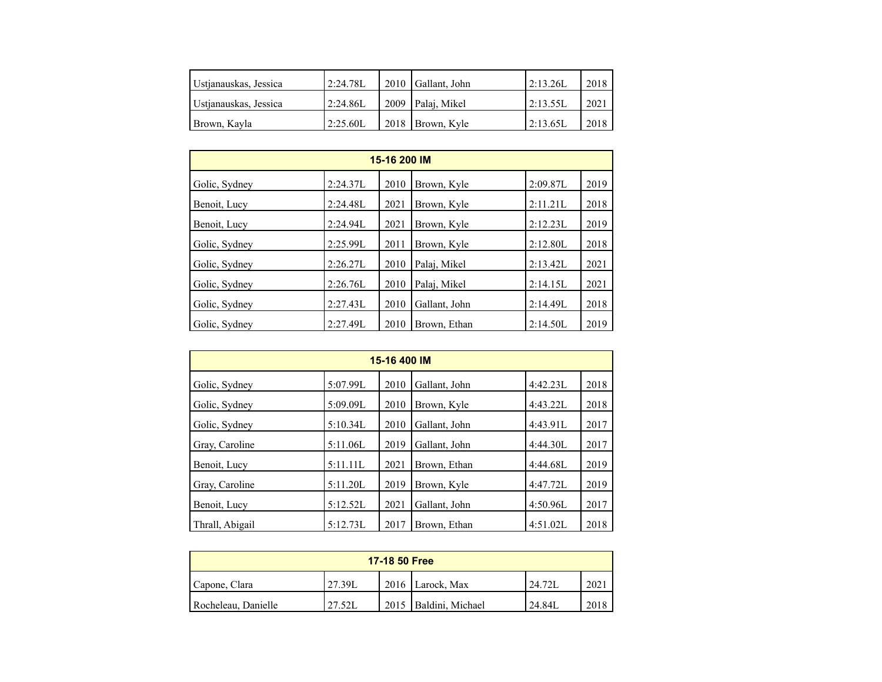| | | | | | |
|---|---|---|---|---|---|
| Ustjanauskas, Jessica | 2:24.78L | 2010 | Gallant, John | 2:13.26L | 2018 |
| Ustjanauskas, Jessica | 2:24.86L | 2009 | Palaj, Mikel | 2:13.55L | 2021 |
| Brown, Kayla | 2:25.60L | 2018 | Brown, Kyle | 2:13.65L | 2018 |

| **15-16 200 IM** | | | | | |
|---|---|---|---|---|---|
| Golic, Sydney | 2:24.37L | 2010 | Brown, Kyle | 2:09.87L | 2019 |
| Benoit, Lucy | 2:24.48L | 2021 | Brown, Kyle | 2:11.21L | 2018 |
| Benoit, Lucy | 2:24.94L | 2021 | Brown, Kyle | 2:12.23L | 2019 |
| Golic, Sydney | 2:25.99L | 2011 | Brown, Kyle | 2:12.80L | 2018 |
| Golic, Sydney | 2:26.27L | 2010 | Palaj, Mikel | 2:13.42L | 2021 |
| Golic, Sydney | 2:26.76L | 2010 | Palaj, Mikel | 2:14.15L | 2021 |
| Golic, Sydney | 2:27.43L | 2010 | Gallant, John | 2:14.49L | 2018 |
| Golic, Sydney | 2:27.49L | 2010 | Brown, Ethan | 2:14.50L | 2019 |

| **15-16 400 IM** | | | | | |
|---|---|---|---|---|---|
| Golic, Sydney | 5:07.99L | 2010 | Gallant, John | 4:42.23L | 2018 |
| Golic, Sydney | 5:09.09L | 2010 | Brown, Kyle | 4:43.22L | 2018 |
| Golic, Sydney | 5:10.34L | 2010 | Gallant, John | 4:43.91L | 2017 |
| Gray, Caroline | 5:11.06L | 2019 | Gallant, John | 4:44.30L | 2017 |
| Benoit, Lucy | 5:11.11L | 2021 | Brown, Ethan | 4:44.68L | 2019 |
| Gray, Caroline | 5:11.20L | 2019 | Brown, Kyle | 4:47.72L | 2019 |
| Benoit, Lucy | 5:12.52L | 2021 | Gallant, John | 4:50.96L | 2017 |
| Thrall, Abigail | 5:12.73L | 2017 | Brown, Ethan | 4:51.02L | 2018 |

| **17-18 50 Free** | | | | | |
|---|---|---|---|---|---|
| Capone, Clara | 27.39L | 2016 | Larock, Max | 24.72L | 2021 |
| Rocheleau, Danielle | 27.52L | 2015 | Baldini, Michael | 24.84L | 2018 |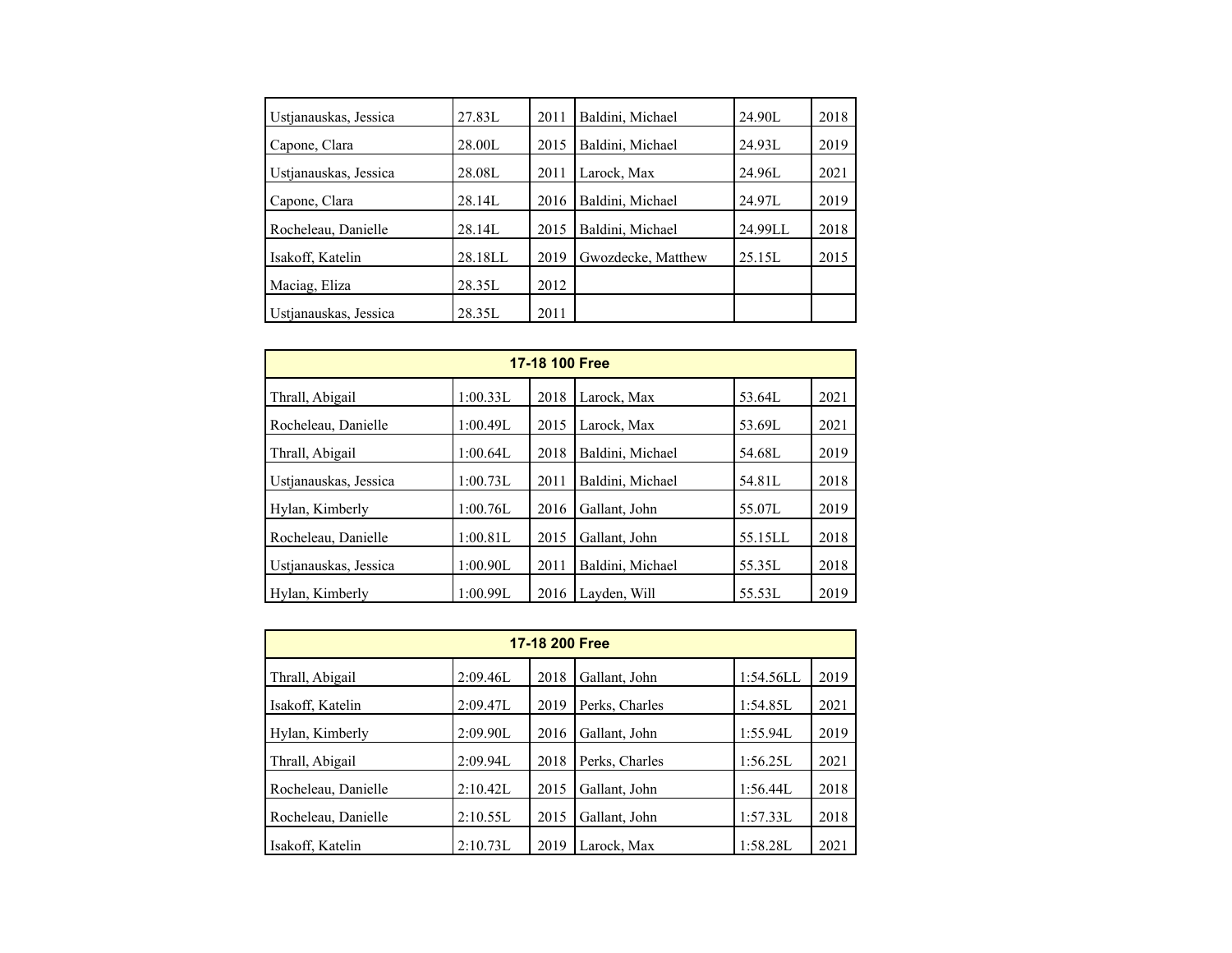| | | | | | |
|---|---|---|---|---|---|
| Ustjanauskas, Jessica | 27.83L | 2011 | Baldini, Michael | 24.90L | 2018 |
| Capone, Clara | 28.00L | 2015 | Baldini, Michael | 24.93L | 2019 |
| Ustjanauskas, Jessica | 28.08L | 2011 | Larock, Max | 24.96L | 2021 |
| Capone, Clara | 28.14L | 2016 | Baldini, Michael | 24.97L | 2019 |
| Rocheleau, Danielle | 28.14L | 2015 | Baldini, Michael | 24.99LL | 2018 |
| Isakoff, Katelin | 28.18LL | 2019 | Gwozdecke, Matthew | 25.15L | 2015 |
| Maciag, Eliza | 28.35L | 2012 | | | |
| Ustjanauskas, Jessica | 28.35L | 2011 | | | |

| **17-18 100 Free** | | | | | |
|---|---|---|---|---|---|
| Thrall, Abigail | 1:00.33L | 2018 | Larock, Max | 53.64L | 2021 |
| Rocheleau, Danielle | 1:00.49L | 2015 | Larock, Max | 53.69L | 2021 |
| Thrall, Abigail | 1:00.64L | 2018 | Baldini, Michael | 54.68L | 2019 |
| Ustjanauskas, Jessica | 1:00.73L | 2011 | Baldini, Michael | 54.81L | 2018 |
| Hylan, Kimberly | 1:00.76L | 2016 | Gallant, John | 55.07L | 2019 |
| Rocheleau, Danielle | 1:00.81L | 2015 | Gallant, John | 55.15LL | 2018 |
| Ustjanauskas, Jessica | 1:00.90L | 2011 | Baldini, Michael | 55.35L | 2018 |
| Hylan, Kimberly | 1:00.99L | 2016 | Layden, Will | 55.53L | 2019 |

| **17-18 200 Free** | | | | | |
|---|---|---|---|---|---|
| Thrall, Abigail | 2:09.46L | 2018 | Gallant, John | 1:54.56LL | 2019 |
| Isakoff, Katelin | 2:09.47L | 2019 | Perks, Charles | 1:54.85L | 2021 |
| Hylan, Kimberly | 2:09.90L | 2016 | Gallant, John | 1:55.94L | 2019 |
| Thrall, Abigail | 2:09.94L | 2018 | Perks, Charles | 1:56.25L | 2021 |
| Rocheleau, Danielle | 2:10.42L | 2015 | Gallant, John | 1:56.44L | 2018 |
| Rocheleau, Danielle | 2:10.55L | 2015 | Gallant, John | 1:57.33L | 2018 |
| Isakoff, Katelin | 2:10.73L | 2019 | Larock, Max | 1:58.28L | 2021 |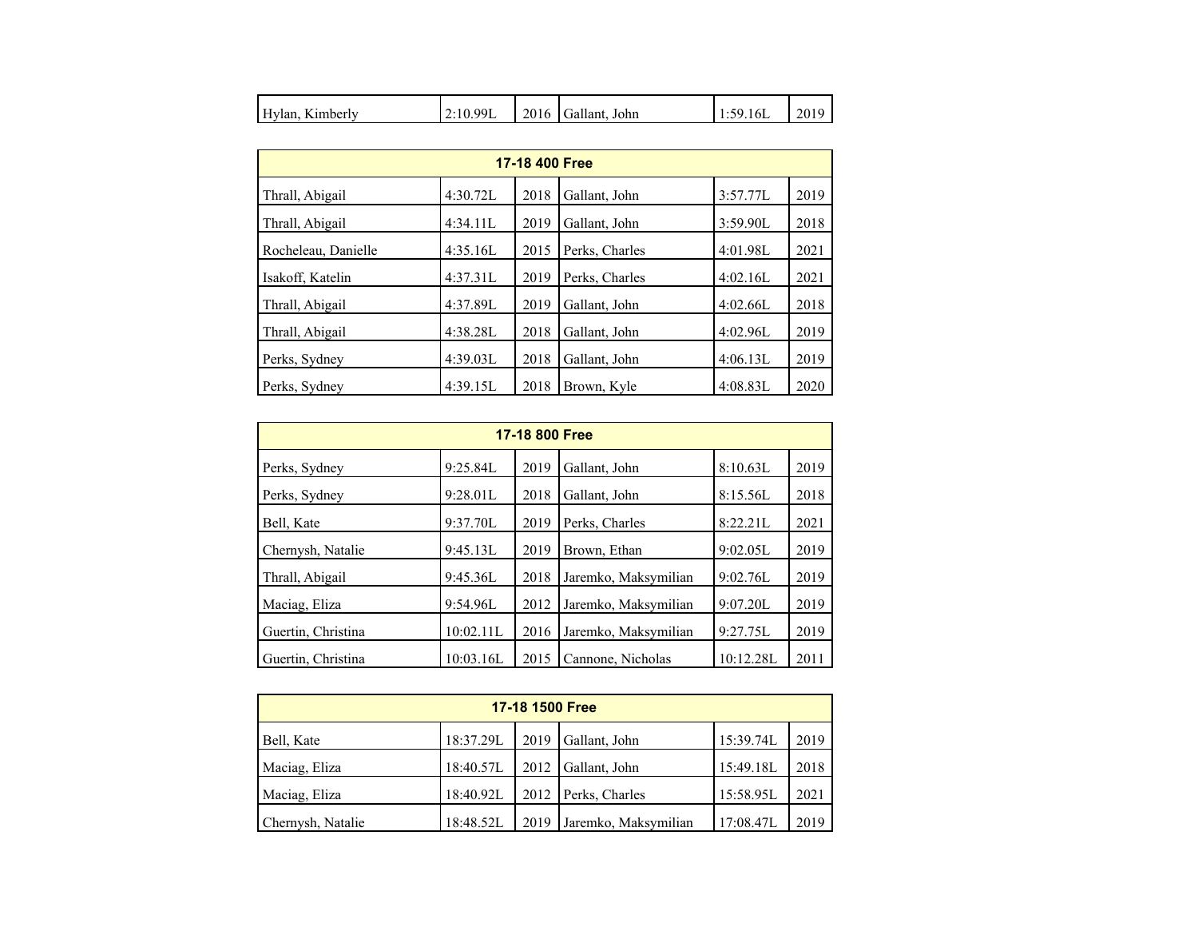| | | | | | |
|---|---|---|---|---|---|
| Hylan, Kimberly | 2:10.99L | 2016 | Gallant, John | 1:59.16L | 2019 |

| 17-18 400 Free | | | | | |
|---|---|---|---|---|---|
| Thrall, Abigail | 4:30.72L | 2018 | Gallant, John | 3:57.77L | 2019 |
| Thrall, Abigail | 4:34.11L | 2019 | Gallant, John | 3:59.90L | 2018 |
| Rocheleau, Danielle | 4:35.16L | 2015 | Perks, Charles | 4:01.98L | 2021 |
| Isakoff, Katelin | 4:37.31L | 2019 | Perks, Charles | 4:02.16L | 2021 |
| Thrall, Abigail | 4:37.89L | 2019 | Gallant, John | 4:02.66L | 2018 |
| Thrall, Abigail | 4:38.28L | 2018 | Gallant, John | 4:02.96L | 2019 |
| Perks, Sydney | 4:39.03L | 2018 | Gallant, John | 4:06.13L | 2019 |
| Perks, Sydney | 4:39.15L | 2018 | Brown, Kyle | 4:08.83L | 2020 |

| 17-18 800 Free | | | | | |
|---|---|---|---|---|---|
| Perks, Sydney | 9:25.84L | 2019 | Gallant, John | 8:10.63L | 2019 |
| Perks, Sydney | 9:28.01L | 2018 | Gallant, John | 8:15.56L | 2018 |
| Bell, Kate | 9:37.70L | 2019 | Perks, Charles | 8:22.21L | 2021 |
| Chernysh, Natalie | 9:45.13L | 2019 | Brown, Ethan | 9:02.05L | 2019 |
| Thrall, Abigail | 9:45.36L | 2018 | Jaremko, Maksymilian | 9:02.76L | 2019 |
| Maciag, Eliza | 9:54.96L | 2012 | Jaremko, Maksymilian | 9:07.20L | 2019 |
| Guertin, Christina | 10:02.11L | 2016 | Jaremko, Maksymilian | 9:27.75L | 2019 |
| Guertin, Christina | 10:03.16L | 2015 | Cannone, Nicholas | 10:12.28L | 2011 |

| 17-18 1500 Free | | | | | |
|---|---|---|---|---|---|
| Bell, Kate | 18:37.29L | 2019 | Gallant, John | 15:39.74L | 2019 |
| Maciag, Eliza | 18:40.57L | 2012 | Gallant, John | 15:49.18L | 2018 |
| Maciag, Eliza | 18:40.92L | 2012 | Perks, Charles | 15:58.95L | 2021 |
| Chernysh, Natalie | 18:48.52L | 2019 | Jaremko, Maksymilian | 17:08.47L | 2019 |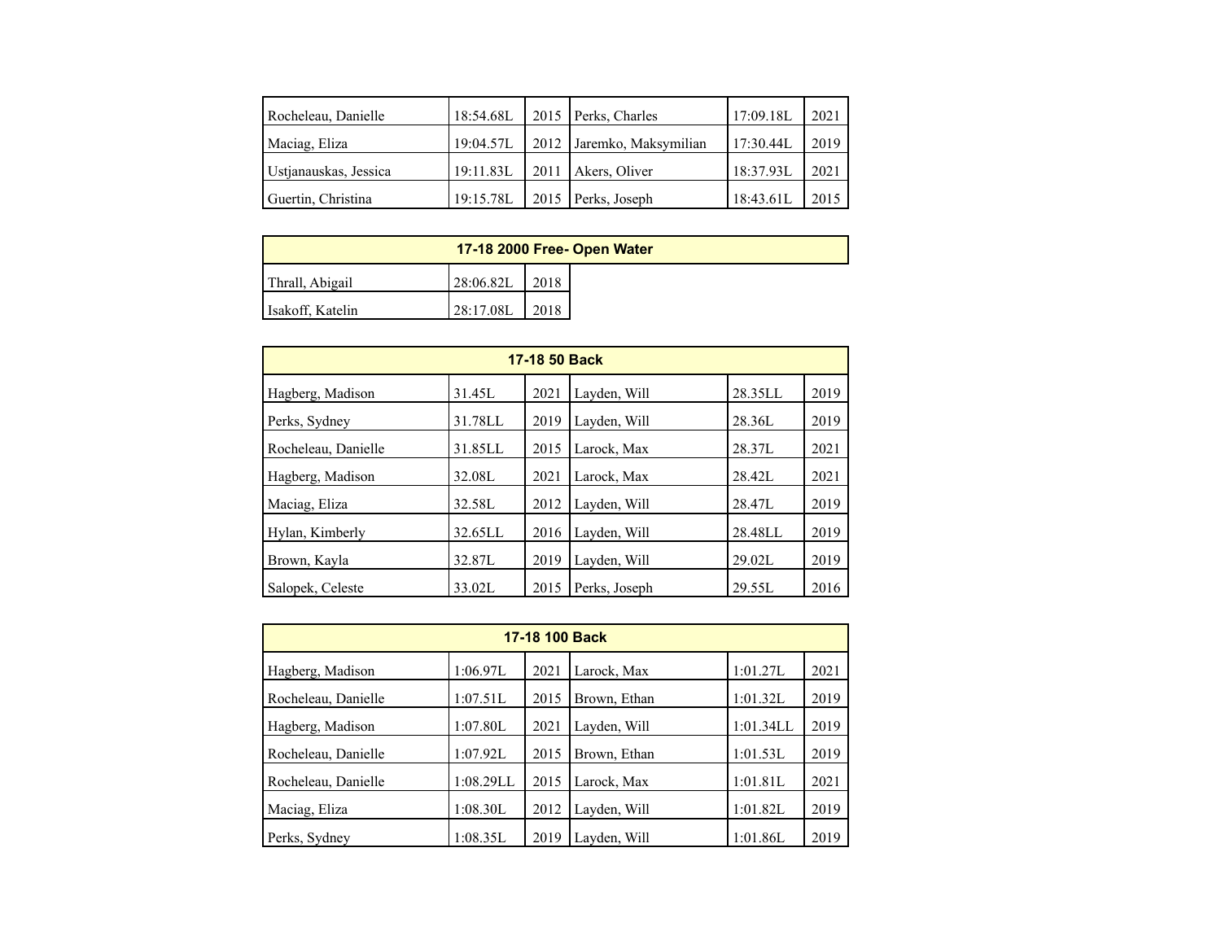| | | | | | |
|---|---|---|---|---|---|
| Rocheleau, Danielle | 18:54.68L | 2015 | Perks, Charles | 17:09.18L | 2021 |
| Maciag, Eliza | 19:04.57L | 2012 | Jaremko, Maksymilian | 17:30.44L | 2019 |
| Ustjanauskas, Jessica | 19:11.83L | 2011 | Akers, Oliver | 18:37.93L | 2021 |
| Guertin, Christina | 19:15.78L | 2015 | Perks, Joseph | 18:43.61L | 2015 |

| 17-18 2000 Free- Open Water | | |
|---|---|---|
| Thrall, Abigail | 28:06.82L | 2018 |
| Isakoff, Katelin | 28:17.08L | 2018 |

| 17-18 50 Back | | | | | |
|---|---|---|---|---|---|
| Hagberg, Madison | 31.45L | 2021 | Layden, Will | 28.35LL | 2019 |
| Perks, Sydney | 31.78LL | 2019 | Layden, Will | 28.36L | 2019 |
| Rocheleau, Danielle | 31.85LL | 2015 | Larock, Max | 28.37L | 2021 |
| Hagberg, Madison | 32.08L | 2021 | Larock, Max | 28.42L | 2021 |
| Maciag, Eliza | 32.58L | 2012 | Layden, Will | 28.47L | 2019 |
| Hylan, Kimberly | 32.65LL | 2016 | Layden, Will | 28.48LL | 2019 |
| Brown, Kayla | 32.87L | 2019 | Layden, Will | 29.02L | 2019 |
| Salopek, Celeste | 33.02L | 2015 | Perks, Joseph | 29.55L | 2016 |

| 17-18 100 Back | | | | | |
|---|---|---|---|---|---|
| Hagberg, Madison | 1:06.97L | 2021 | Larock, Max | 1:01.27L | 2021 |
| Rocheleau, Danielle | 1:07.51L | 2015 | Brown, Ethan | 1:01.32L | 2019 |
| Hagberg, Madison | 1:07.80L | 2021 | Layden, Will | 1:01.34LL | 2019 |
| Rocheleau, Danielle | 1:07.92L | 2015 | Brown, Ethan | 1:01.53L | 2019 |
| Rocheleau, Danielle | 1:08.29LL | 2015 | Larock, Max | 1:01.81L | 2021 |
| Maciag, Eliza | 1:08.30L | 2012 | Layden, Will | 1:01.82L | 2019 |
| Perks, Sydney | 1:08.35L | 2019 | Layden, Will | 1:01.86L | 2019 |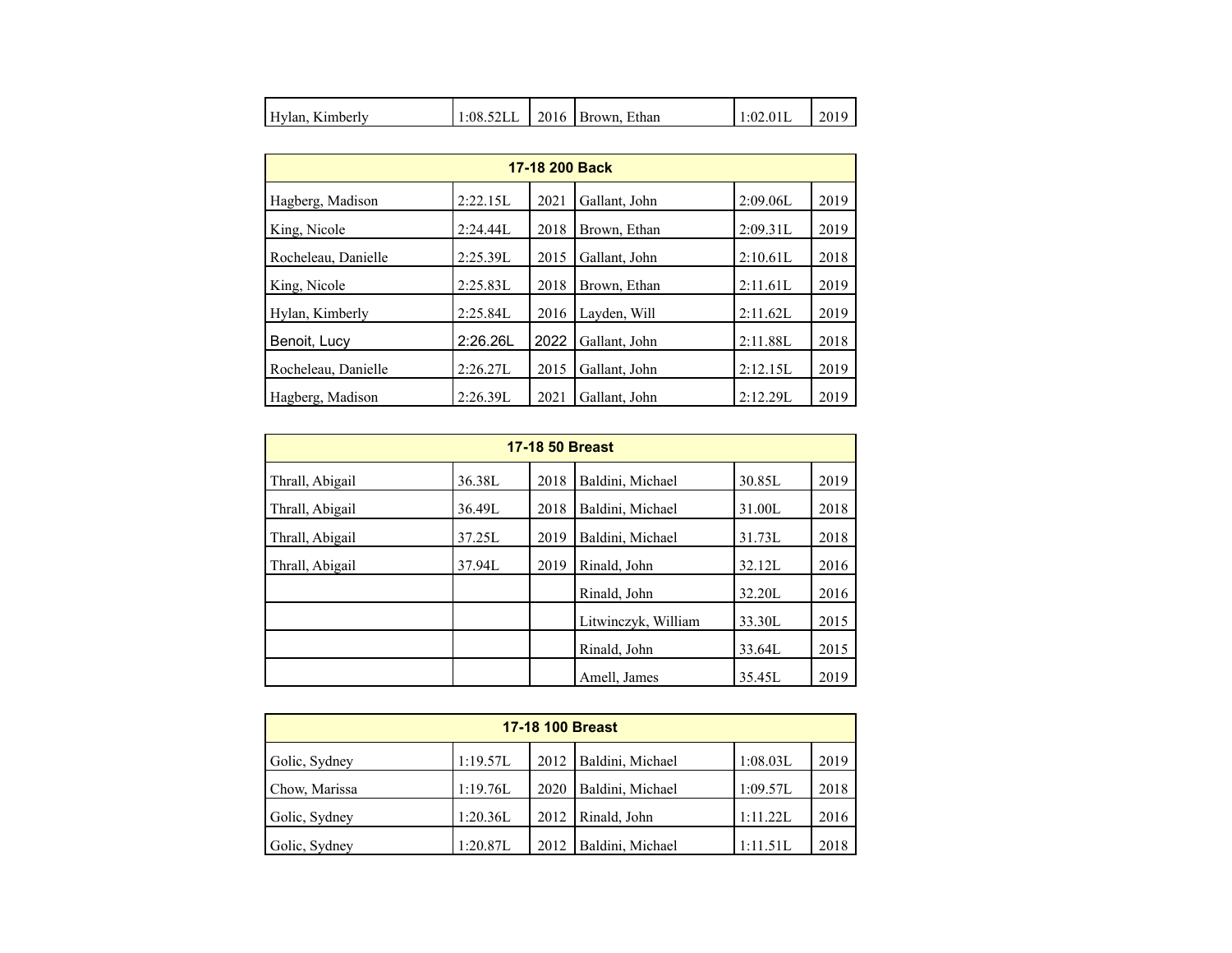| | | | | | |
|---|---|---|---|---|---|
| Hylan, Kimberly | 1:08.52LL | 2016 | Brown, Ethan | 1:02.01L | 2019 |

| 17-18 200 Back | | | | | |
|---|---|---|---|---|---|
| Hagberg, Madison | 2:22.15L | 2021 | Gallant, John | 2:09.06L | 2019 |
| King, Nicole | 2:24.44L | 2018 | Brown, Ethan | 2:09.31L | 2019 |
| Rocheleau, Danielle | 2:25.39L | 2015 | Gallant, John | 2:10.61L | 2018 |
| King, Nicole | 2:25.83L | 2018 | Brown, Ethan | 2:11.61L | 2019 |
| Hylan, Kimberly | 2:25.84L | 2016 | Layden, Will | 2:11.62L | 2019 |
| Benoit, Lucy | 2:26.26L | 2022 | Gallant, John | 2:11.88L | 2018 |
| Rocheleau, Danielle | 2:26.27L | 2015 | Gallant, John | 2:12.15L | 2019 |
| Hagberg, Madison | 2:26.39L | 2021 | Gallant, John | 2:12.29L | 2019 |

| 17-18 50 Breast | | | | | |
|---|---|---|---|---|---|
| Thrall, Abigail | 36.38L | 2018 | Baldini, Michael | 30.85L | 2019 |
| Thrall, Abigail | 36.49L | 2018 | Baldini, Michael | 31.00L | 2018 |
| Thrall, Abigail | 37.25L | 2019 | Baldini, Michael | 31.73L | 2018 |
| Thrall, Abigail | 37.94L | 2019 | Rinald, John | 32.12L | 2016 |
| | | | Rinald, John | 32.20L | 2016 |
| | | | Litwinczyk, William | 33.30L | 2015 |
| | | | Rinald, John | 33.64L | 2015 |
| | | | Amell, James | 35.45L | 2019 |

| 17-18 100 Breast | | | | | |
|---|---|---|---|---|---|
| Golic, Sydney | 1:19.57L | 2012 | Baldini, Michael | 1:08.03L | 2019 |
| Chow, Marissa | 1:19.76L | 2020 | Baldini, Michael | 1:09.57L | 2018 |
| Golic, Sydney | 1:20.36L | 2012 | Rinald, John | 1:11.22L | 2016 |
| Golic, Sydney | 1:20.87L | 2012 | Baldini, Michael | 1:11.51L | 2018 |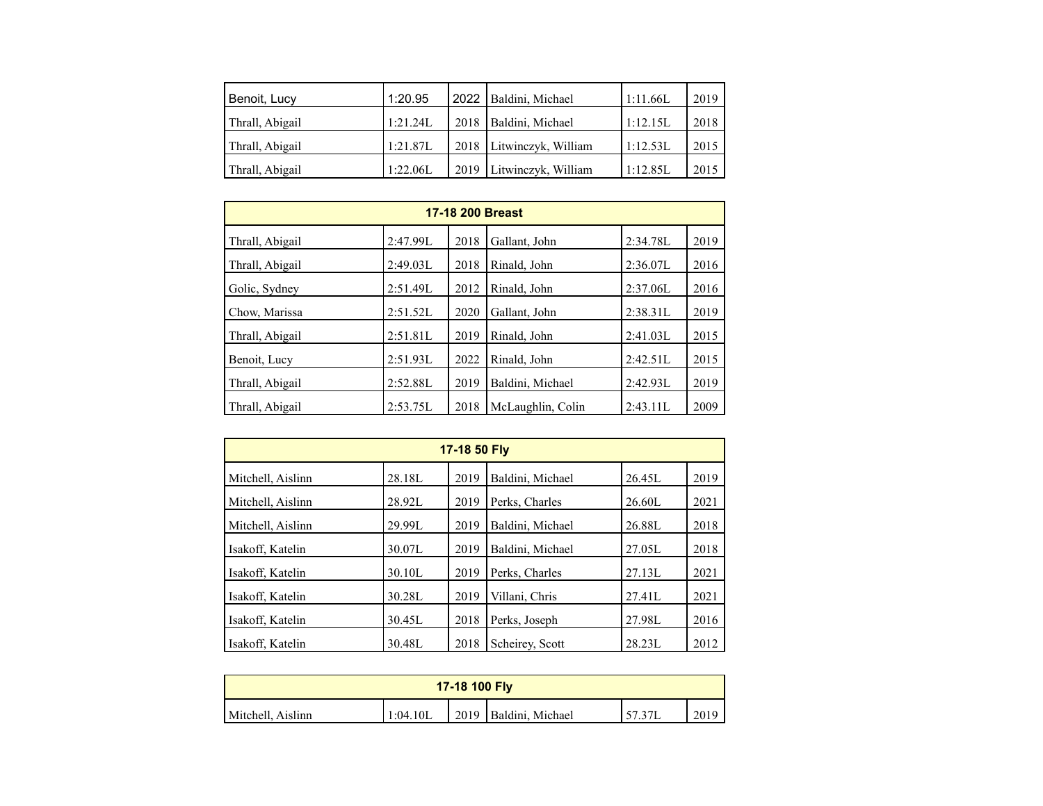| | | | | | |
|---|---|---|---|---|---|
| Benoit, Lucy | 1:20.95 | 2022 | Baldini, Michael | 1:11.66L | 2019 |
| Thrall, Abigail | 1:21.24L | 2018 | Baldini, Michael | 1:12.15L | 2018 |
| Thrall, Abigail | 1:21.87L | 2018 | Litwinczyk, William | 1:12.53L | 2015 |
| Thrall, Abigail | 1:22.06L | 2019 | Litwinczyk, William | 1:12.85L | 2015 |

| **17-18 200 Breast** | | | | | |
|---|---|---|---|---|---|
| Thrall, Abigail | 2:47.99L | 2018 | Gallant, John | 2:34.78L | 2019 |
| Thrall, Abigail | 2:49.03L | 2018 | Rinald, John | 2:36.07L | 2016 |
| Golic, Sydney | 2:51.49L | 2012 | Rinald, John | 2:37.06L | 2016 |
| Chow, Marissa | 2:51.52L | 2020 | Gallant, John | 2:38.31L | 2019 |
| Thrall, Abigail | 2:51.81L | 2019 | Rinald, John | 2:41.03L | 2015 |
| Benoit, Lucy | 2:51.93L | 2022 | Rinald, John | 2:42.51L | 2015 |
| Thrall, Abigail | 2:52.88L | 2019 | Baldini, Michael | 2:42.93L | 2019 |
| Thrall, Abigail | 2:53.75L | 2018 | McLaughlin, Colin | 2:43.11L | 2009 |

| **17-18 50 Fly** | | | | | |
|---|---|---|---|---|---|
| Mitchell, Aislinn | 28.18L | 2019 | Baldini, Michael | 26.45L | 2019 |
| Mitchell, Aislinn | 28.92L | 2019 | Perks, Charles | 26.60L | 2021 |
| Mitchell, Aislinn | 29.99L | 2019 | Baldini, Michael | 26.88L | 2018 |
| Isakoff, Katelin | 30.07L | 2019 | Baldini, Michael | 27.05L | 2018 |
| Isakoff, Katelin | 30.10L | 2019 | Perks, Charles | 27.13L | 2021 |
| Isakoff, Katelin | 30.28L | 2019 | Villani, Chris | 27.41L | 2021 |
| Isakoff, Katelin | 30.45L | 2018 | Perks, Joseph | 27.98L | 2016 |
| Isakoff, Katelin | 30.48L | 2018 | Scheirey, Scott | 28.23L | 2012 |

| **17-18 100 Fly** | | | | | |
|---|---|---|---|---|---|
| Mitchell, Aislinn | 1:04.10L | 2019 | Baldini, Michael | 57.37L | 2019 |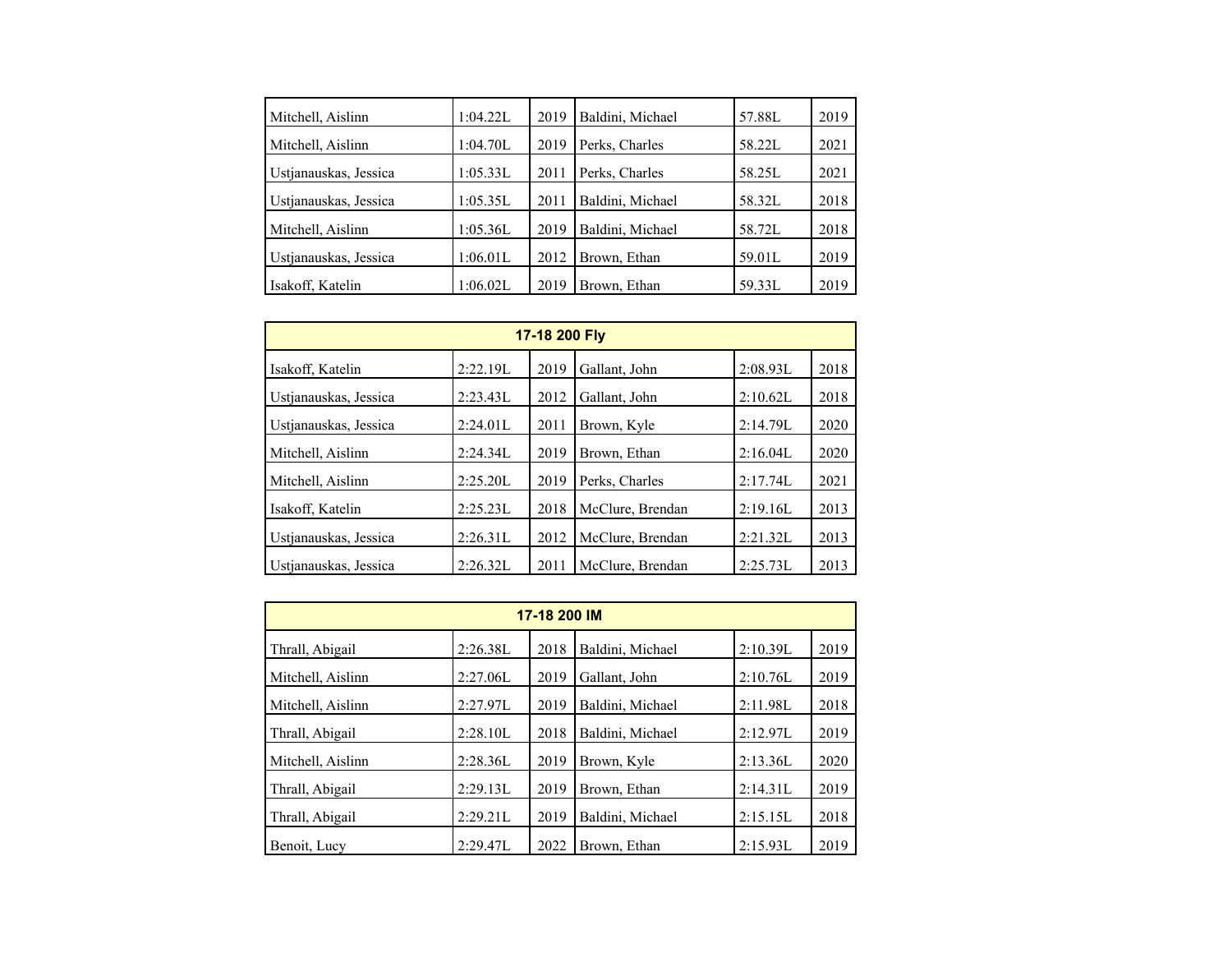| | | | | | |
|---|---|---|---|---|---|
| Mitchell, Aislinn | 1:04.22L | 2019 | Baldini, Michael | 57.88L | 2019 |
| Mitchell, Aislinn | 1:04.70L | 2019 | Perks, Charles | 58.22L | 2021 |
| Ustjanauskas, Jessica | 1:05.33L | 2011 | Perks, Charles | 58.25L | 2021 |
| Ustjanauskas, Jessica | 1:05.35L | 2011 | Baldini, Michael | 58.32L | 2018 |
| Mitchell, Aislinn | 1:05.36L | 2019 | Baldini, Michael | 58.72L | 2018 |
| Ustjanauskas, Jessica | 1:06.01L | 2012 | Brown, Ethan | 59.01L | 2019 |
| Isakoff, Katelin | 1:06.02L | 2019 | Brown, Ethan | 59.33L | 2019 |

| **17-18 200 Fly** | | | | | |
|---|---|---|---|---|---|
| Isakoff, Katelin | 2:22.19L | 2019 | Gallant, John | 2:08.93L | 2018 |
| Ustjanauskas, Jessica | 2:23.43L | 2012 | Gallant, John | 2:10.62L | 2018 |
| Ustjanauskas, Jessica | 2:24.01L | 2011 | Brown, Kyle | 2:14.79L | 2020 |
| Mitchell, Aislinn | 2:24.34L | 2019 | Brown, Ethan | 2:16.04L | 2020 |
| Mitchell, Aislinn | 2:25.20L | 2019 | Perks, Charles | 2:17.74L | 2021 |
| Isakoff, Katelin | 2:25.23L | 2018 | McClure, Brendan | 2:19.16L | 2013 |
| Ustjanauskas, Jessica | 2:26.31L | 2012 | McClure, Brendan | 2:21.32L | 2013 |
| Ustjanauskas, Jessica | 2:26.32L | 2011 | McClure, Brendan | 2:25.73L | 2013 |

| **17-18 200 IM** | | | | | |
|---|---|---|---|---|---|
| Thrall, Abigail | 2:26.38L | 2018 | Baldini, Michael | 2:10.39L | 2019 |
| Mitchell, Aislinn | 2:27.06L | 2019 | Gallant, John | 2:10.76L | 2019 |
| Mitchell, Aislinn | 2:27.97L | 2019 | Baldini, Michael | 2:11.98L | 2018 |
| Thrall, Abigail | 2:28.10L | 2018 | Baldini, Michael | 2:12.97L | 2019 |
| Mitchell, Aislinn | 2:28.36L | 2019 | Brown, Kyle | 2:13.36L | 2020 |
| Thrall, Abigail | 2:29.13L | 2019 | Brown, Ethan | 2:14.31L | 2019 |
| Thrall, Abigail | 2:29.21L | 2019 | Baldini, Michael | 2:15.15L | 2018 |
| Benoit, Lucy | 2:29.47L | 2022 | Brown, Ethan | 2:15.93L | 2019 |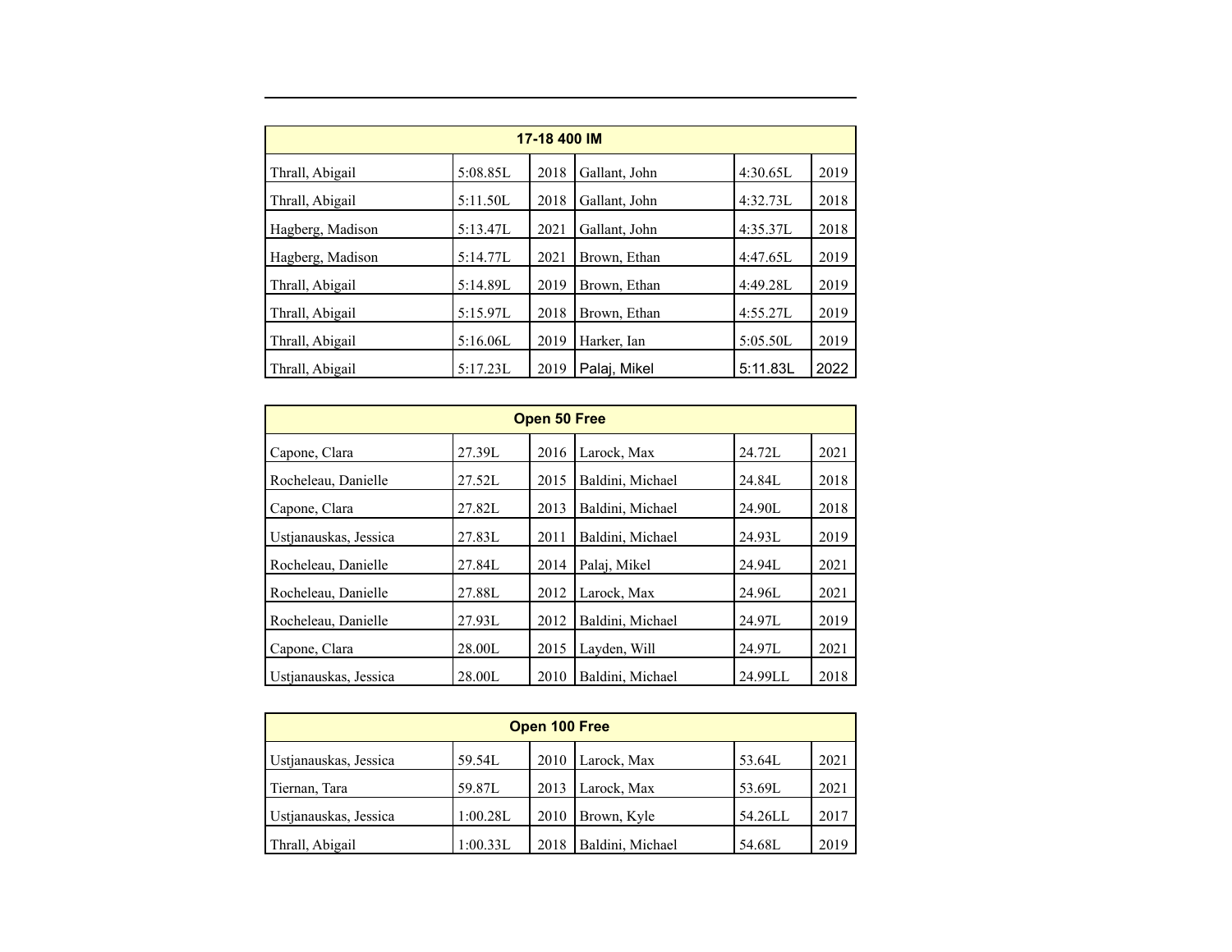| 17-18 400 IM | | | | | |
|---|---|---|---|---|---|
| Thrall, Abigail | 5:08.85L | 2018 | Gallant, John | 4:30.65L | 2019 |
| Thrall, Abigail | 5:11.50L | 2018 | Gallant, John | 4:32.73L | 2018 |
| Hagberg, Madison | 5:13.47L | 2021 | Gallant, John | 4:35.37L | 2018 |
| Hagberg, Madison | 5:14.77L | 2021 | Brown, Ethan | 4:47.65L | 2019 |
| Thrall, Abigail | 5:14.89L | 2019 | Brown, Ethan | 4:49.28L | 2019 |
| Thrall, Abigail | 5:15.97L | 2018 | Brown, Ethan | 4:55.27L | 2019 |
| Thrall, Abigail | 5:16.06L | 2019 | Harker, Ian | 5:05.50L | 2019 |
| Thrall, Abigail | 5:17.23L | 2019 | Palaj, Mikel | 5:11.83L | 2022 |

| Open 50 Free | | | | | |
|---|---|---|---|---|---|
| Capone, Clara | 27.39L | 2016 | Larock, Max | 24.72L | 2021 |
| Rocheleau, Danielle | 27.52L | 2015 | Baldini, Michael | 24.84L | 2018 |
| Capone, Clara | 27.82L | 2013 | Baldini, Michael | 24.90L | 2018 |
| Ustjanauskas, Jessica | 27.83L | 2011 | Baldini, Michael | 24.93L | 2019 |
| Rocheleau, Danielle | 27.84L | 2014 | Palaj, Mikel | 24.94L | 2021 |
| Rocheleau, Danielle | 27.88L | 2012 | Larock, Max | 24.96L | 2021 |
| Rocheleau, Danielle | 27.93L | 2012 | Baldini, Michael | 24.97L | 2019 |
| Capone, Clara | 28.00L | 2015 | Layden, Will | 24.97L | 2021 |
| Ustjanauskas, Jessica | 28.00L | 2010 | Baldini, Michael | 24.99LL | 2018 |

| Open 100 Free | | | | | |
|---|---|---|---|---|---|
| Ustjanauskas, Jessica | 59.54L | 2010 | Larock, Max | 53.64L | 2021 |
| Tiernan, Tara | 59.87L | 2013 | Larock, Max | 53.69L | 2021 |
| Ustjanauskas, Jessica | 1:00.28L | 2010 | Brown, Kyle | 54.26LL | 2017 |
| Thrall, Abigail | 1:00.33L | 2018 | Baldini, Michael | 54.68L | 2019 |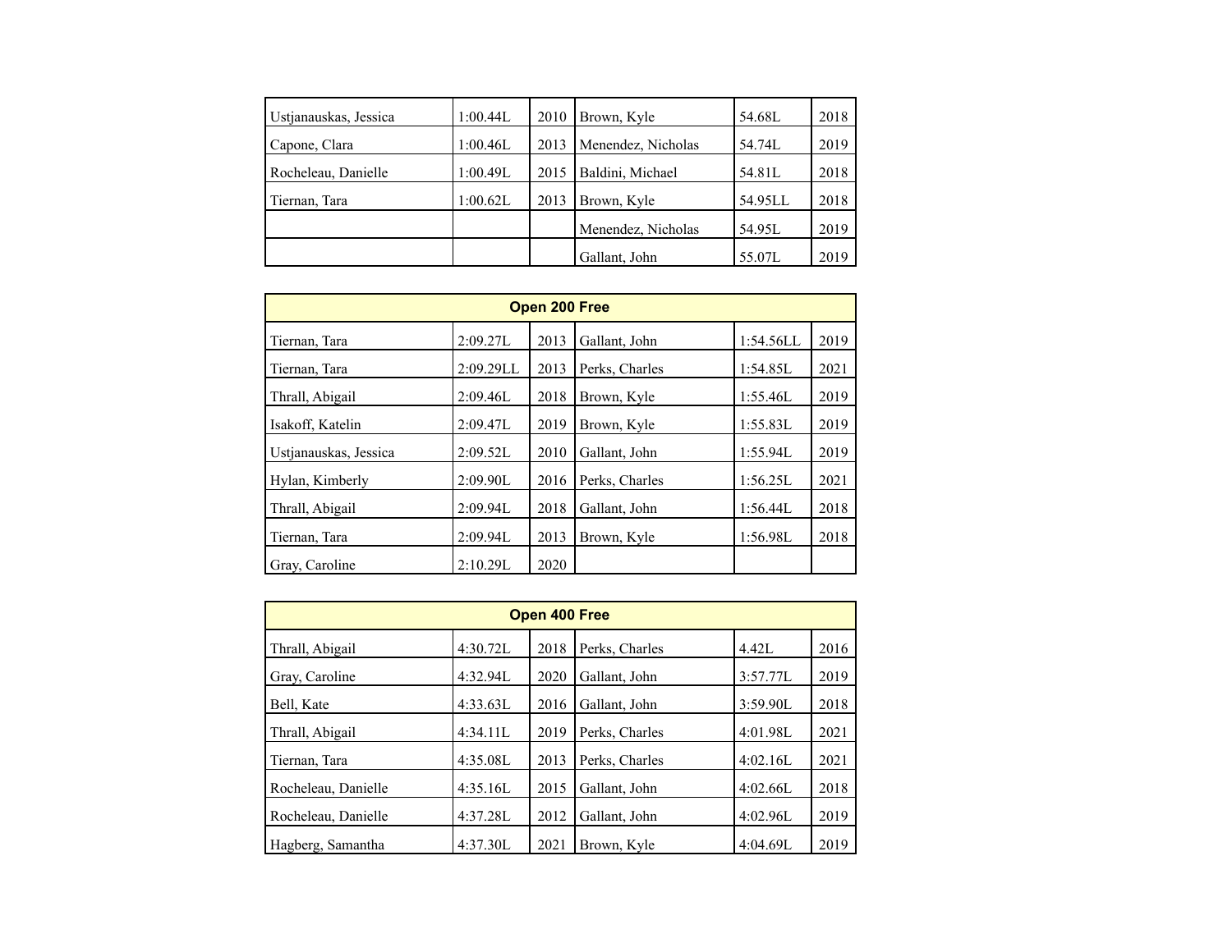| | | | | | |
|---|---|---|---|---|---|
| Ustjanauskas, Jessica | 1:00.44L | 2010 | Brown, Kyle | 54.68L | 2018 |
| Capone, Clara | 1:00.46L | 2013 | Menendez, Nicholas | 54.74L | 2019 |
| Rocheleau, Danielle | 1:00.49L | 2015 | Baldini, Michael | 54.81L | 2018 |
| Tiernan, Tara | 1:00.62L | 2013 | Brown, Kyle | 54.95LL | 2018 |
| | | | Menendez, Nicholas | 54.95L | 2019 |
| | | | Gallant, John | 55.07L | 2019 |

| Open 200 Free | | | | | |
|---|---|---|---|---|---|
| Tiernan, Tara | 2:09.27L | 2013 | Gallant, John | 1:54.56LL | 2019 |
| Tiernan, Tara | 2:09.29LL | 2013 | Perks, Charles | 1:54.85L | 2021 |
| Thrall, Abigail | 2:09.46L | 2018 | Brown, Kyle | 1:55.46L | 2019 |
| Isakoff, Katelin | 2:09.47L | 2019 | Brown, Kyle | 1:55.83L | 2019 |
| Ustjanauskas, Jessica | 2:09.52L | 2010 | Gallant, John | 1:55.94L | 2019 |
| Hylan, Kimberly | 2:09.90L | 2016 | Perks, Charles | 1:56.25L | 2021 |
| Thrall, Abigail | 2:09.94L | 2018 | Gallant, John | 1:56.44L | 2018 |
| Tiernan, Tara | 2:09.94L | 2013 | Brown, Kyle | 1:56.98L | 2018 |
| Gray, Caroline | 2:10.29L | 2020 | | | |

| Open 400 Free | | | | | |
|---|---|---|---|---|---|
| Thrall, Abigail | 4:30.72L | 2018 | Perks, Charles | 4.42L | 2016 |
| Gray, Caroline | 4:32.94L | 2020 | Gallant, John | 3:57.77L | 2019 |
| Bell, Kate | 4:33.63L | 2016 | Gallant, John | 3:59.90L | 2018 |
| Thrall, Abigail | 4:34.11L | 2019 | Perks, Charles | 4:01.98L | 2021 |
| Tiernan, Tara | 4:35.08L | 2013 | Perks, Charles | 4:02.16L | 2021 |
| Rocheleau, Danielle | 4:35.16L | 2015 | Gallant, John | 4:02.66L | 2018 |
| Rocheleau, Danielle | 4:37.28L | 2012 | Gallant, John | 4:02.96L | 2019 |
| Hagberg, Samantha | 4:37.30L | 2021 | Brown, Kyle | 4:04.69L | 2019 |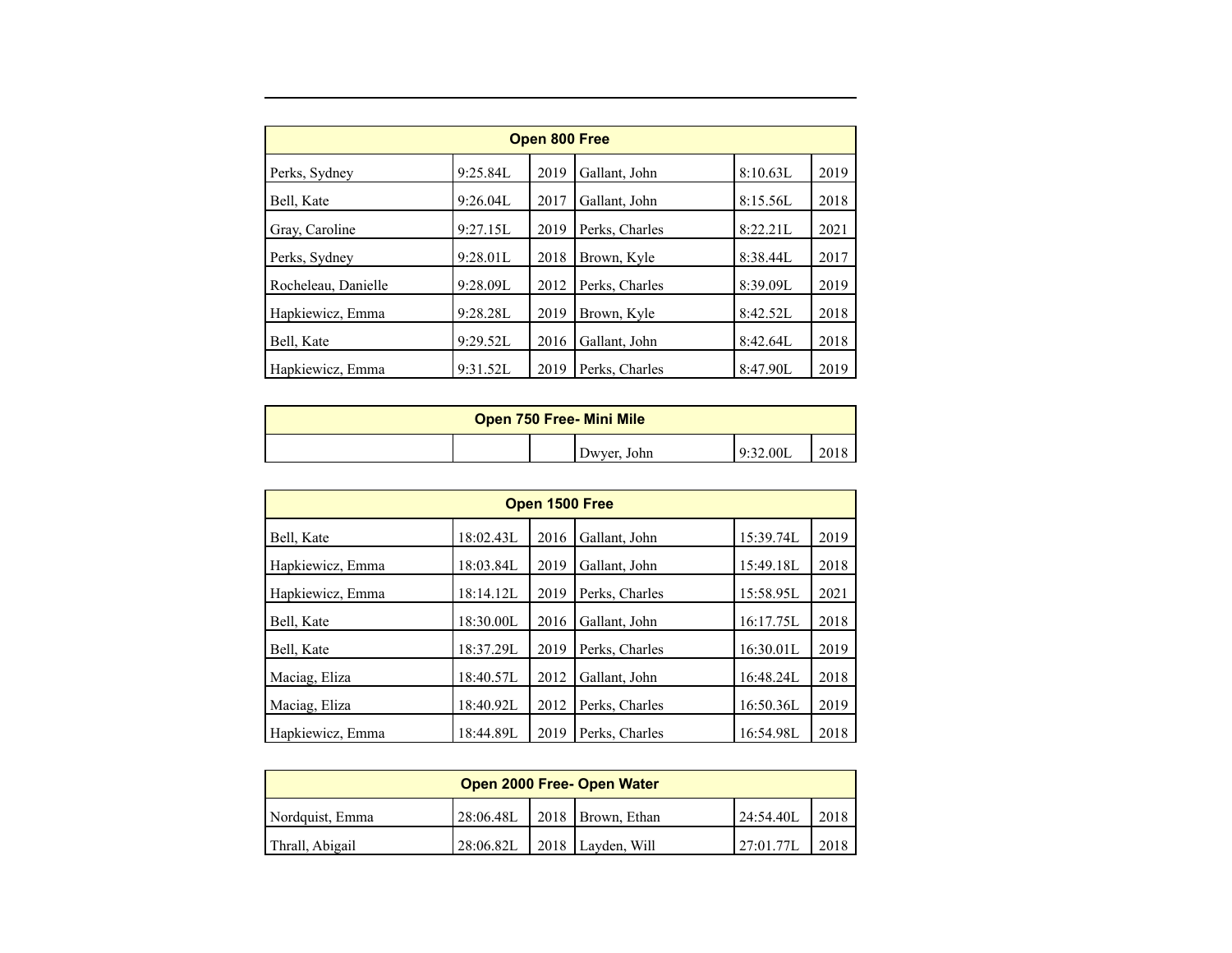| Open 800 Free | | | | | |
|---|---|---|---|---|---|
| Perks, Sydney | 9:25.84L | 2019 | Gallant, John | 8:10.63L | 2019 |
| Bell, Kate | 9:26.04L | 2017 | Gallant, John | 8:15.56L | 2018 |
| Gray, Caroline | 9:27.15L | 2019 | Perks, Charles | 8:22.21L | 2021 |
| Perks, Sydney | 9:28.01L | 2018 | Brown, Kyle | 8:38.44L | 2017 |
| Rocheleau, Danielle | 9:28.09L | 2012 | Perks, Charles | 8:39.09L | 2019 |
| Hapkiewicz, Emma | 9:28.28L | 2019 | Brown, Kyle | 8:42.52L | 2018 |
| Bell, Kate | 9:29.52L | 2016 | Gallant, John | 8:42.64L | 2018 |
| Hapkiewicz, Emma | 9:31.52L | 2019 | Perks, Charles | 8:47.90L | 2019 |

| Open 750 Free- Mini Mile | | | | | |
|---|---|---|---|---|---|
| | | | Dwyer, John | 9:32.00L | 2018 |

| Open 1500 Free | | | | | |
|---|---|---|---|---|---|
| Bell, Kate | 18:02.43L | 2016 | Gallant, John | 15:39.74L | 2019 |
| Hapkiewicz, Emma | 18:03.84L | 2019 | Gallant, John | 15:49.18L | 2018 |
| Hapkiewicz, Emma | 18:14.12L | 2019 | Perks, Charles | 15:58.95L | 2021 |
| Bell, Kate | 18:30.00L | 2016 | Gallant, John | 16:17.75L | 2018 |
| Bell, Kate | 18:37.29L | 2019 | Perks, Charles | 16:30.01L | 2019 |
| Maciag, Eliza | 18:40.57L | 2012 | Gallant, John | 16:48.24L | 2018 |
| Maciag, Eliza | 18:40.92L | 2012 | Perks, Charles | 16:50.36L | 2019 |
| Hapkiewicz, Emma | 18:44.89L | 2019 | Perks, Charles | 16:54.98L | 2018 |

| Open 2000 Free- Open Water | | | | | |
|---|---|---|---|---|---|
| Nordquist, Emma | 28:06.48L | 2018 | Brown, Ethan | 24:54.40L | 2018 |
| Thrall, Abigail | 28:06.82L | 2018 | Layden, Will | 27:01.77L | 2018 |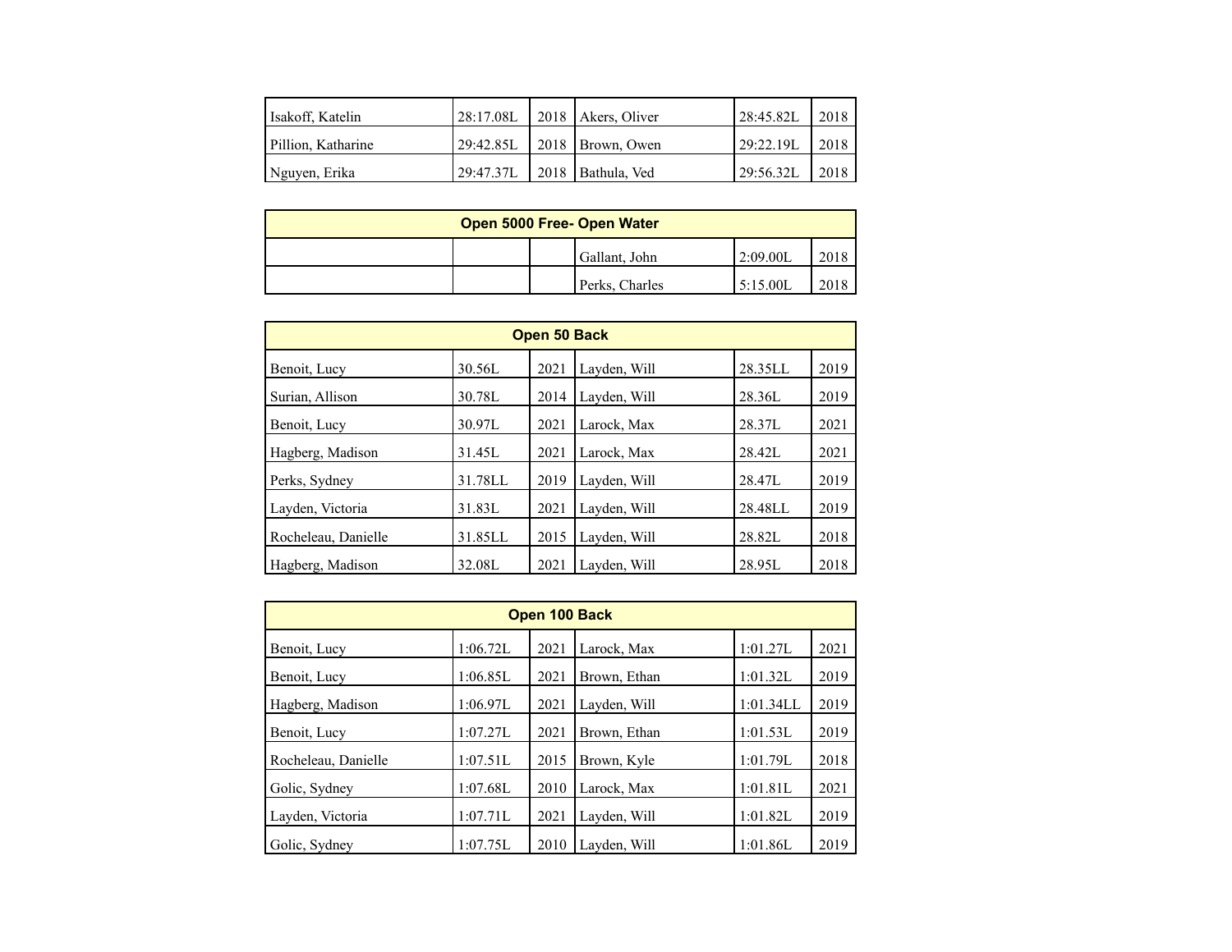| | | | | | |
|---|---|---|---|---|---|
| Isakoff, Katelin | 28:17.08L | 2018 | Akers, Oliver | 28:45.82L | 2018 |
| Pillion, Katharine | 29:42.85L | 2018 | Brown, Owen | 29:22.19L | 2018 |
| Nguyen, Erika | 29:47.37L | 2018 | Bathula, Ved | 29:56.32L | 2018 |

| Open 5000 Free- Open Water | | | | | |
|---|---|---|---|---|---|
| | | | Gallant, John | 2:09.00L | 2018 |
| | | | Perks, Charles | 5:15.00L | 2018 |

| Open 50 Back | | | | | |
|---|---|---|---|---|---|
| Benoit, Lucy | 30.56L | 2021 | Layden, Will | 28.35LL | 2019 |
| Surian, Allison | 30.78L | 2014 | Layden, Will | 28.36L | 2019 |
| Benoit, Lucy | 30.97L | 2021 | Larock, Max | 28.37L | 2021 |
| Hagberg, Madison | 31.45L | 2021 | Larock, Max | 28.42L | 2021 |
| Perks, Sydney | 31.78LL | 2019 | Layden, Will | 28.47L | 2019 |
| Layden, Victoria | 31.83L | 2021 | Layden, Will | 28.48LL | 2019 |
| Rocheleau, Danielle | 31.85LL | 2015 | Layden, Will | 28.82L | 2018 |
| Hagberg, Madison | 32.08L | 2021 | Layden, Will | 28.95L | 2018 |

| Open 100 Back | | | | | |
|---|---|---|---|---|---|
| Benoit, Lucy | 1:06.72L | 2021 | Larock, Max | 1:01.27L | 2021 |
| Benoit, Lucy | 1:06.85L | 2021 | Brown, Ethan | 1:01.32L | 2019 |
| Hagberg, Madison | 1:06.97L | 2021 | Layden, Will | 1:01.34LL | 2019 |
| Benoit, Lucy | 1:07.27L | 2021 | Brown, Ethan | 1:01.53L | 2019 |
| Rocheleau, Danielle | 1:07.51L | 2015 | Brown, Kyle | 1:01.79L | 2018 |
| Golic, Sydney | 1:07.68L | 2010 | Larock, Max | 1:01.81L | 2021 |
| Layden, Victoria | 1:07.71L | 2021 | Layden, Will | 1:01.82L | 2019 |
| Golic, Sydney | 1:07.75L | 2010 | Layden, Will | 1:01.86L | 2019 |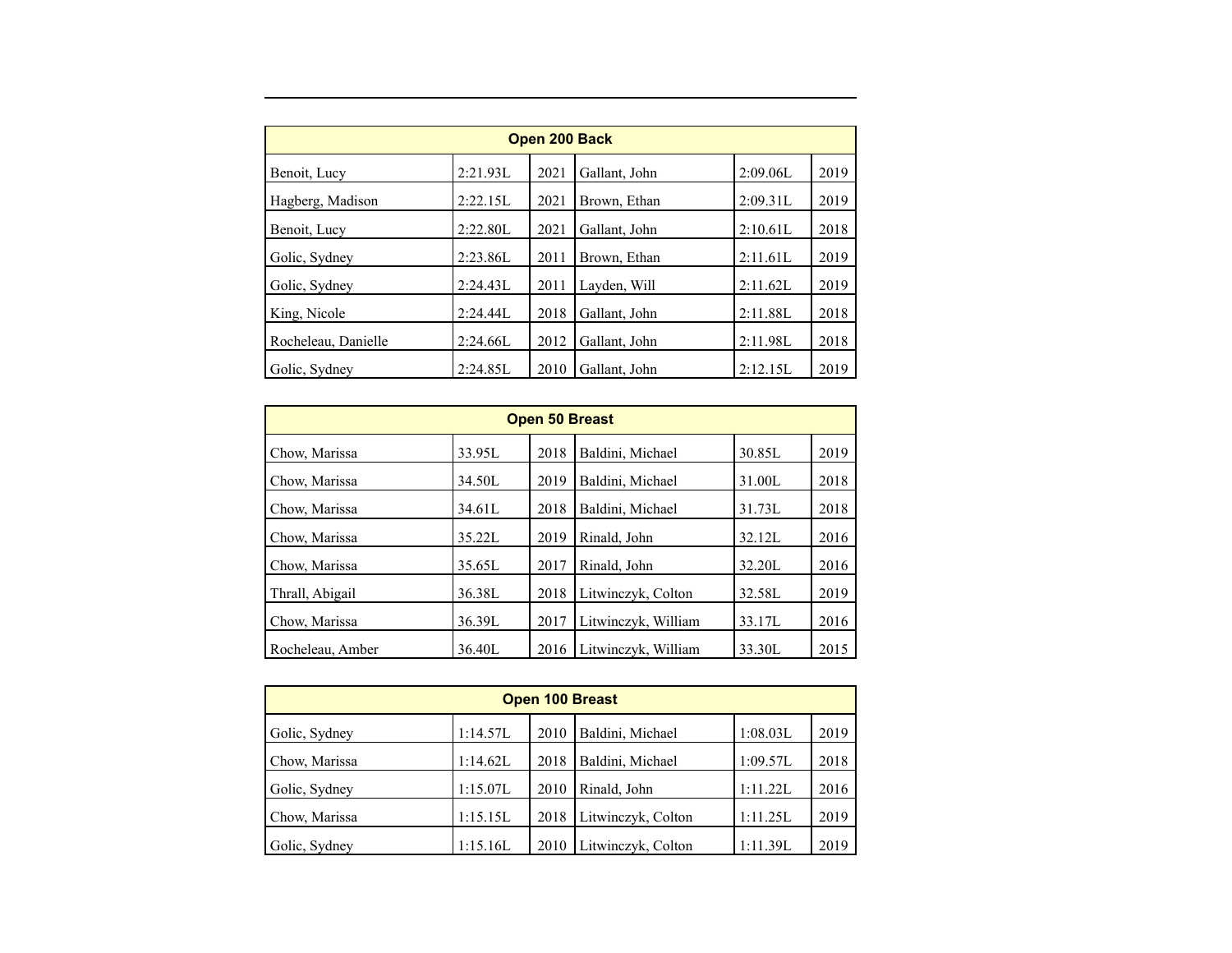| Open 200 Back | | | | | |
|---|---|---|---|---|---|
| Benoit, Lucy | 2:21.93L | 2021 | Gallant, John | 2:09.06L | 2019 |
| Hagberg, Madison | 2:22.15L | 2021 | Brown, Ethan | 2:09.31L | 2019 |
| Benoit, Lucy | 2:22.80L | 2021 | Gallant, John | 2:10.61L | 2018 |
| Golic, Sydney | 2:23.86L | 2011 | Brown, Ethan | 2:11.61L | 2019 |
| Golic, Sydney | 2:24.43L | 2011 | Layden, Will | 2:11.62L | 2019 |
| King, Nicole | 2:24.44L | 2018 | Gallant, John | 2:11.88L | 2018 |
| Rocheleau, Danielle | 2:24.66L | 2012 | Gallant, John | 2:11.98L | 2018 |
| Golic, Sydney | 2:24.85L | 2010 | Gallant, John | 2:12.15L | 2019 |

| Open 50 Breast | | | | | |
|---|---|---|---|---|---|
| Chow, Marissa | 33.95L | 2018 | Baldini, Michael | 30.85L | 2019 |
| Chow, Marissa | 34.50L | 2019 | Baldini, Michael | 31.00L | 2018 |
| Chow, Marissa | 34.61L | 2018 | Baldini, Michael | 31.73L | 2018 |
| Chow, Marissa | 35.22L | 2019 | Rinald, John | 32.12L | 2016 |
| Chow, Marissa | 35.65L | 2017 | Rinald, John | 32.20L | 2016 |
| Thrall, Abigail | 36.38L | 2018 | Litwinczyk, Colton | 32.58L | 2019 |
| Chow, Marissa | 36.39L | 2017 | Litwinczyk, William | 33.17L | 2016 |
| Rocheleau, Amber | 36.40L | 2016 | Litwinczyk, William | 33.30L | 2015 |

| Open 100 Breast | | | | | |
|---|---|---|---|---|---|
| Golic, Sydney | 1:14.57L | 2010 | Baldini, Michael | 1:08.03L | 2019 |
| Chow, Marissa | 1:14.62L | 2018 | Baldini, Michael | 1:09.57L | 2018 |
| Golic, Sydney | 1:15.07L | 2010 | Rinald, John | 1:11.22L | 2016 |
| Chow, Marissa | 1:15.15L | 2018 | Litwinczyk, Colton | 1:11.25L | 2019 |
| Golic, Sydney | 1:15.16L | 2010 | Litwinczyk, Colton | 1:11.39L | 2019 |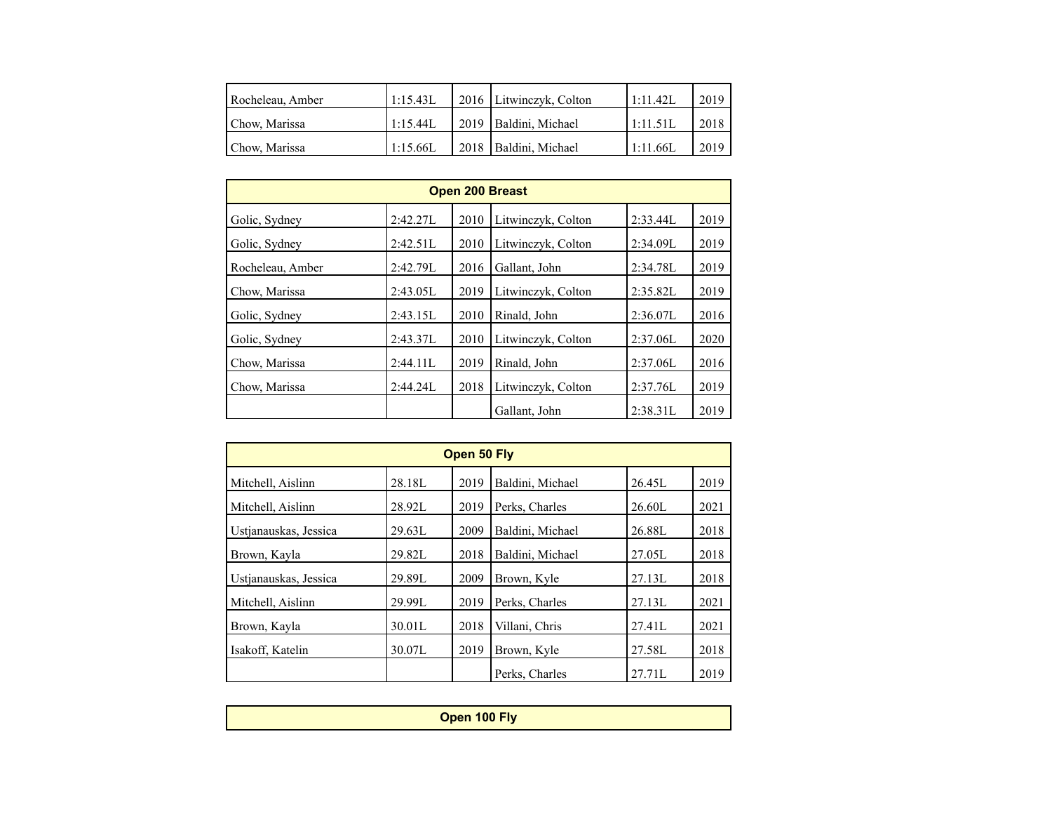| | | | | | |
|---|---|---|---|---|---|
| Rocheleau, Amber | 1:15.43L | 2016 | Litwinczyk, Colton | 1:11.42L | 2019 |
| Chow, Marissa | 1:15.44L | 2019 | Baldini, Michael | 1:11.51L | 2018 |
| Chow, Marissa | 1:15.66L | 2018 | Baldini, Michael | 1:11.66L | 2019 |

| Open 200 Breast | | | | | |
|---|---|---|---|---|---|
| Golic, Sydney | 2:42.27L | 2010 | Litwinczyk, Colton | 2:33.44L | 2019 |
| Golic, Sydney | 2:42.51L | 2010 | Litwinczyk, Colton | 2:34.09L | 2019 |
| Rocheleau, Amber | 2:42.79L | 2016 | Gallant, John | 2:34.78L | 2019 |
| Chow, Marissa | 2:43.05L | 2019 | Litwinczyk, Colton | 2:35.82L | 2019 |
| Golic, Sydney | 2:43.15L | 2010 | Rinald, John | 2:36.07L | 2016 |
| Golic, Sydney | 2:43.37L | 2010 | Litwinczyk, Colton | 2:37.06L | 2020 |
| Chow, Marissa | 2:44.11L | 2019 | Rinald, John | 2:37.06L | 2016 |
| Chow, Marissa | 2:44.24L | 2018 | Litwinczyk, Colton | 2:37.76L | 2019 |
| | | | Gallant, John | 2:38.31L | 2019 |

| Open 50 Fly | | | | | |
|---|---|---|---|---|---|
| Mitchell, Aislinn | 28.18L | 2019 | Baldini, Michael | 26.45L | 2019 |
| Mitchell, Aislinn | 28.92L | 2019 | Perks, Charles | 26.60L | 2021 |
| Ustjanauskas, Jessica | 29.63L | 2009 | Baldini, Michael | 26.88L | 2018 |
| Brown, Kayla | 29.82L | 2018 | Baldini, Michael | 27.05L | 2018 |
| Ustjanauskas, Jessica | 29.89L | 2009 | Brown, Kyle | 27.13L | 2018 |
| Mitchell, Aislinn | 29.99L | 2019 | Perks, Charles | 27.13L | 2021 |
| Brown, Kayla | 30.01L | 2018 | Villani, Chris | 27.41L | 2021 |
| Isakoff, Katelin | 30.07L | 2019 | Brown, Kyle | 27.58L | 2018 |
| | | | Perks, Charles | 27.71L | 2019 |

| Open 100 Fly |
|---|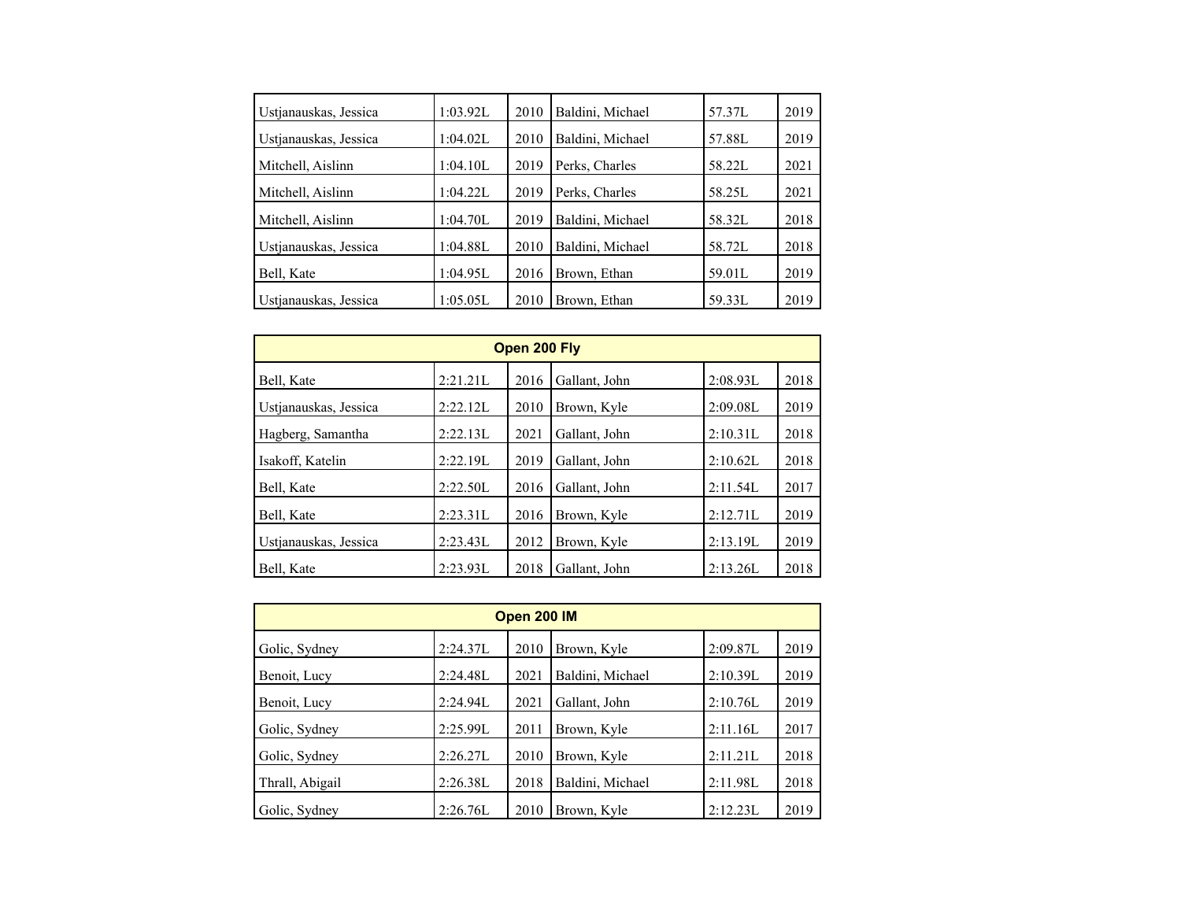| | | | | | |
|---|---|---|---|---|---|
| Ustjanauskas, Jessica | 1:03.92L | 2010 | Baldini, Michael | 57.37L | 2019 |
| Ustjanauskas, Jessica | 1:04.02L | 2010 | Baldini, Michael | 57.88L | 2019 |
| Mitchell, Aislinn | 1:04.10L | 2019 | Perks, Charles | 58.22L | 2021 |
| Mitchell, Aislinn | 1:04.22L | 2019 | Perks, Charles | 58.25L | 2021 |
| Mitchell, Aislinn | 1:04.70L | 2019 | Baldini, Michael | 58.32L | 2018 |
| Ustjanauskas, Jessica | 1:04.88L | 2010 | Baldini, Michael | 58.72L | 2018 |
| Bell, Kate | 1:04.95L | 2016 | Brown, Ethan | 59.01L | 2019 |
| Ustjanauskas, Jessica | 1:05.05L | 2010 | Brown, Ethan | 59.33L | 2019 |

| **Open 200 Fly** | | | | | |
|---|---|---|---|---|---|
| Bell, Kate | 2:21.21L | 2016 | Gallant, John | 2:08.93L | 2018 |
| Ustjanauskas, Jessica | 2:22.12L | 2010 | Brown, Kyle | 2:09.08L | 2019 |
| Hagberg, Samantha | 2:22.13L | 2021 | Gallant, John | 2:10.31L | 2018 |
| Isakoff, Katelin | 2:22.19L | 2019 | Gallant, John | 2:10.62L | 2018 |
| Bell, Kate | 2:22.50L | 2016 | Gallant, John | 2:11.54L | 2017 |
| Bell, Kate | 2:23.31L | 2016 | Brown, Kyle | 2:12.71L | 2019 |
| Ustjanauskas, Jessica | 2:23.43L | 2012 | Brown, Kyle | 2:13.19L | 2019 |
| Bell, Kate | 2:23.93L | 2018 | Gallant, John | 2:13.26L | 2018 |

| **Open 200 IM** | | | | | |
|---|---|---|---|---|---|
| Golic, Sydney | 2:24.37L | 2010 | Brown, Kyle | 2:09.87L | 2019 |
| Benoit, Lucy | 2:24.48L | 2021 | Baldini, Michael | 2:10.39L | 2019 |
| Benoit, Lucy | 2:24.94L | 2021 | Gallant, John | 2:10.76L | 2019 |
| Golic, Sydney | 2:25.99L | 2011 | Brown, Kyle | 2:11.16L | 2017 |
| Golic, Sydney | 2:26.27L | 2010 | Brown, Kyle | 2:11.21L | 2018 |
| Thrall, Abigail | 2:26.38L | 2018 | Baldini, Michael | 2:11.98L | 2018 |
| Golic, Sydney | 2:26.76L | 2010 | Brown, Kyle | 2:12.23L | 2019 |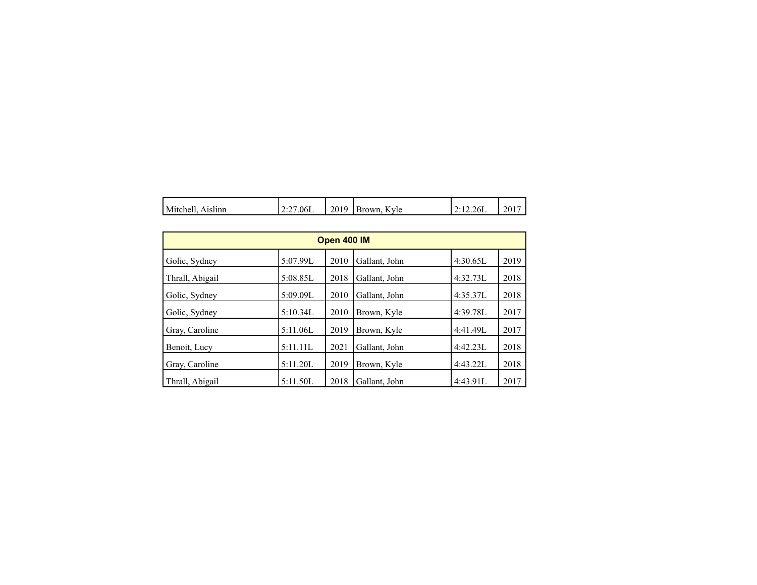| | | | | | |
|---|---|---|---|---|---|
| Mitchell, Aislinn | 2:27.06L | 2019 | Brown, Kyle | 2:12.26L | 2017 |

| Open 400 IM | | | | | |
|---|---|---|---|---|---|
| Golic, Sydney | 5:07.99L | 2010 | Gallant, John | 4:30.65L | 2019 |
| Thrall, Abigail | 5:08.85L | 2018 | Gallant, John | 4:32.73L | 2018 |
| Golic, Sydney | 5:09.09L | 2010 | Gallant, John | 4:35.37L | 2018 |
| Golic, Sydney | 5:10.34L | 2010 | Brown, Kyle | 4:39.78L | 2017 |
| Gray, Caroline | 5:11.06L | 2019 | Brown, Kyle | 4:41.49L | 2017 |
| Benoit, Lucy | 5:11.11L | 2021 | Gallant, John | 4:42.23L | 2018 |
| Gray, Caroline | 5:11.20L | 2019 | Brown, Kyle | 4:43.22L | 2018 |
| Thrall, Abigail | 5:11.50L | 2018 | Gallant, John | 4:43.91L | 2017 |